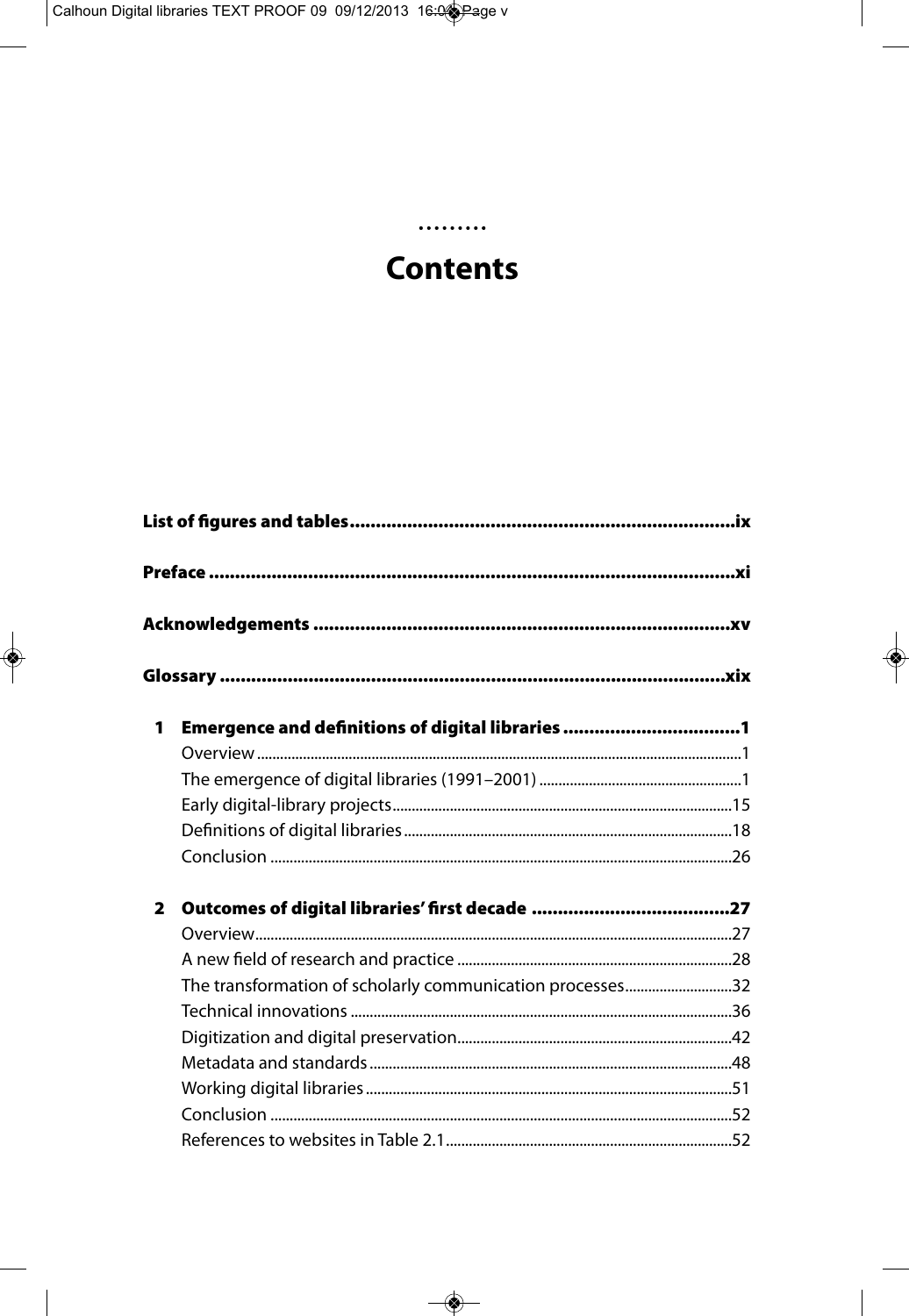# Contents

**List of figures and tables** ix

**Preface** xi

**Acknowledgements** xv

**Glossary** xix

**1 Emergence and definitions of digital libraries** 1

- Overview 1
- The emergence of digital libraries (1991–2001) 1
- Early digital-library projects 15
- Definitions of digital libraries 18
- Conclusion 26

**2 Outcomes of digital libraries' first decade** 27

- Overview 27
- A new field of research and practice 28
- The transformation of scholarly communication processes 32
- Technical innovations 36
- Digitization and digital preservation 42
- Metadata and standards 48
- Working digital libraries 51
- Conclusion 52
- References to websites in Table 2.1 52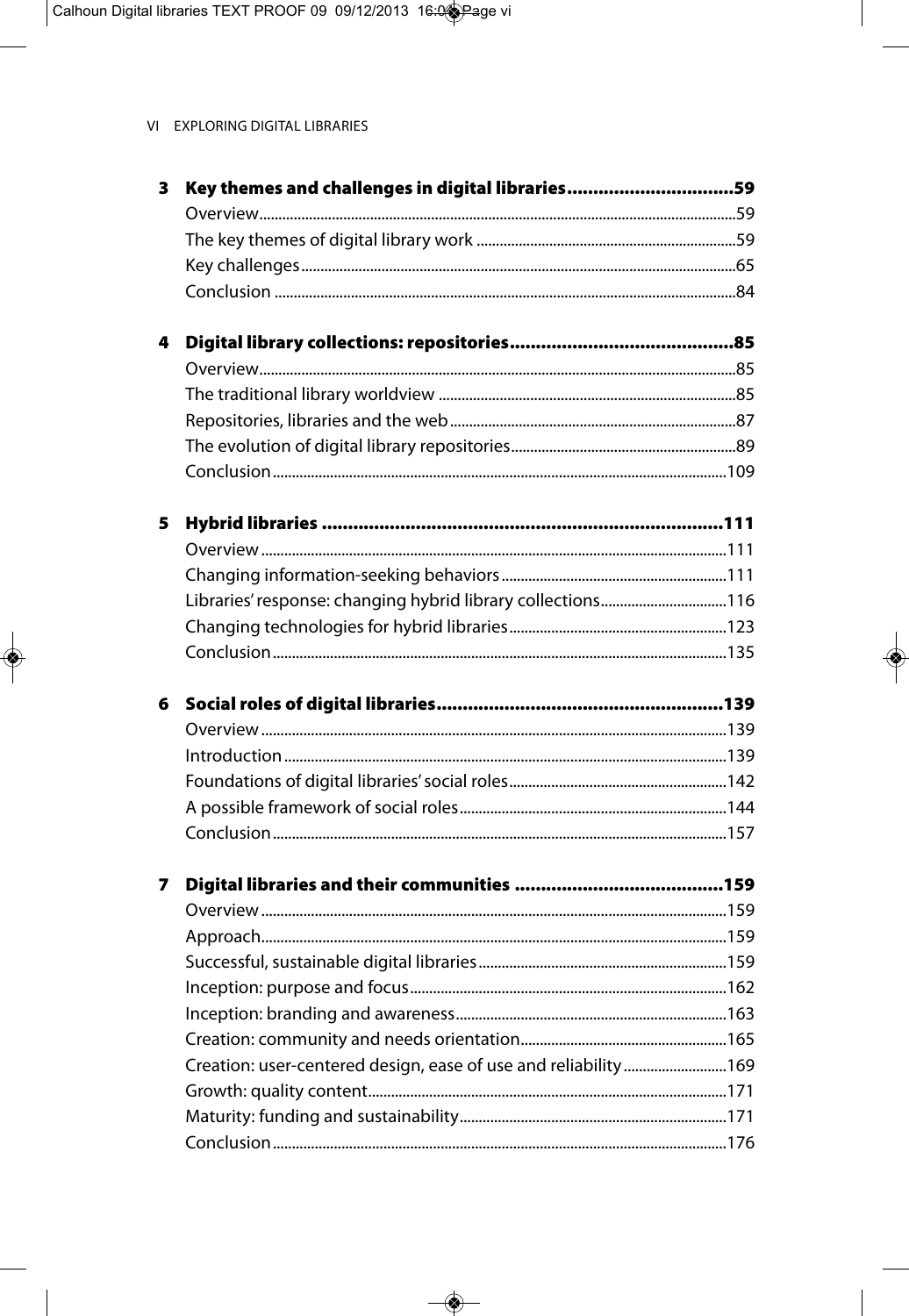**3 Key themes and challenges in digital libraries................................59**

Overview...........................................................................................................59
The key themes of digital library work ...................................................................59
Key challenges................................................................................................65
Conclusion .......................................................................................................84

**4 Digital library collections: repositories...........................................85**

Overview...........................................................................................................85
The traditional library worldview .............................................................................85
Repositories, libraries and the web..........................................................................87
The evolution of digital library repositories..........................................................89
Conclusion.....................................................................................................109

**5 Hybrid libraries ............................................................................111**

Overview........................................................................................................111
Changing information-seeking behaviors..........................................................111
Libraries' response: changing hybrid library collections.................................116
Changing technologies for hybrid libraries........................................................123
Conclusion.....................................................................................................135

**6 Social roles of digital libraries.......................................................139**

Overview........................................................................................................139
Introduction..................................................................................................139
Foundations of digital libraries' social roles........................................................142
A possible framework of social roles.....................................................................144
Conclusion.....................................................................................................157

**7 Digital libraries and their communities ........................................159**

Overview........................................................................................................159
Approach........................................................................................................159
Successful, sustainable digital libraries................................................................159
Inception: purpose and focus..................................................................................162
Inception: branding and awareness......................................................................163
Creation: community and needs orientation.....................................................165
Creation: user-centered design, ease of use and reliability...........................169
Growth: quality content............................................................................................171
Maturity: funding and sustainability.....................................................................171
Conclusion.....................................................................................................176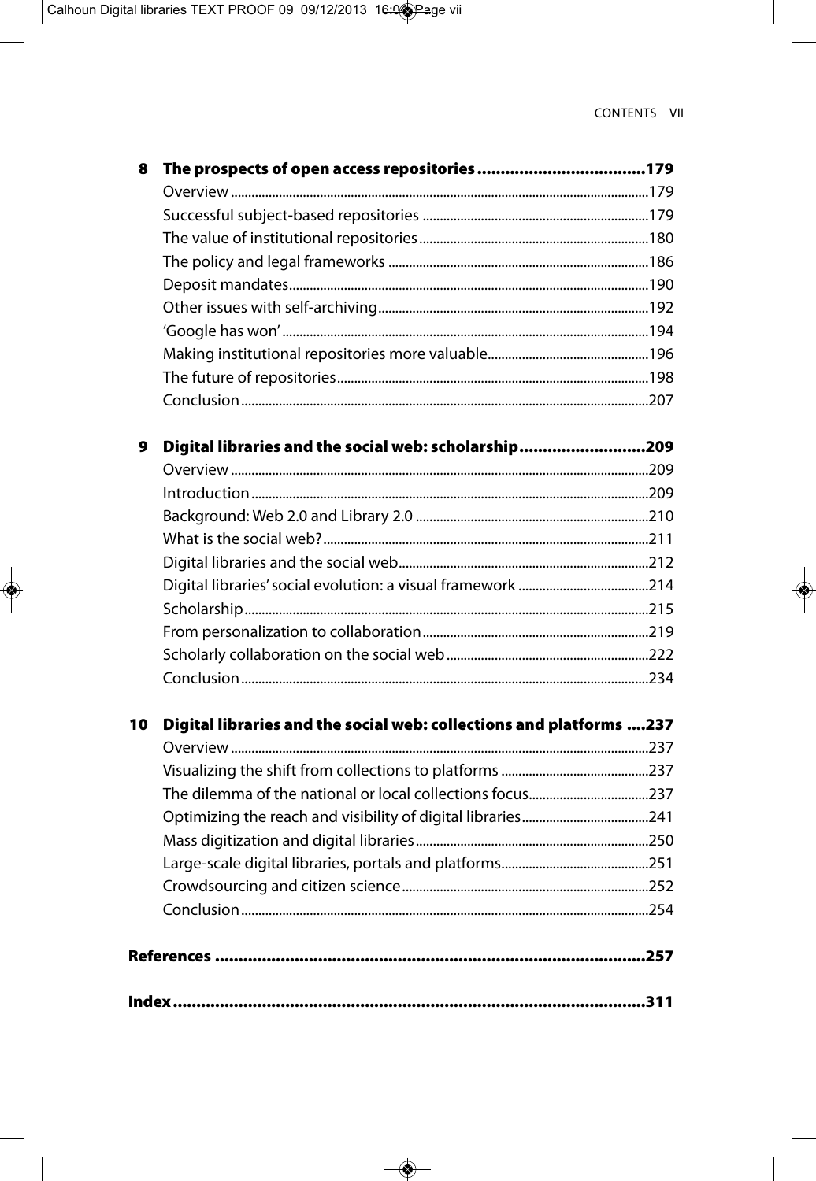**8 The prospects of open access repositories ....................................179**

Overview ....................................179
Successful subject-based repositories ....................................179
The value of institutional repositories ....................................180
The policy and legal frameworks ....................................186
Deposit mandates ....................................190
Other issues with self-archiving ....................................192
'Google has won' ....................................194
Making institutional repositories more valuable ....................................196
The future of repositories ....................................198
Conclusion ....................................207

**9 Digital libraries and the social web: scholarship ....................................209**

Overview ....................................209
Introduction ....................................209
Background: Web 2.0 and Library 2.0 ....................................210
What is the social web? ....................................211
Digital libraries and the social web ....................................212
Digital libraries' social evolution: a visual framework ....................................214
Scholarship ....................................215
From personalization to collaboration ....................................219
Scholarly collaboration on the social web ....................................222
Conclusion ....................................234

**10 Digital libraries and the social web: collections and platforms ....237**

Overview ....................................237
Visualizing the shift from collections to platforms ....................................237
The dilemma of the national or local collections focus ....................................237
Optimizing the reach and visibility of digital libraries ....................................241
Mass digitization and digital libraries ....................................250
Large-scale digital libraries, portals and platforms ....................................251
Crowdsourcing and citizen science ....................................252
Conclusion ....................................254

**References ....................................257**

**Index ....................................311**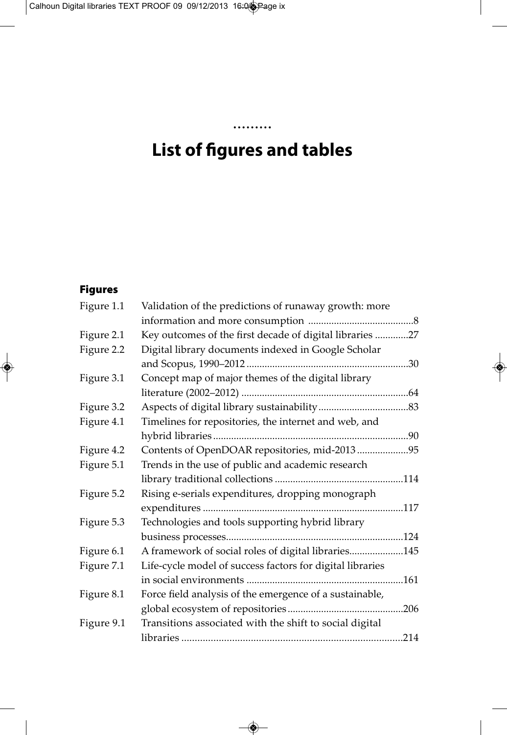# List of figures and tables

## Figures

| | | |
|---|---|---|
| Figure 1.1 | Validation of the predictions of runaway growth: more information and more consumption | 8 |
| Figure 2.1 | Key outcomes of the first decade of digital libraries | 27 |
| Figure 2.2 | Digital library documents indexed in Google Scholar and Scopus, 1990–2012 | 30 |
| Figure 3.1 | Concept map of major themes of the digital library literature (2002–2012) | 64 |
| Figure 3.2 | Aspects of digital library sustainability | 83 |
| Figure 4.1 | Timelines for repositories, the internet and web, and hybrid libraries | 90 |
| Figure 4.2 | Contents of OpenDOAR repositories, mid-2013 | 95 |
| Figure 5.1 | Trends in the use of public and academic research library traditional collections | 114 |
| Figure 5.2 | Rising e-serials expenditures, dropping monograph expenditures | 117 |
| Figure 5.3 | Technologies and tools supporting hybrid library business processes | 124 |
| Figure 6.1 | A framework of social roles of digital libraries | 145 |
| Figure 7.1 | Life-cycle model of success factors for digital libraries in social environments | 161 |
| Figure 8.1 | Force field analysis of the emergence of a sustainable, global ecosystem of repositories | 206 |
| Figure 9.1 | Transitions associated with the shift to social digital libraries | 214 |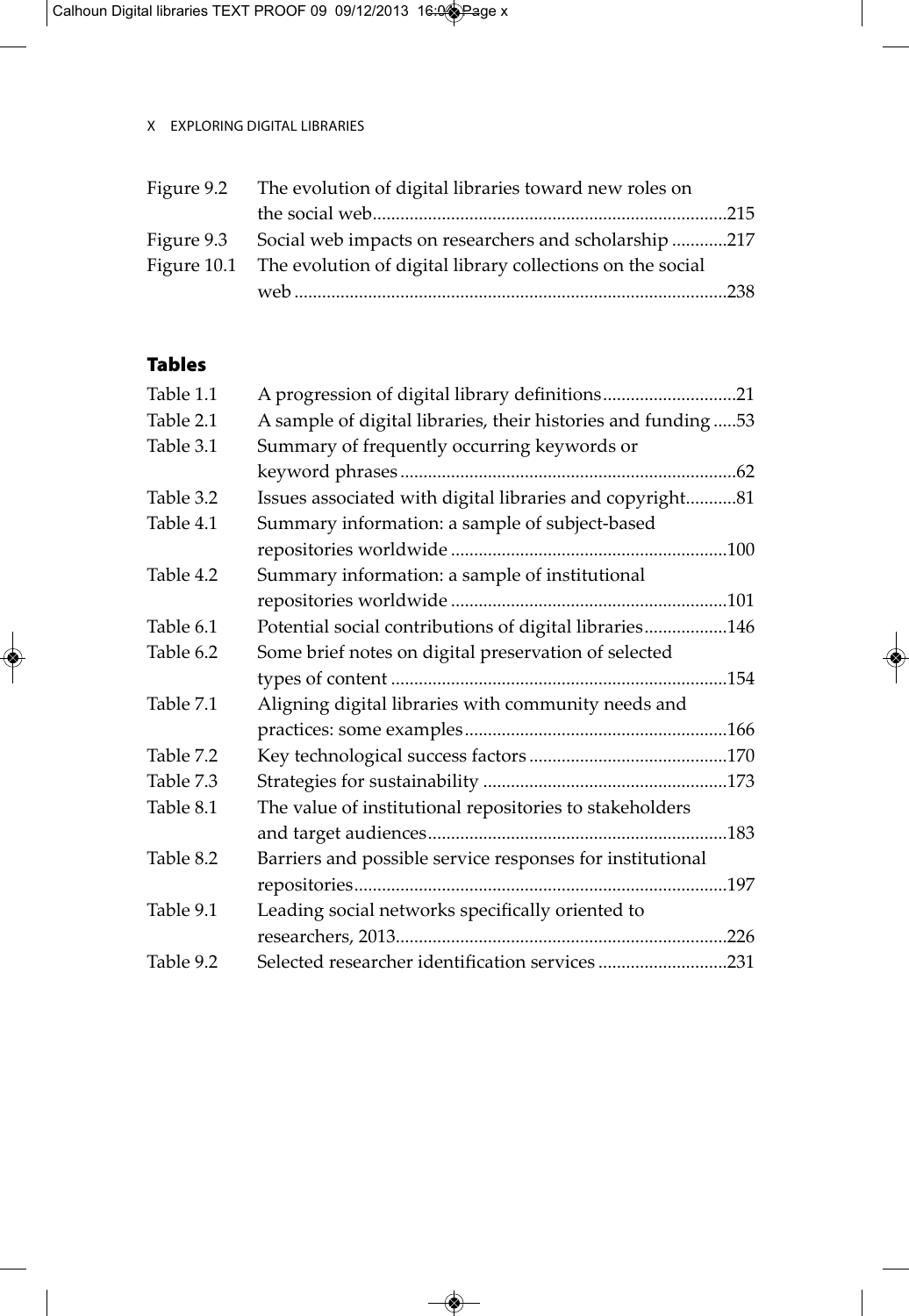Figure 9.2 The evolution of digital libraries toward new roles on the social web ........................................................................215
Figure 9.3 Social web impacts on researchers and scholarship ............217
Figure 10.1 The evolution of digital library collections on the social web ........................................................................................238

## Tables

Table 1.1 A progression of digital library definitions............................21
Table 2.1 A sample of digital libraries, their histories and funding .....53
Table 3.1 Summary of frequently occurring keywords or keyword phrases......................................................................62
Table 3.2 Issues associated with digital libraries and copyright...........81
Table 4.1 Summary information: a sample of subject-based repositories worldwide .........................................................100
Table 4.2 Summary information: a sample of institutional repositories worldwide .........................................................101
Table 6.1 Potential social contributions of digital libraries..................146
Table 6.2 Some brief notes on digital preservation of selected types of content ......................................................................154
Table 7.1 Aligning digital libraries with community needs and practices: some examples.......................................................166
Table 7.2 Key technological success factors ..........................................170
Table 7.3 Strategies for sustainability ....................................................173
Table 8.1 The value of institutional repositories to stakeholders and target audiences...............................................................183
Table 8.2 Barriers and possible service responses for institutional repositories...............................................................................197
Table 9.1 Leading social networks specifically oriented to researchers, 2013......................................................................226
Table 9.2 Selected researcher identification services ...........................231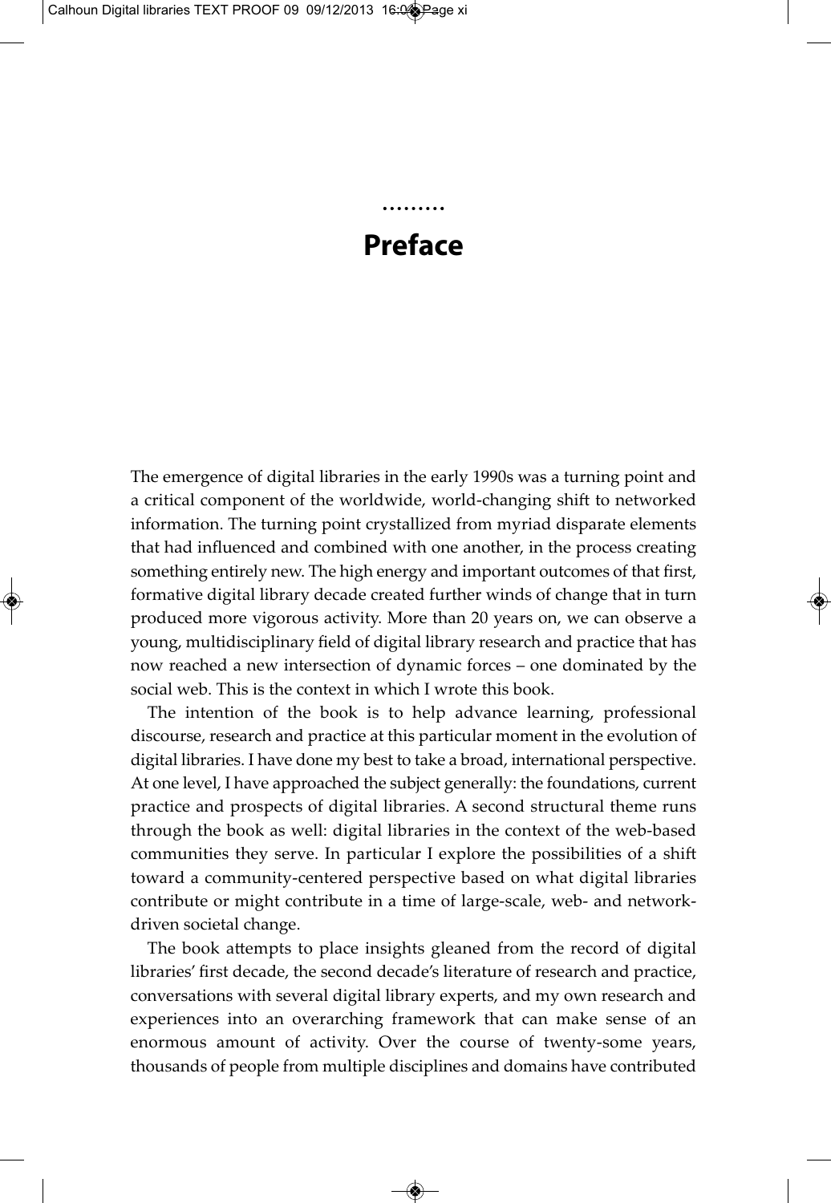# Preface

The emergence of digital libraries in the early 1990s was a turning point and a critical component of the worldwide, world-changing shift to networked information. The turning point crystallized from myriad disparate elements that had influenced and combined with one another, in the process creating something entirely new. The high energy and important outcomes of that first, formative digital library decade created further winds of change that in turn produced more vigorous activity. More than 20 years on, we can observe a young, multidisciplinary field of digital library research and practice that has now reached a new intersection of dynamic forces – one dominated by the social web. This is the context in which I wrote this book.

The intention of the book is to help advance learning, professional discourse, research and practice at this particular moment in the evolution of digital libraries. I have done my best to take a broad, international perspective. At one level, I have approached the subject generally: the foundations, current practice and prospects of digital libraries. A second structural theme runs through the book as well: digital libraries in the context of the web-based communities they serve. In particular I explore the possibilities of a shift toward a community-centered perspective based on what digital libraries contribute or might contribute in a time of large-scale, web- and network-driven societal change.

The book attempts to place insights gleaned from the record of digital libraries' first decade, the second decade's literature of research and practice, conversations with several digital library experts, and my own research and experiences into an overarching framework that can make sense of an enormous amount of activity. Over the course of twenty-some years, thousands of people from multiple disciplines and domains have contributed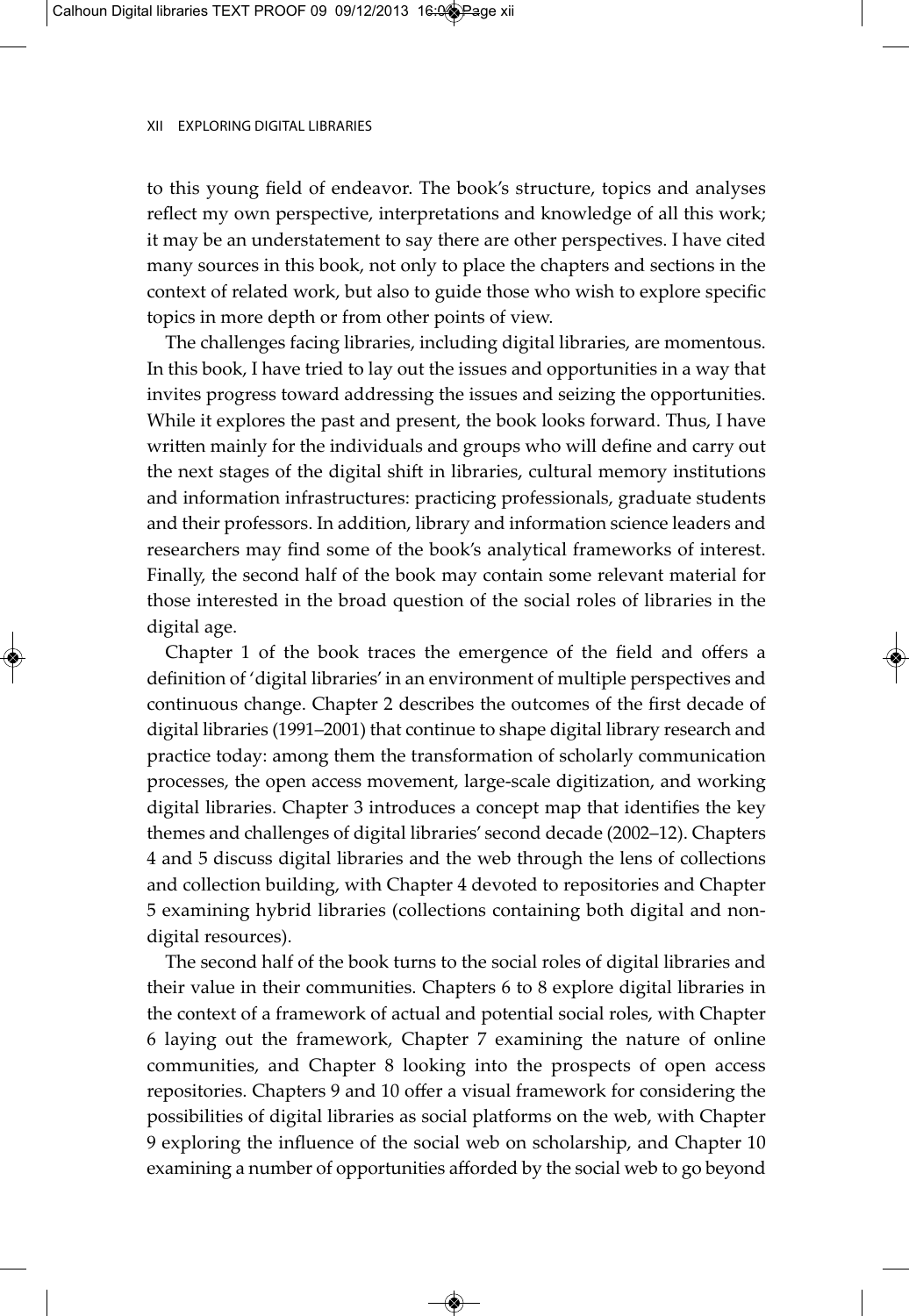to this young field of endeavor. The book's structure, topics and analyses reflect my own perspective, interpretations and knowledge of all this work; it may be an understatement to say there are other perspectives. I have cited many sources in this book, not only to place the chapters and sections in the context of related work, but also to guide those who wish to explore specific topics in more depth or from other points of view.

The challenges facing libraries, including digital libraries, are momentous. In this book, I have tried to lay out the issues and opportunities in a way that invites progress toward addressing the issues and seizing the opportunities. While it explores the past and present, the book looks forward. Thus, I have written mainly for the individuals and groups who will define and carry out the next stages of the digital shift in libraries, cultural memory institutions and information infrastructures: practicing professionals, graduate students and their professors. In addition, library and information science leaders and researchers may find some of the book's analytical frameworks of interest. Finally, the second half of the book may contain some relevant material for those interested in the broad question of the social roles of libraries in the digital age.

Chapter 1 of the book traces the emergence of the field and offers a definition of 'digital libraries' in an environment of multiple perspectives and continuous change. Chapter 2 describes the outcomes of the first decade of digital libraries (1991–2001) that continue to shape digital library research and practice today: among them the transformation of scholarly communication processes, the open access movement, large-scale digitization, and working digital libraries. Chapter 3 introduces a concept map that identifies the key themes and challenges of digital libraries' second decade (2002–12). Chapters 4 and 5 discuss digital libraries and the web through the lens of collections and collection building, with Chapter 4 devoted to repositories and Chapter 5 examining hybrid libraries (collections containing both digital and non-digital resources).

The second half of the book turns to the social roles of digital libraries and their value in their communities. Chapters 6 to 8 explore digital libraries in the context of a framework of actual and potential social roles, with Chapter 6 laying out the framework, Chapter 7 examining the nature of online communities, and Chapter 8 looking into the prospects of open access repositories. Chapters 9 and 10 offer a visual framework for considering the possibilities of digital libraries as social platforms on the web, with Chapter 9 exploring the influence of the social web on scholarship, and Chapter 10 examining a number of opportunities afforded by the social web to go beyond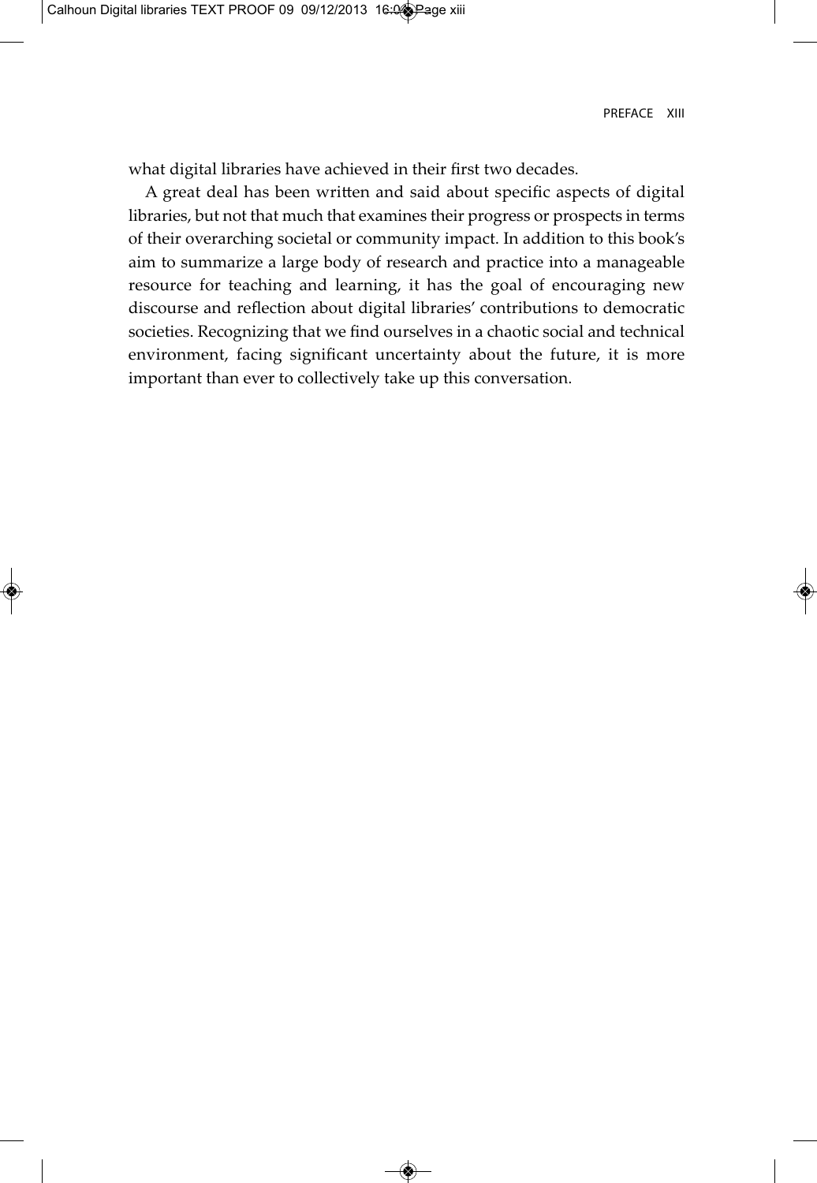what digital libraries have achieved in their first two decades.

A great deal has been written and said about specific aspects of digital libraries, but not that much that examines their progress or prospects in terms of their overarching societal or community impact. In addition to this book's aim to summarize a large body of research and practice into a manageable resource for teaching and learning, it has the goal of encouraging new discourse and reflection about digital libraries' contributions to democratic societies. Recognizing that we find ourselves in a chaotic social and technical environment, facing significant uncertainty about the future, it is more important than ever to collectively take up this conversation.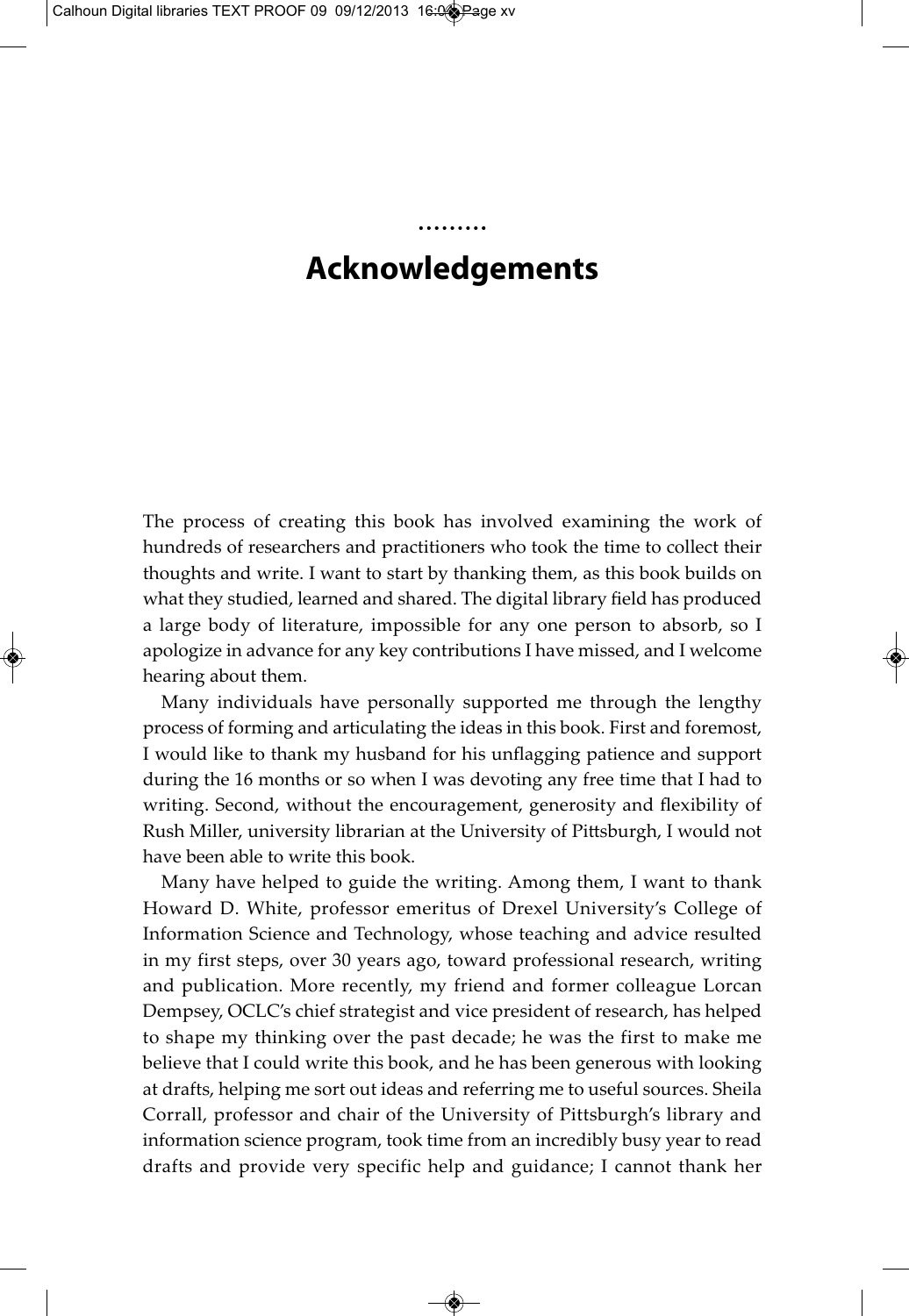# Acknowledgements

The process of creating this book has involved examining the work of hundreds of researchers and practitioners who took the time to collect their thoughts and write. I want to start by thanking them, as this book builds on what they studied, learned and shared. The digital library field has produced a large body of literature, impossible for any one person to absorb, so I apologize in advance for any key contributions I have missed, and I welcome hearing about them.

Many individuals have personally supported me through the lengthy process of forming and articulating the ideas in this book. First and foremost, I would like to thank my husband for his unflagging patience and support during the 16 months or so when I was devoting any free time that I had to writing. Second, without the encouragement, generosity and flexibility of Rush Miller, university librarian at the University of Pittsburgh, I would not have been able to write this book.

Many have helped to guide the writing. Among them, I want to thank Howard D. White, professor emeritus of Drexel University's College of Information Science and Technology, whose teaching and advice resulted in my first steps, over 30 years ago, toward professional research, writing and publication. More recently, my friend and former colleague Lorcan Dempsey, OCLC's chief strategist and vice president of research, has helped to shape my thinking over the past decade; he was the first to make me believe that I could write this book, and he has been generous with looking at drafts, helping me sort out ideas and referring me to useful sources. Sheila Corrall, professor and chair of the University of Pittsburgh's library and information science program, took time from an incredibly busy year to read drafts and provide very specific help and guidance; I cannot thank her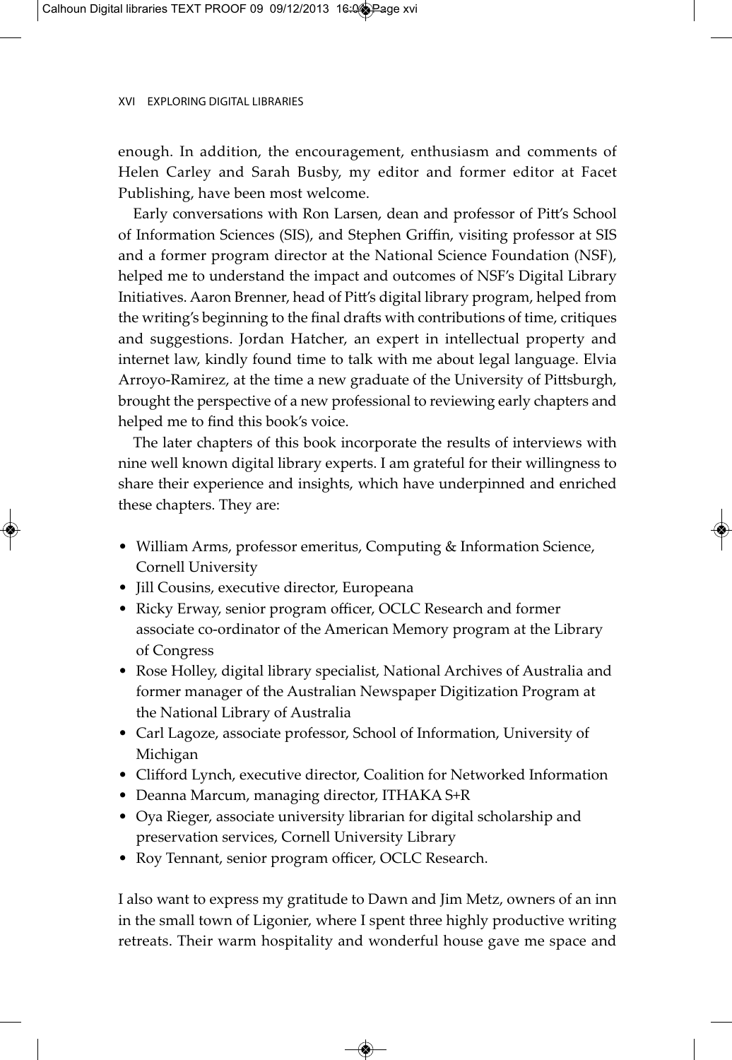enough. In addition, the encouragement, enthusiasm and comments of Helen Carley and Sarah Busby, my editor and former editor at Facet Publishing, have been most welcome.

Early conversations with Ron Larsen, dean and professor of Pitt's School of Information Sciences (SIS), and Stephen Griffin, visiting professor at SIS and a former program director at the National Science Foundation (NSF), helped me to understand the impact and outcomes of NSF's Digital Library Initiatives. Aaron Brenner, head of Pitt's digital library program, helped from the writing's beginning to the final drafts with contributions of time, critiques and suggestions. Jordan Hatcher, an expert in intellectual property and internet law, kindly found time to talk with me about legal language. Elvia Arroyo-Ramirez, at the time a new graduate of the University of Pittsburgh, brought the perspective of a new professional to reviewing early chapters and helped me to find this book's voice.

The later chapters of this book incorporate the results of interviews with nine well known digital library experts. I am grateful for their willingness to share their experience and insights, which have underpinned and enriched these chapters. They are:

- William Arms, professor emeritus, Computing & Information Science, Cornell University
- Jill Cousins, executive director, Europeana
- Ricky Erway, senior program officer, OCLC Research and former associate co-ordinator of the American Memory program at the Library of Congress
- Rose Holley, digital library specialist, National Archives of Australia and former manager of the Australian Newspaper Digitization Program at the National Library of Australia
- Carl Lagoze, associate professor, School of Information, University of Michigan
- Clifford Lynch, executive director, Coalition for Networked Information
- Deanna Marcum, managing director, ITHAKA S+R
- Oya Rieger, associate university librarian for digital scholarship and preservation services, Cornell University Library
- Roy Tennant, senior program officer, OCLC Research.

I also want to express my gratitude to Dawn and Jim Metz, owners of an inn in the small town of Ligonier, where I spent three highly productive writing retreats. Their warm hospitality and wonderful house gave me space and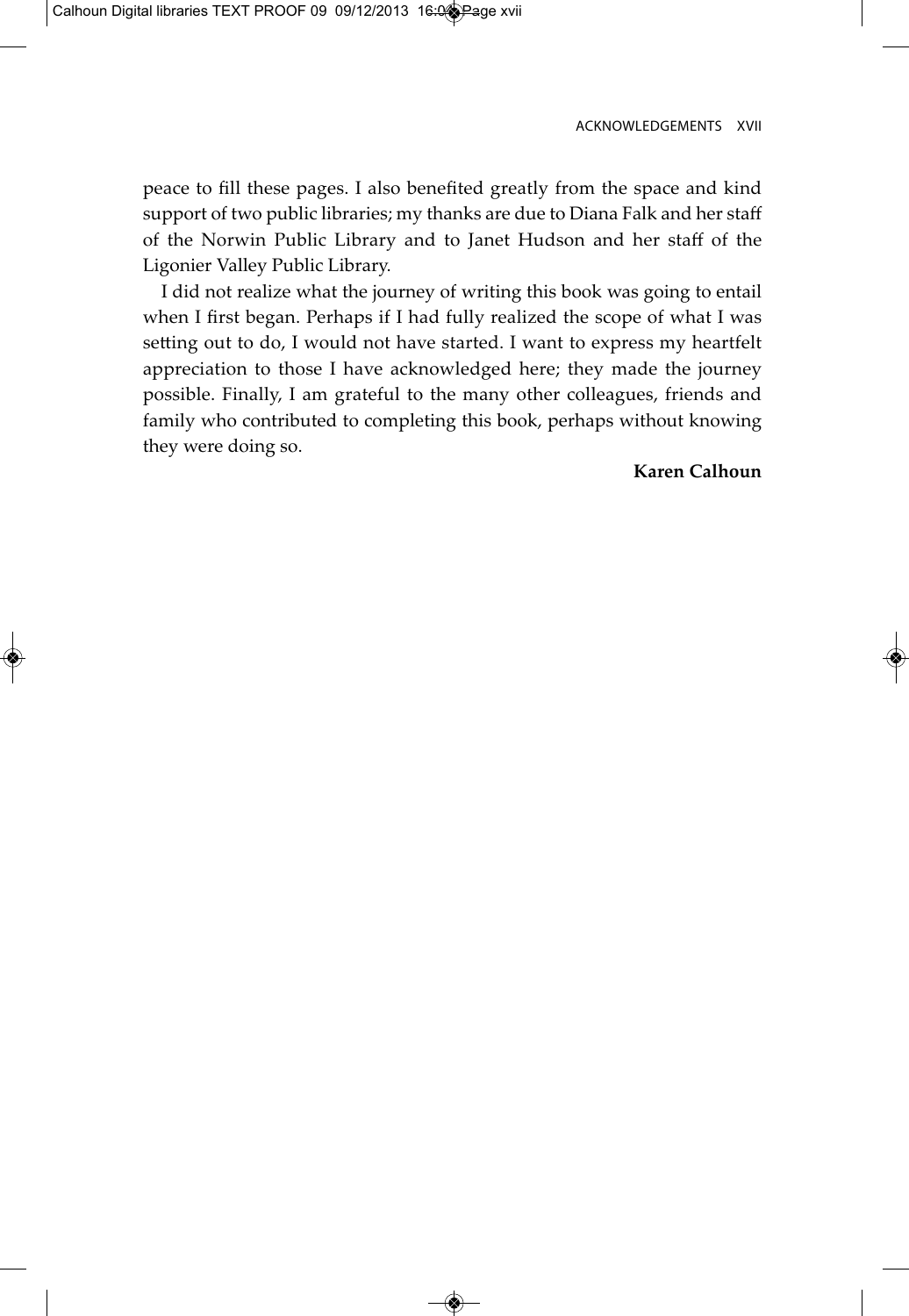peace to fill these pages. I also benefited greatly from the space and kind support of two public libraries; my thanks are due to Diana Falk and her staff of the Norwin Public Library and to Janet Hudson and her staff of the Ligonier Valley Public Library.

I did not realize what the journey of writing this book was going to entail when I first began. Perhaps if I had fully realized the scope of what I was setting out to do, I would not have started. I want to express my heartfelt appreciation to those I have acknowledged here; they made the journey possible. Finally, I am grateful to the many other colleagues, friends and family who contributed to completing this book, perhaps without knowing they were doing so.

**Karen Calhoun**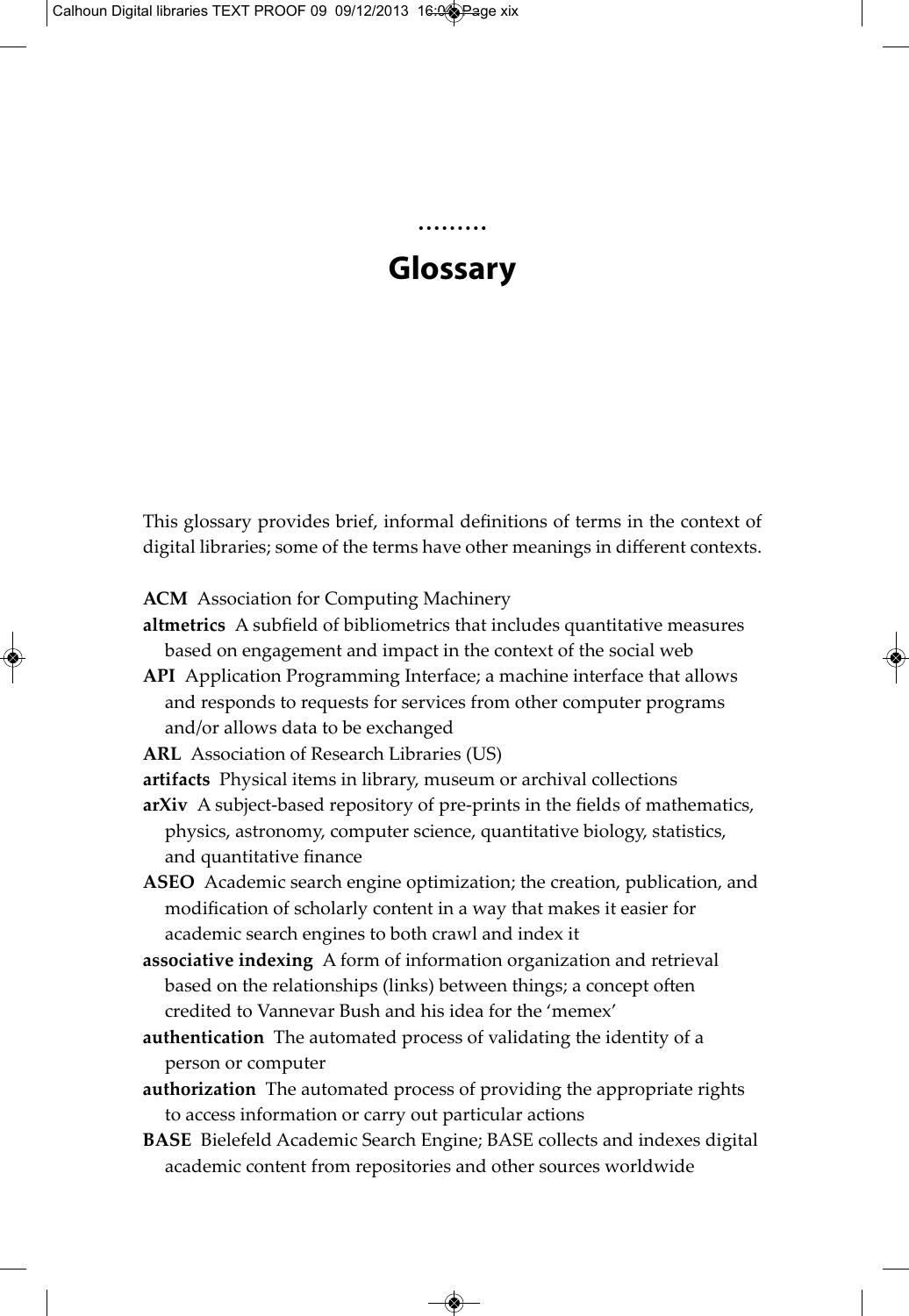# Glossary

This glossary provides brief, informal definitions of terms in the context of digital libraries; some of the terms have other meanings in different contexts.

**ACM** Association for Computing Machinery

**altmetrics** A subfield of bibliometrics that includes quantitative measures based on engagement and impact in the context of the social web

**API** Application Programming Interface; a machine interface that allows and responds to requests for services from other computer programs and/or allows data to be exchanged

**ARL** Association of Research Libraries (US)

**artifacts** Physical items in library, museum or archival collections

**arXiv** A subject-based repository of pre-prints in the fields of mathematics, physics, astronomy, computer science, quantitative biology, statistics, and quantitative finance

**ASEO** Academic search engine optimization; the creation, publication, and modification of scholarly content in a way that makes it easier for academic search engines to both crawl and index it

**associative indexing** A form of information organization and retrieval based on the relationships (links) between things; a concept often credited to Vannevar Bush and his idea for the 'memex'

**authentication** The automated process of validating the identity of a person or computer

**authorization** The automated process of providing the appropriate rights to access information or carry out particular actions

**BASE** Bielefeld Academic Search Engine; BASE collects and indexes digital academic content from repositories and other sources worldwide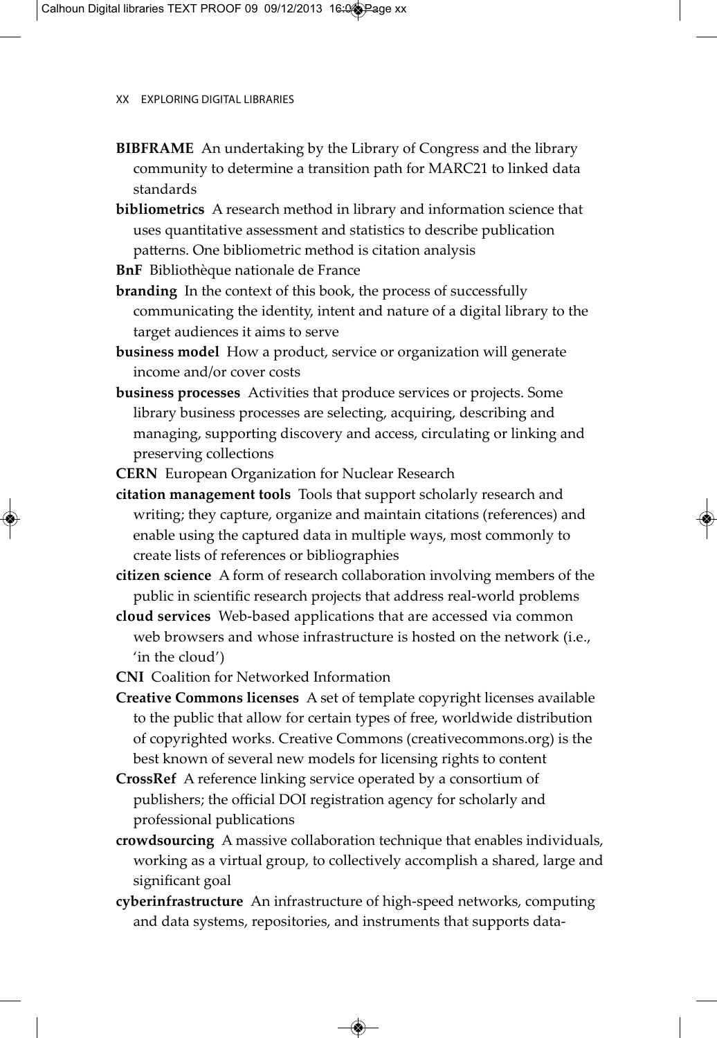**BIBFRAME** An undertaking by the Library of Congress and the library community to determine a transition path for MARC21 to linked data standards

**bibliometrics** A research method in library and information science that uses quantitative assessment and statistics to describe publication patterns. One bibliometric method is citation analysis

**BnF** Bibliothèque nationale de France

**branding** In the context of this book, the process of successfully communicating the identity, intent and nature of a digital library to the target audiences it aims to serve

**business model** How a product, service or organization will generate income and/or cover costs

**business processes** Activities that produce services or projects. Some library business processes are selecting, acquiring, describing and managing, supporting discovery and access, circulating or linking and preserving collections

**CERN** European Organization for Nuclear Research

**citation management tools** Tools that support scholarly research and writing; they capture, organize and maintain citations (references) and enable using the captured data in multiple ways, most commonly to create lists of references or bibliographies

**citizen science** A form of research collaboration involving members of the public in scientific research projects that address real-world problems

**cloud services** Web-based applications that are accessed via common web browsers and whose infrastructure is hosted on the network (i.e., 'in the cloud')

**CNI** Coalition for Networked Information

**Creative Commons licenses** A set of template copyright licenses available to the public that allow for certain types of free, worldwide distribution of copyrighted works. Creative Commons (creativecommons.org) is the best known of several new models for licensing rights to content

**CrossRef** A reference linking service operated by a consortium of publishers; the official DOI registration agency for scholarly and professional publications

**crowdsourcing** A massive collaboration technique that enables individuals, working as a virtual group, to collectively accomplish a shared, large and significant goal

**cyberinfrastructure** An infrastructure of high-speed networks, computing and data systems, repositories, and instruments that supports data-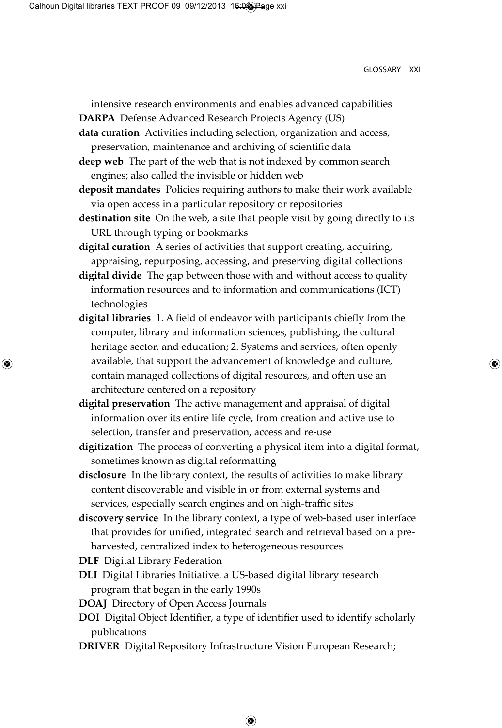intensive research environments and enables advanced capabilities

**DARPA** Defense Advanced Research Projects Agency (US)

**data curation** Activities including selection, organization and access, preservation, maintenance and archiving of scientific data

**deep web** The part of the web that is not indexed by common search engines; also called the invisible or hidden web

**deposit mandates** Policies requiring authors to make their work available via open access in a particular repository or repositories

**destination site** On the web, a site that people visit by going directly to its URL through typing or bookmarks

**digital curation** A series of activities that support creating, acquiring, appraising, repurposing, accessing, and preserving digital collections

**digital divide** The gap between those with and without access to quality information resources and to information and communications (ICT) technologies

**digital libraries** 1. A field of endeavor with participants chiefly from the computer, library and information sciences, publishing, the cultural heritage sector, and education; 2. Systems and services, often openly available, that support the advancement of knowledge and culture, contain managed collections of digital resources, and often use an architecture centered on a repository

**digital preservation** The active management and appraisal of digital information over its entire life cycle, from creation and active use to selection, transfer and preservation, access and re-use

**digitization** The process of converting a physical item into a digital format, sometimes known as digital reformatting

**disclosure** In the library context, the results of activities to make library content discoverable and visible in or from external systems and services, especially search engines and on high-traffic sites

**discovery service** In the library context, a type of web-based user interface that provides for unified, integrated search and retrieval based on a pre-harvested, centralized index to heterogeneous resources

**DLF** Digital Library Federation

**DLI** Digital Libraries Initiative, a US-based digital library research program that began in the early 1990s

**DOAJ** Directory of Open Access Journals

**DOI** Digital Object Identifier, a type of identifier used to identify scholarly publications

**DRIVER** Digital Repository Infrastructure Vision European Research;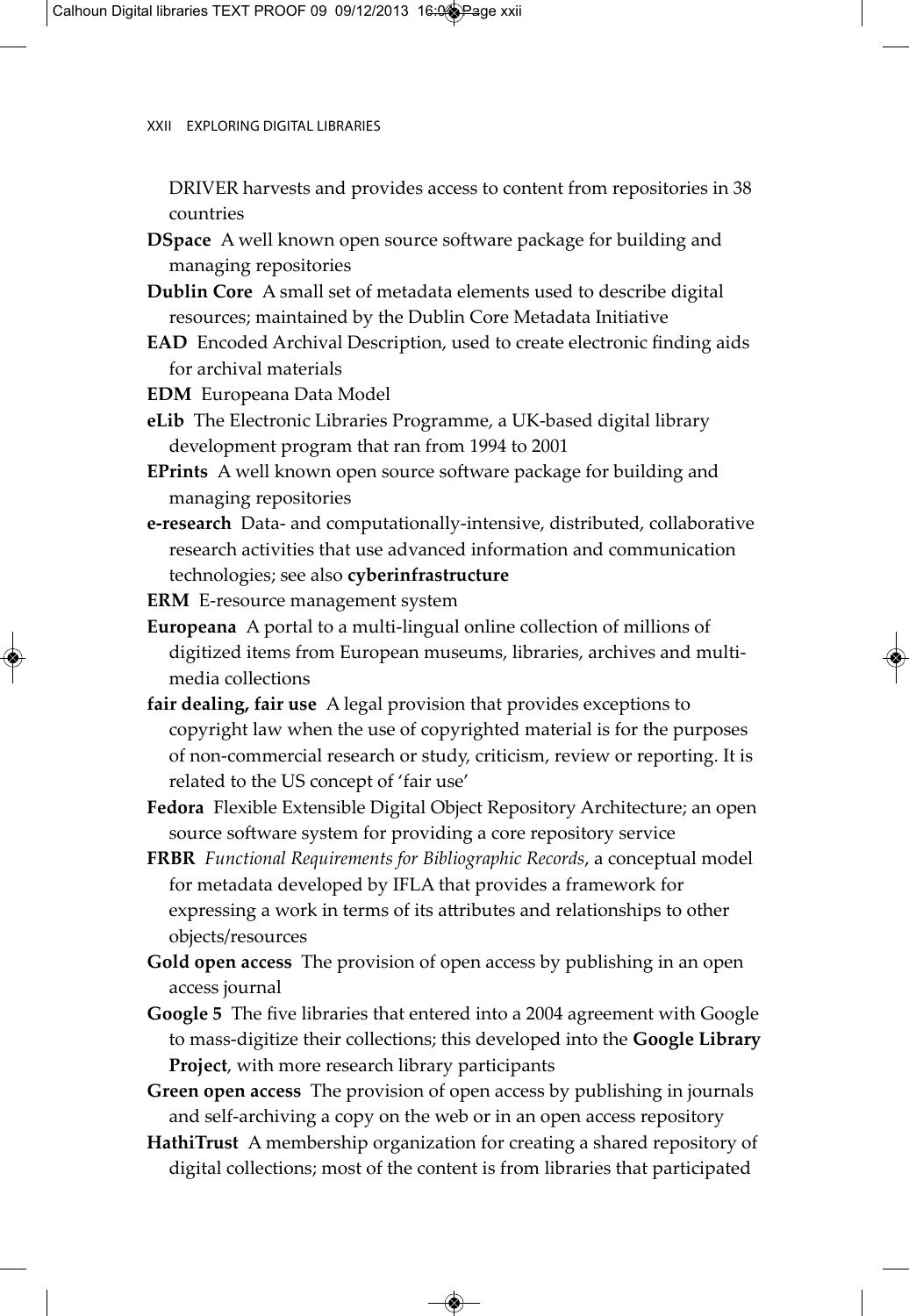DRIVER harvests and provides access to content from repositories in 38 countries

**DSpace** A well known open source software package for building and managing repositories

**Dublin Core** A small set of metadata elements used to describe digital resources; maintained by the Dublin Core Metadata Initiative

**EAD** Encoded Archival Description, used to create electronic finding aids for archival materials

**EDM** Europeana Data Model

**eLib** The Electronic Libraries Programme, a UK-based digital library development program that ran from 1994 to 2001

**EPrints** A well known open source software package for building and managing repositories

**e-research** Data- and computationally-intensive, distributed, collaborative research activities that use advanced information and communication technologies; see also **cyberinfrastructure**

**ERM** E-resource management system

**Europeana** A portal to a multi-lingual online collection of millions of digitized items from European museums, libraries, archives and multi-media collections

**fair dealing, fair use** A legal provision that provides exceptions to copyright law when the use of copyrighted material is for the purposes of non-commercial research or study, criticism, review or reporting. It is related to the US concept of 'fair use'

**Fedora** Flexible Extensible Digital Object Repository Architecture; an open source software system for providing a core repository service

**FRBR** *Functional Requirements for Bibliographic Records*, a conceptual model for metadata developed by IFLA that provides a framework for expressing a work in terms of its attributes and relationships to other objects/resources

**Gold open access** The provision of open access by publishing in an open access journal

**Google 5** The five libraries that entered into a 2004 agreement with Google to mass-digitize their collections; this developed into the **Google Library Project**, with more research library participants

**Green open access** The provision of open access by publishing in journals and self-archiving a copy on the web or in an open access repository

**HathiTrust** A membership organization for creating a shared repository of digital collections; most of the content is from libraries that participated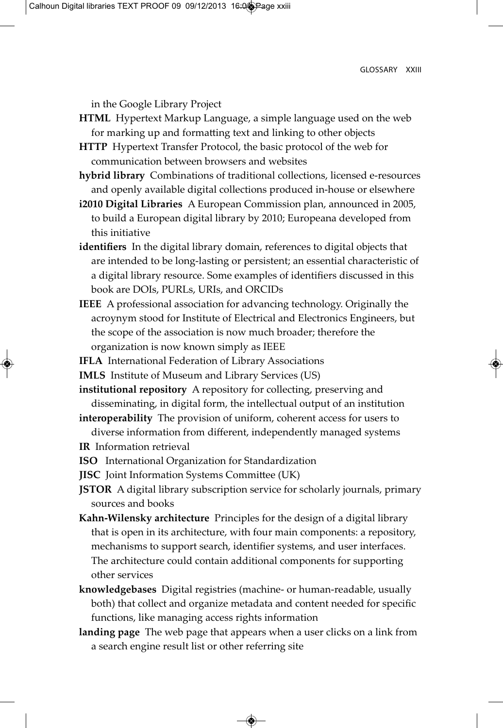in the Google Library Project

**HTML** Hypertext Markup Language, a simple language used on the web for marking up and formatting text and linking to other objects

**HTTP** Hypertext Transfer Protocol, the basic protocol of the web for communication between browsers and websites

**hybrid library** Combinations of traditional collections, licensed e-resources and openly available digital collections produced in-house or elsewhere

**i2010 Digital Libraries** A European Commission plan, announced in 2005, to build a European digital library by 2010; Europeana developed from this initiative

**identifiers** In the digital library domain, references to digital objects that are intended to be long-lasting or persistent; an essential characteristic of a digital library resource. Some examples of identifiers discussed in this book are DOIs, PURLs, URIs, and ORCIDs

**IEEE** A professional association for advancing technology. Originally the acroynym stood for Institute of Electrical and Electronics Engineers, but the scope of the association is now much broader; therefore the organization is now known simply as IEEE

**IFLA** International Federation of Library Associations

**IMLS** Institute of Museum and Library Services (US)

**institutional repository** A repository for collecting, preserving and disseminating, in digital form, the intellectual output of an institution

**interoperability** The provision of uniform, coherent access for users to diverse information from different, independently managed systems

**IR** Information retrieval

**ISO** International Organization for Standardization

**JISC** Joint Information Systems Committee (UK)

**JSTOR** A digital library subscription service for scholarly journals, primary sources and books

**Kahn-Wilensky architecture** Principles for the design of a digital library that is open in its architecture, with four main components: a repository, mechanisms to support search, identifier systems, and user interfaces. The architecture could contain additional components for supporting other services

**knowledgebases** Digital registries (machine- or human-readable, usually both) that collect and organize metadata and content needed for specific functions, like managing access rights information

**landing page** The web page that appears when a user clicks on a link from a search engine result list or other referring site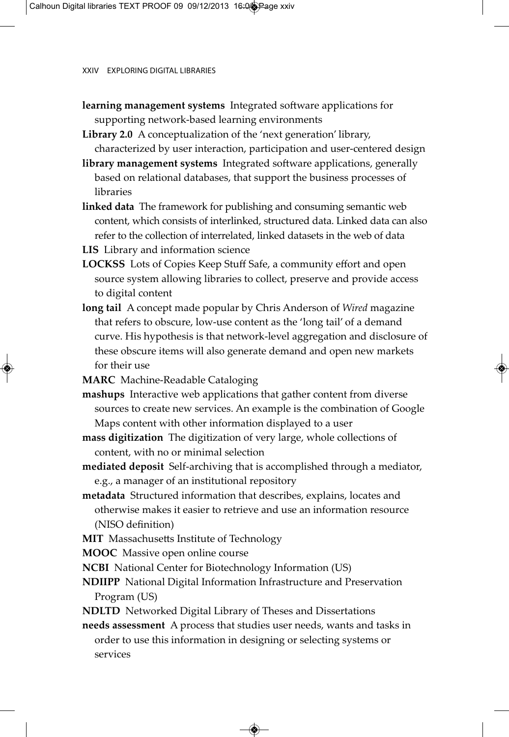**learning management systems** Integrated software applications for supporting network-based learning environments

**Library 2.0** A conceptualization of the 'next generation' library, characterized by user interaction, participation and user-centered design

**library management systems** Integrated software applications, generally based on relational databases, that support the business processes of libraries

**linked data** The framework for publishing and consuming semantic web content, which consists of interlinked, structured data. Linked data can also refer to the collection of interrelated, linked datasets in the web of data

**LIS** Library and information science

**LOCKSS** Lots of Copies Keep Stuff Safe, a community effort and open source system allowing libraries to collect, preserve and provide access to digital content

**long tail** A concept made popular by Chris Anderson of *Wired* magazine that refers to obscure, low-use content as the 'long tail' of a demand curve. His hypothesis is that network-level aggregation and disclosure of these obscure items will also generate demand and open new markets for their use

**MARC** Machine-Readable Cataloging

**mashups** Interactive web applications that gather content from diverse sources to create new services. An example is the combination of Google Maps content with other information displayed to a user

**mass digitization** The digitization of very large, whole collections of content, with no or minimal selection

**mediated deposit** Self-archiving that is accomplished through a mediator, e.g., a manager of an institutional repository

**metadata** Structured information that describes, explains, locates and otherwise makes it easier to retrieve and use an information resource (NISO definition)

**MIT** Massachusetts Institute of Technology

**MOOC** Massive open online course

**NCBI** National Center for Biotechnology Information (US)

**NDIIPP** National Digital Information Infrastructure and Preservation Program (US)

**NDLTD** Networked Digital Library of Theses and Dissertations

**needs assessment** A process that studies user needs, wants and tasks in order to use this information in designing or selecting systems or services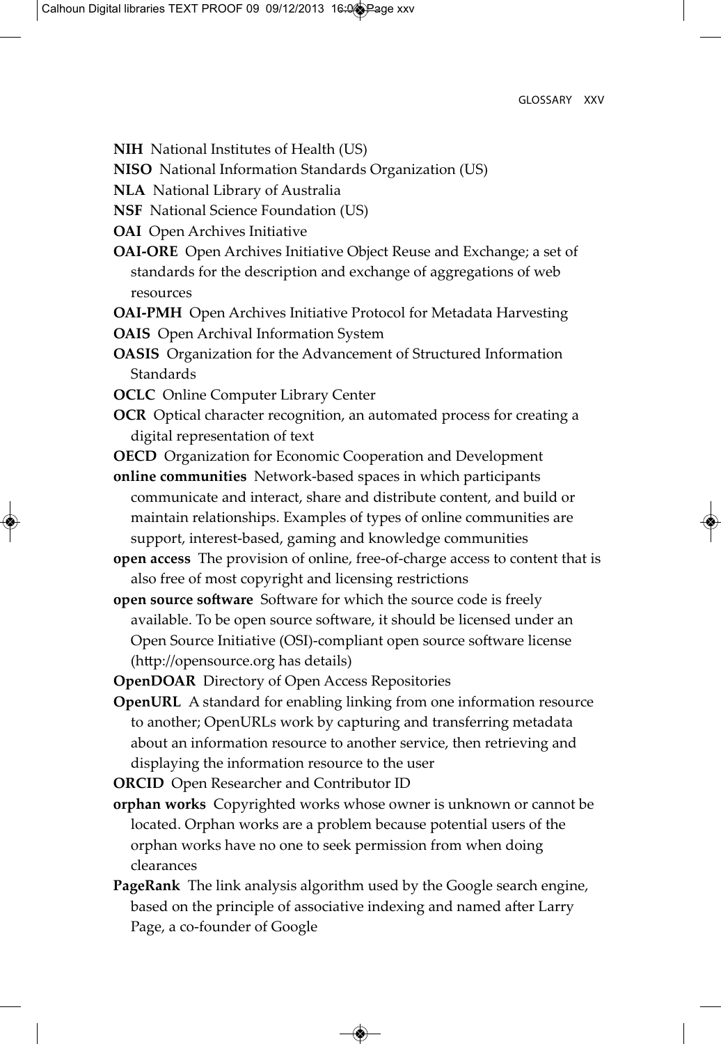**NIH** National Institutes of Health (US)

**NISO** National Information Standards Organization (US)

**NLA** National Library of Australia

**NSF** National Science Foundation (US)

**OAI** Open Archives Initiative

**OAI-ORE** Open Archives Initiative Object Reuse and Exchange; a set of standards for the description and exchange of aggregations of web resources

**OAI-PMH** Open Archives Initiative Protocol for Metadata Harvesting

**OAIS** Open Archival Information System

**OASIS** Organization for the Advancement of Structured Information Standards

**OCLC** Online Computer Library Center

**OCR** Optical character recognition, an automated process for creating a digital representation of text

**OECD** Organization for Economic Cooperation and Development

**online communities** Network-based spaces in which participants communicate and interact, share and distribute content, and build or maintain relationships. Examples of types of online communities are support, interest-based, gaming and knowledge communities

**open access** The provision of online, free-of-charge access to content that is also free of most copyright and licensing restrictions

**open source software** Software for which the source code is freely available. To be open source software, it should be licensed under an Open Source Initiative (OSI)-compliant open source software license (http://opensource.org has details)

**OpenDOAR** Directory of Open Access Repositories

**OpenURL** A standard for enabling linking from one information resource to another; OpenURLs work by capturing and transferring metadata about an information resource to another service, then retrieving and displaying the information resource to the user

**ORCID** Open Researcher and Contributor ID

**orphan works** Copyrighted works whose owner is unknown or cannot be located. Orphan works are a problem because potential users of the orphan works have no one to seek permission from when doing clearances

**PageRank** The link analysis algorithm used by the Google search engine, based on the principle of associative indexing and named after Larry Page, a co-founder of Google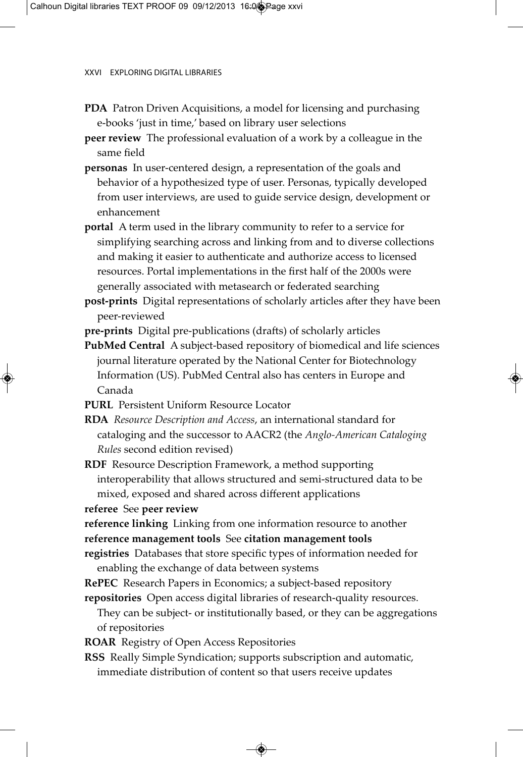**PDA** Patron Driven Acquisitions, a model for licensing and purchasing e-books 'just in time,' based on library user selections

**peer review** The professional evaluation of a work by a colleague in the same field

**personas** In user-centered design, a representation of the goals and behavior of a hypothesized type of user. Personas, typically developed from user interviews, are used to guide service design, development or enhancement

**portal** A term used in the library community to refer to a service for simplifying searching across and linking from and to diverse collections and making it easier to authenticate and authorize access to licensed resources. Portal implementations in the first half of the 2000s were generally associated with metasearch or federated searching

**post-prints** Digital representations of scholarly articles after they have been peer-reviewed

**pre-prints** Digital pre-publications (drafts) of scholarly articles

**PubMed Central** A subject-based repository of biomedical and life sciences journal literature operated by the National Center for Biotechnology Information (US). PubMed Central also has centers in Europe and Canada

**PURL** Persistent Uniform Resource Locator

**RDA** *Resource Description and Access*, an international standard for cataloging and the successor to AACR2 (the *Anglo-American Cataloging Rules* second edition revised)

**RDF** Resource Description Framework, a method supporting interoperability that allows structured and semi-structured data to be mixed, exposed and shared across different applications

**referee** See **peer review**

**reference linking** Linking from one information resource to another

**reference management tools** See **citation management tools**

**registries** Databases that store specific types of information needed for enabling the exchange of data between systems

**RePEC** Research Papers in Economics; a subject-based repository

**repositories** Open access digital libraries of research-quality resources. They can be subject- or institutionally based, or they can be aggregations of repositories

**ROAR** Registry of Open Access Repositories

**RSS** Really Simple Syndication; supports subscription and automatic, immediate distribution of content so that users receive updates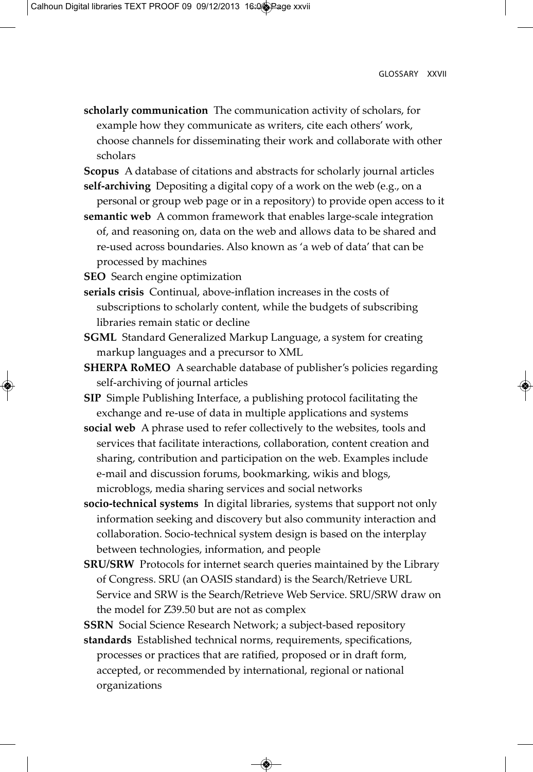**scholarly communication** The communication activity of scholars, for example how they communicate as writers, cite each others' work, choose channels for disseminating their work and collaborate with other scholars

**Scopus** A database of citations and abstracts for scholarly journal articles

**self-archiving** Depositing a digital copy of a work on the web (e.g., on a personal or group web page or in a repository) to provide open access to it

**semantic web** A common framework that enables large-scale integration of, and reasoning on, data on the web and allows data to be shared and re-used across boundaries. Also known as 'a web of data' that can be processed by machines

**SEO** Search engine optimization

**serials crisis** Continual, above-inflation increases in the costs of subscriptions to scholarly content, while the budgets of subscribing libraries remain static or decline

**SGML** Standard Generalized Markup Language, a system for creating markup languages and a precursor to XML

**SHERPA RoMEO** A searchable database of publisher's policies regarding self-archiving of journal articles

**SIP** Simple Publishing Interface, a publishing protocol facilitating the exchange and re-use of data in multiple applications and systems

**social web** A phrase used to refer collectively to the websites, tools and services that facilitate interactions, collaboration, content creation and sharing, contribution and participation on the web. Examples include e-mail and discussion forums, bookmarking, wikis and blogs, microblogs, media sharing services and social networks

**socio-technical systems** In digital libraries, systems that support not only information seeking and discovery but also community interaction and collaboration. Socio-technical system design is based on the interplay between technologies, information, and people

**SRU/SRW** Protocols for internet search queries maintained by the Library of Congress. SRU (an OASIS standard) is the Search/Retrieve URL Service and SRW is the Search/Retrieve Web Service. SRU/SRW draw on the model for Z39.50 but are not as complex

**SSRN** Social Science Research Network; a subject-based repository

**standards** Established technical norms, requirements, specifications, processes or practices that are ratified, proposed or in draft form, accepted, or recommended by international, regional or national organizations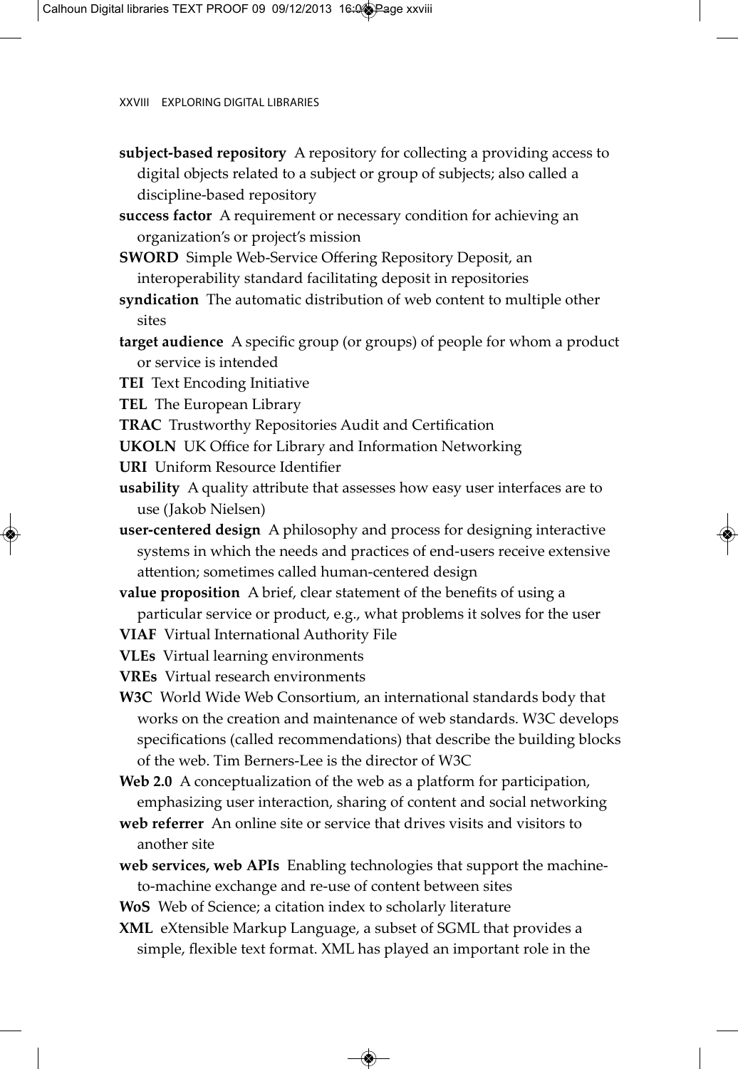**subject-based repository** A repository for collecting a providing access to digital objects related to a subject or group of subjects; also called a discipline-based repository

**success factor** A requirement or necessary condition for achieving an organization's or project's mission

**SWORD** Simple Web-Service Offering Repository Deposit, an interoperability standard facilitating deposit in repositories

**syndication** The automatic distribution of web content to multiple other sites

**target audience** A specific group (or groups) of people for whom a product or service is intended

**TEI** Text Encoding Initiative

**TEL** The European Library

**TRAC** Trustworthy Repositories Audit and Certification

**UKOLN** UK Office for Library and Information Networking

**URI** Uniform Resource Identifier

**usability** A quality attribute that assesses how easy user interfaces are to use (Jakob Nielsen)

**user-centered design** A philosophy and process for designing interactive systems in which the needs and practices of end-users receive extensive attention; sometimes called human-centered design

**value proposition** A brief, clear statement of the benefits of using a particular service or product, e.g., what problems it solves for the user

**VIAF** Virtual International Authority File

**VLEs** Virtual learning environments

**VREs** Virtual research environments

**W3C** World Wide Web Consortium, an international standards body that works on the creation and maintenance of web standards. W3C develops specifications (called recommendations) that describe the building blocks of the web. Tim Berners-Lee is the director of W3C

**Web 2.0** A conceptualization of the web as a platform for participation, emphasizing user interaction, sharing of content and social networking

**web referrer** An online site or service that drives visits and visitors to another site

**web services, web APIs** Enabling technologies that support the machine-to-machine exchange and re-use of content between sites

**WoS** Web of Science; a citation index to scholarly literature

**XML** eXtensible Markup Language, a subset of SGML that provides a simple, flexible text format. XML has played an important role in the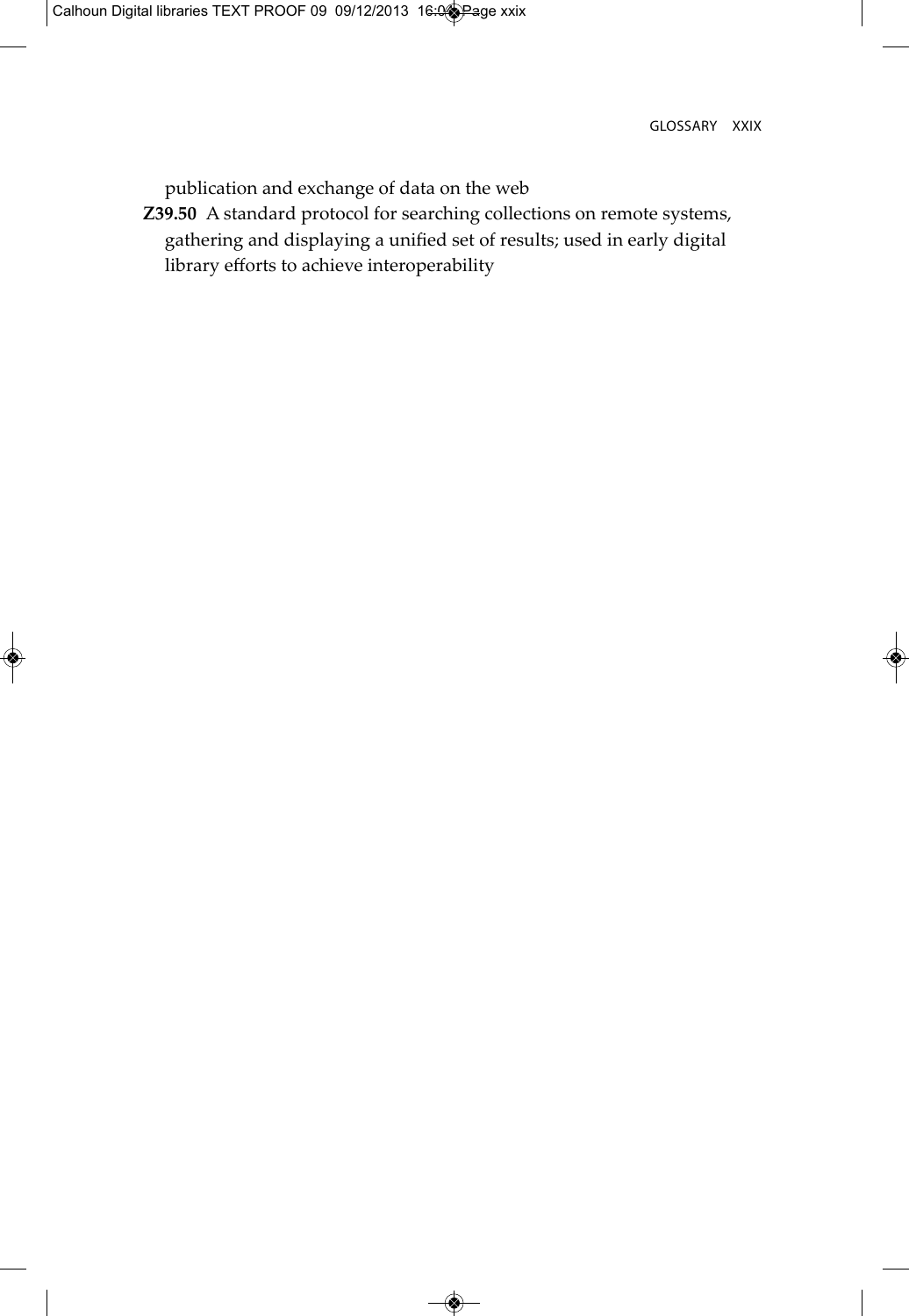publication and exchange of data on the web

**Z39.50** A standard protocol for searching collections on remote systems, gathering and displaying a unified set of results; used in early digital library efforts to achieve interoperability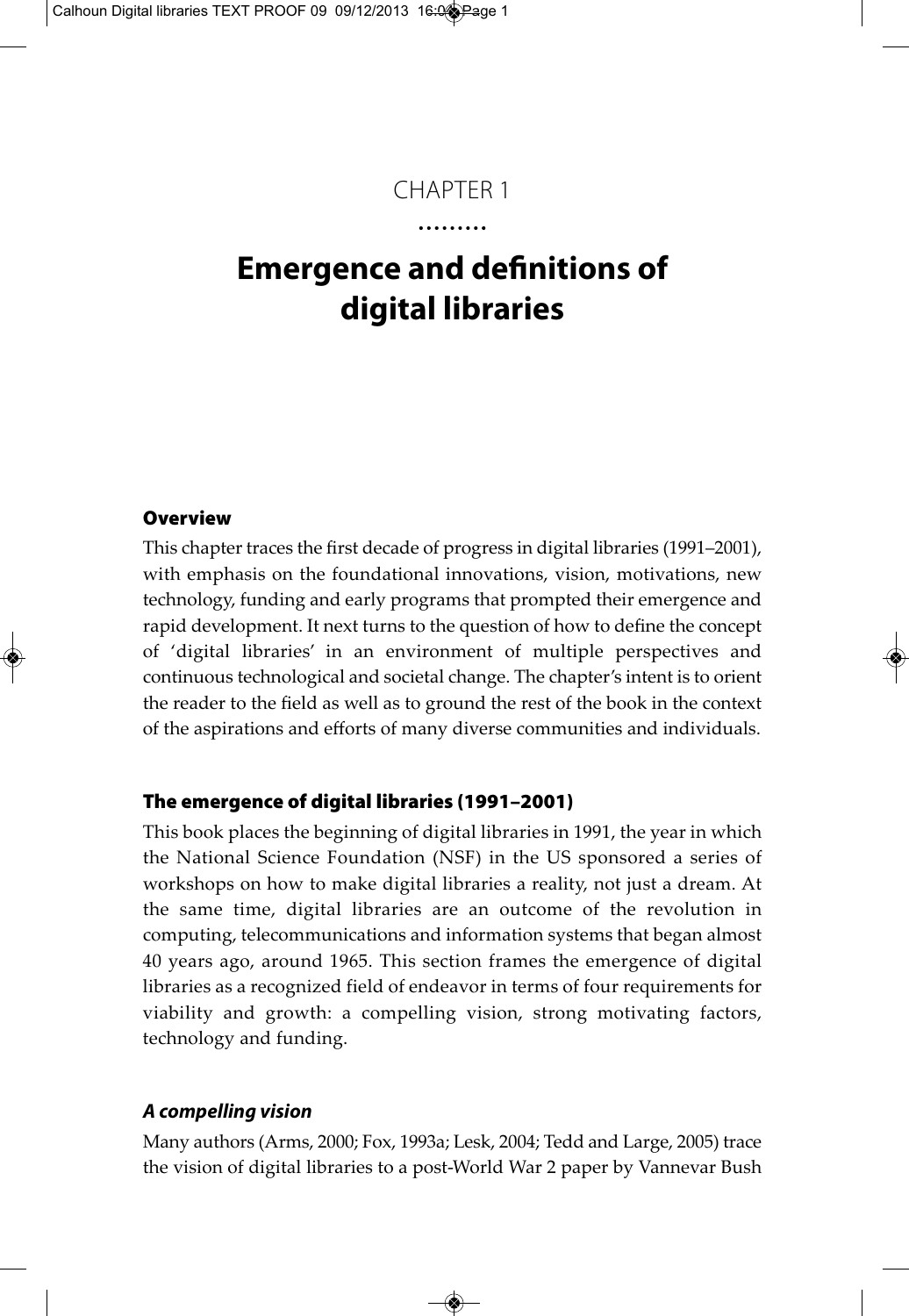# CHAPTER 1

# Emergence and definitions of digital libraries

## Overview

This chapter traces the first decade of progress in digital libraries (1991–2001), with emphasis on the foundational innovations, vision, motivations, new technology, funding and early programs that prompted their emergence and rapid development. It next turns to the question of how to define the concept of 'digital libraries' in an environment of multiple perspectives and continuous technological and societal change. The chapter's intent is to orient the reader to the field as well as to ground the rest of the book in the context of the aspirations and efforts of many diverse communities and individuals.

## The emergence of digital libraries (1991–2001)

This book places the beginning of digital libraries in 1991, the year in which the National Science Foundation (NSF) in the US sponsored a series of workshops on how to make digital libraries a reality, not just a dream. At the same time, digital libraries are an outcome of the revolution in computing, telecommunications and information systems that began almost 40 years ago, around 1965. This section frames the emergence of digital libraries as a recognized field of endeavor in terms of four requirements for viability and growth: a compelling vision, strong motivating factors, technology and funding.

### *A compelling vision*

Many authors (Arms, 2000; Fox, 1993a; Lesk, 2004; Tedd and Large, 2005) trace the vision of digital libraries to a post-World War 2 paper by Vannevar Bush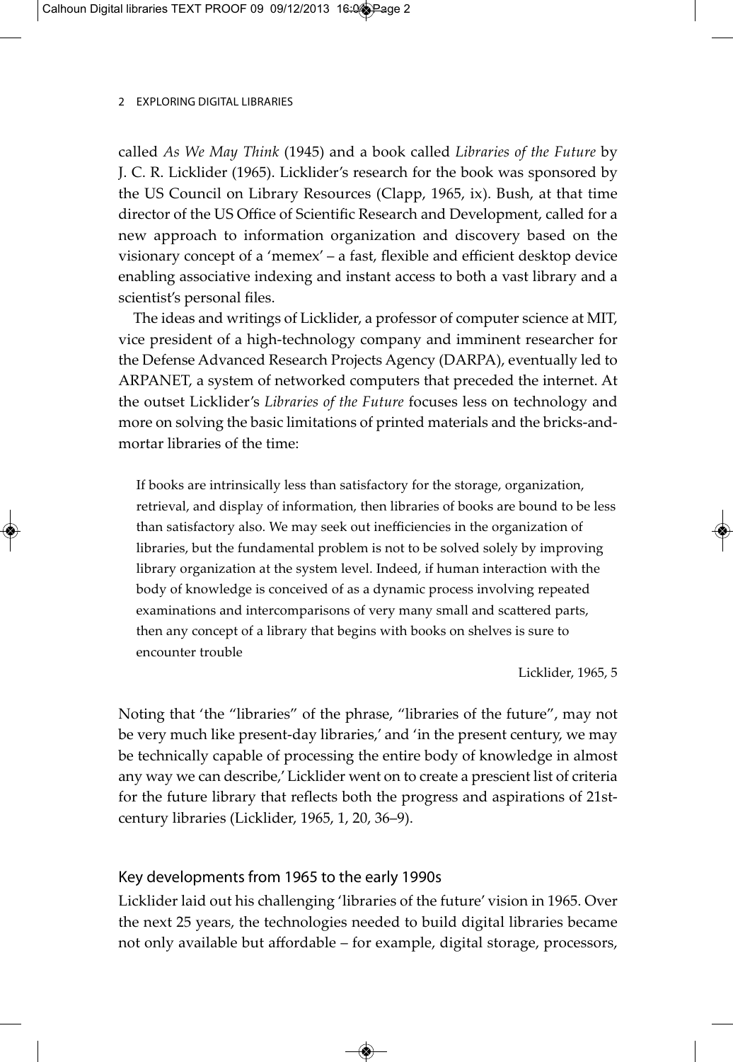called *As We May Think* (1945) and a book called *Libraries of the Future* by J. C. R. Licklider (1965). Licklider's research for the book was sponsored by the US Council on Library Resources (Clapp, 1965, ix). Bush, at that time director of the US Office of Scientific Research and Development, called for a new approach to information organization and discovery based on the visionary concept of a 'memex' – a fast, flexible and efficient desktop device enabling associative indexing and instant access to both a vast library and a scientist's personal files.

The ideas and writings of Licklider, a professor of computer science at MIT, vice president of a high-technology company and imminent researcher for the Defense Advanced Research Projects Agency (DARPA), eventually led to ARPANET, a system of networked computers that preceded the internet. At the outset Licklider's *Libraries of the Future* focuses less on technology and more on solving the basic limitations of printed materials and the bricks-and-mortar libraries of the time:

> If books are intrinsically less than satisfactory for the storage, organization, retrieval, and display of information, then libraries of books are bound to be less than satisfactory also. We may seek out inefficiencies in the organization of libraries, but the fundamental problem is not to be solved solely by improving library organization at the system level. Indeed, if human interaction with the body of knowledge is conceived of as a dynamic process involving repeated examinations and intercomparisons of very many small and scattered parts, then any concept of a library that begins with books on shelves is sure to encounter trouble
>
> Licklider, 1965, 5

Noting that 'the "libraries" of the phrase, "libraries of the future", may not be very much like present-day libraries,' and 'in the present century, we may be technically capable of processing the entire body of knowledge in almost any way we can describe,' Licklider went on to create a prescient list of criteria for the future library that reflects both the progress and aspirations of 21st-century libraries (Licklider, 1965, 1, 20, 36–9).

## Key developments from 1965 to the early 1990s

Licklider laid out his challenging 'libraries of the future' vision in 1965. Over the next 25 years, the technologies needed to build digital libraries became not only available but affordable – for example, digital storage, processors,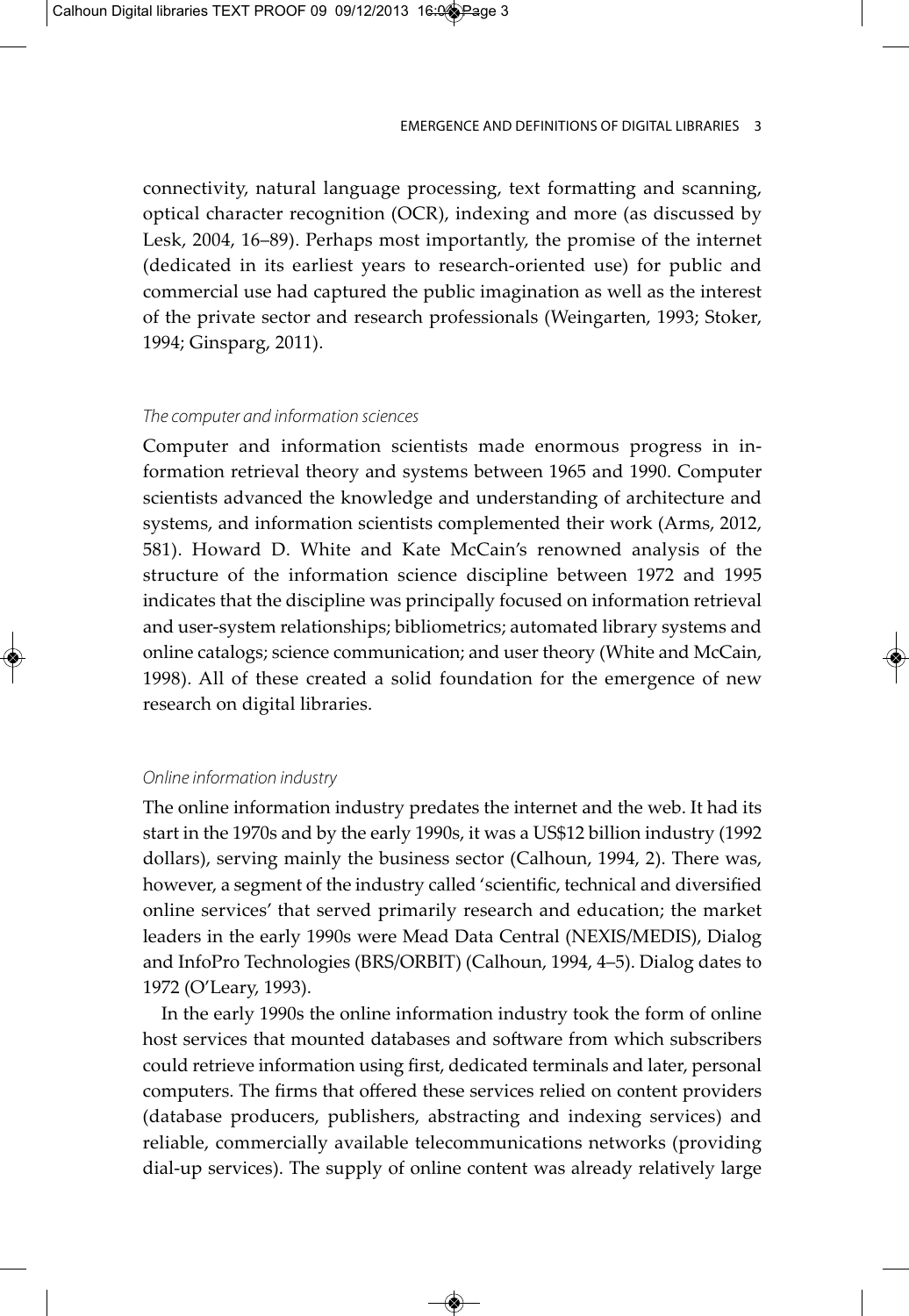connectivity, natural language processing, text formatting and scanning, optical character recognition (OCR), indexing and more (as discussed by Lesk, 2004, 16–89). Perhaps most importantly, the promise of the internet (dedicated in its earliest years to research-oriented use) for public and commercial use had captured the public imagination as well as the interest of the private sector and research professionals (Weingarten, 1993; Stoker, 1994; Ginsparg, 2011).

### *The computer and information sciences*

Computer and information scientists made enormous progress in information retrieval theory and systems between 1965 and 1990. Computer scientists advanced the knowledge and understanding of architecture and systems, and information scientists complemented their work (Arms, 2012, 581). Howard D. White and Kate McCain's renowned analysis of the structure of the information science discipline between 1972 and 1995 indicates that the discipline was principally focused on information retrieval and user-system relationships; bibliometrics; automated library systems and online catalogs; science communication; and user theory (White and McCain, 1998). All of these created a solid foundation for the emergence of new research on digital libraries.

### *Online information industry*

The online information industry predates the internet and the web. It had its start in the 1970s and by the early 1990s, it was a US$12 billion industry (1992 dollars), serving mainly the business sector (Calhoun, 1994, 2). There was, however, a segment of the industry called 'scientific, technical and diversified online services' that served primarily research and education; the market leaders in the early 1990s were Mead Data Central (NEXIS/MEDIS), Dialog and InfoPro Technologies (BRS/ORBIT) (Calhoun, 1994, 4–5). Dialog dates to 1972 (O'Leary, 1993).

In the early 1990s the online information industry took the form of online host services that mounted databases and software from which subscribers could retrieve information using first, dedicated terminals and later, personal computers. The firms that offered these services relied on content providers (database producers, publishers, abstracting and indexing services) and reliable, commercially available telecommunications networks (providing dial-up services). The supply of online content was already relatively large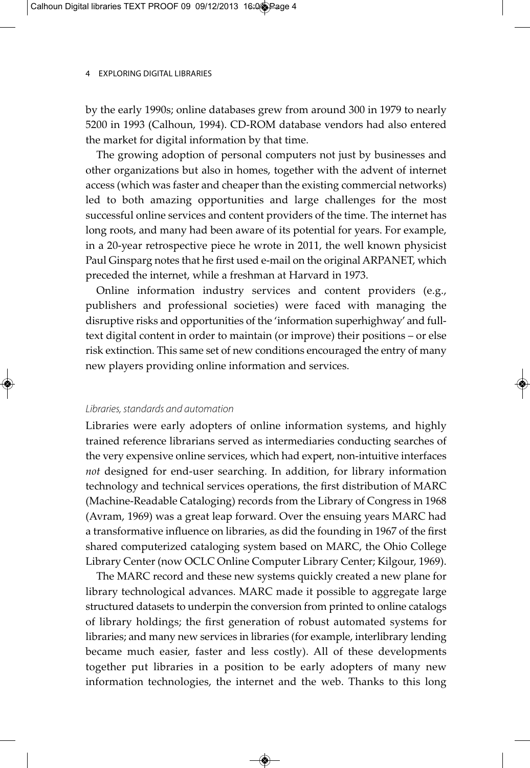by the early 1990s; online databases grew from around 300 in 1979 to nearly 5200 in 1993 (Calhoun, 1994). CD-ROM database vendors had also entered the market for digital information by that time.

The growing adoption of personal computers not just by businesses and other organizations but also in homes, together with the advent of internet access (which was faster and cheaper than the existing commercial networks) led to both amazing opportunities and large challenges for the most successful online services and content providers of the time. The internet has long roots, and many had been aware of its potential for years. For example, in a 20-year retrospective piece he wrote in 2011, the well known physicist Paul Ginsparg notes that he first used e-mail on the original ARPANET, which preceded the internet, while a freshman at Harvard in 1973.

Online information industry services and content providers (e.g., publishers and professional societies) were faced with managing the disruptive risks and opportunities of the 'information superhighway' and full-text digital content in order to maintain (or improve) their positions – or else risk extinction. This same set of new conditions encouraged the entry of many new players providing online information and services.

### *Libraries, standards and automation*

Libraries were early adopters of online information systems, and highly trained reference librarians served as intermediaries conducting searches of the very expensive online services, which had expert, non-intuitive interfaces *not* designed for end-user searching. In addition, for library information technology and technical services operations, the first distribution of MARC (Machine-Readable Cataloging) records from the Library of Congress in 1968 (Avram, 1969) was a great leap forward. Over the ensuing years MARC had a transformative influence on libraries, as did the founding in 1967 of the first shared computerized cataloging system based on MARC, the Ohio College Library Center (now OCLC Online Computer Library Center; Kilgour, 1969).

The MARC record and these new systems quickly created a new plane for library technological advances. MARC made it possible to aggregate large structured datasets to underpin the conversion from printed to online catalogs of library holdings; the first generation of robust automated systems for libraries; and many new services in libraries (for example, interlibrary lending became much easier, faster and less costly). All of these developments together put libraries in a position to be early adopters of many new information technologies, the internet and the web. Thanks to this long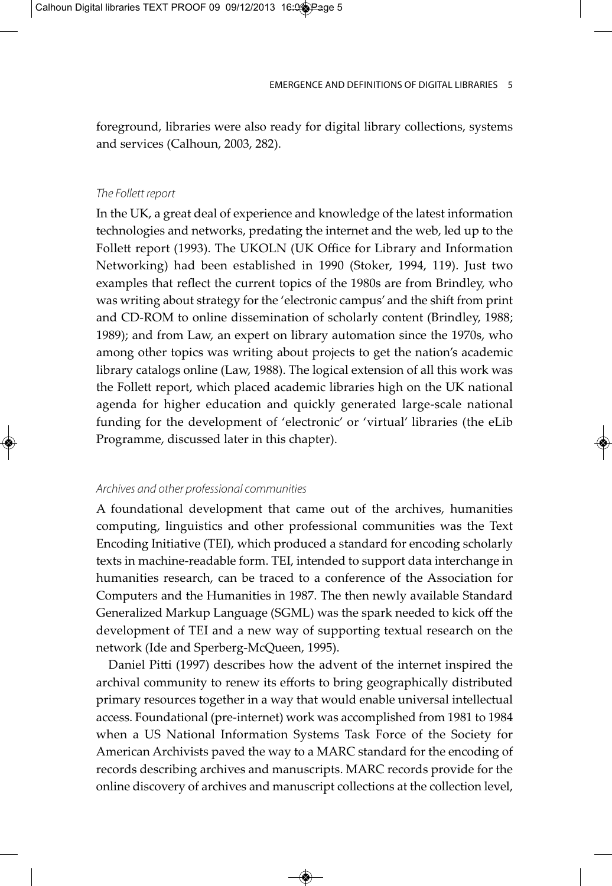foreground, libraries were also ready for digital library collections, systems and services (Calhoun, 2003, 282).

### *The Follett report*

In the UK, a great deal of experience and knowledge of the latest information technologies and networks, predating the internet and the web, led up to the Follett report (1993). The UKOLN (UK Office for Library and Information Networking) had been established in 1990 (Stoker, 1994, 119). Just two examples that reflect the current topics of the 1980s are from Brindley, who was writing about strategy for the 'electronic campus' and the shift from print and CD-ROM to online dissemination of scholarly content (Brindley, 1988; 1989); and from Law, an expert on library automation since the 1970s, who among other topics was writing about projects to get the nation's academic library catalogs online (Law, 1988). The logical extension of all this work was the Follett report, which placed academic libraries high on the UK national agenda for higher education and quickly generated large-scale national funding for the development of 'electronic' or 'virtual' libraries (the eLib Programme, discussed later in this chapter).

### *Archives and other professional communities*

A foundational development that came out of the archives, humanities computing, linguistics and other professional communities was the Text Encoding Initiative (TEI), which produced a standard for encoding scholarly texts in machine-readable form. TEI, intended to support data interchange in humanities research, can be traced to a conference of the Association for Computers and the Humanities in 1987. The then newly available Standard Generalized Markup Language (SGML) was the spark needed to kick off the development of TEI and a new way of supporting textual research on the network (Ide and Sperberg-McQueen, 1995).

Daniel Pitti (1997) describes how the advent of the internet inspired the archival community to renew its efforts to bring geographically distributed primary resources together in a way that would enable universal intellectual access. Foundational (pre-internet) work was accomplished from 1981 to 1984 when a US National Information Systems Task Force of the Society for American Archivists paved the way to a MARC standard for the encoding of records describing archives and manuscripts. MARC records provide for the online discovery of archives and manuscript collections at the collection level,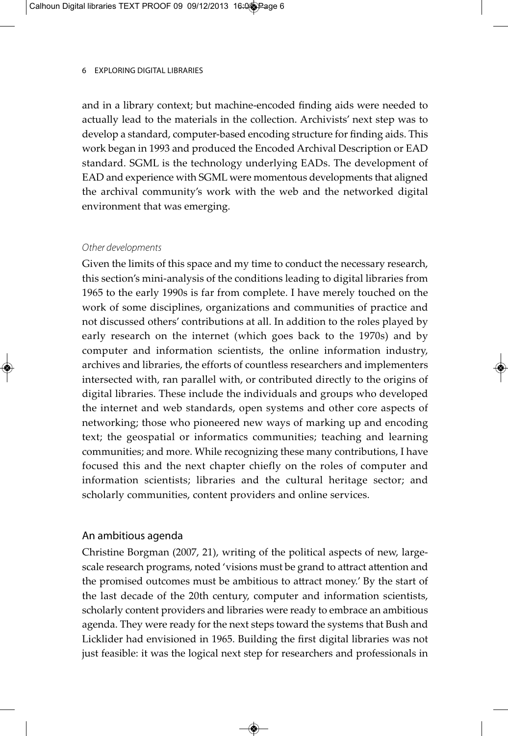and in a library context; but machine-encoded finding aids were needed to actually lead to the materials in the collection. Archivists' next step was to develop a standard, computer-based encoding structure for finding aids. This work began in 1993 and produced the Encoded Archival Description or EAD standard. SGML is the technology underlying EADs. The development of EAD and experience with SGML were momentous developments that aligned the archival community's work with the web and the networked digital environment that was emerging.

### *Other developments*

Given the limits of this space and my time to conduct the necessary research, this section's mini-analysis of the conditions leading to digital libraries from 1965 to the early 1990s is far from complete. I have merely touched on the work of some disciplines, organizations and communities of practice and not discussed others' contributions at all. In addition to the roles played by early research on the internet (which goes back to the 1970s) and by computer and information scientists, the online information industry, archives and libraries, the efforts of countless researchers and implementers intersected with, ran parallel with, or contributed directly to the origins of digital libraries. These include the individuals and groups who developed the internet and web standards, open systems and other core aspects of networking; those who pioneered new ways of marking up and encoding text; the geospatial or informatics communities; teaching and learning communities; and more. While recognizing these many contributions, I have focused this and the next chapter chiefly on the roles of computer and information scientists; libraries and the cultural heritage sector; and scholarly communities, content providers and online services.

## An ambitious agenda

Christine Borgman (2007, 21), writing of the political aspects of new, large-scale research programs, noted 'visions must be grand to attract attention and the promised outcomes must be ambitious to attract money.' By the start of the last decade of the 20th century, computer and information scientists, scholarly content providers and libraries were ready to embrace an ambitious agenda. They were ready for the next steps toward the systems that Bush and Licklider had envisioned in 1965. Building the first digital libraries was not just feasible: it was the logical next step for researchers and professionals in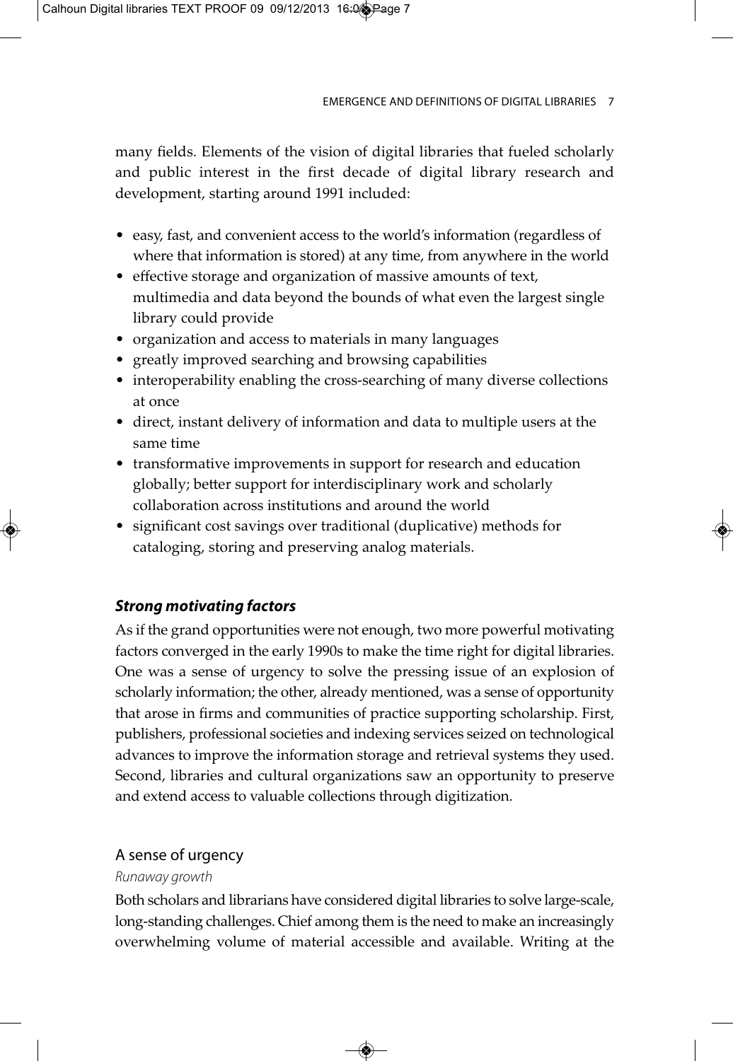many fields. Elements of the vision of digital libraries that fueled scholarly and public interest in the first decade of digital library research and development, starting around 1991 included:

- easy, fast, and convenient access to the world's information (regardless of where that information is stored) at any time, from anywhere in the world
- effective storage and organization of massive amounts of text, multimedia and data beyond the bounds of what even the largest single library could provide
- organization and access to materials in many languages
- greatly improved searching and browsing capabilities
- interoperability enabling the cross-searching of many diverse collections at once
- direct, instant delivery of information and data to multiple users at the same time
- transformative improvements in support for research and education globally; better support for interdisciplinary work and scholarly collaboration across institutions and around the world
- significant cost savings over traditional (duplicative) methods for cataloging, storing and preserving analog materials.

### *Strong motivating factors*

As if the grand opportunities were not enough, two more powerful motivating factors converged in the early 1990s to make the time right for digital libraries. One was a sense of urgency to solve the pressing issue of an explosion of scholarly information; the other, already mentioned, was a sense of opportunity that arose in firms and communities of practice supporting scholarship. First, publishers, professional societies and indexing services seized on technological advances to improve the information storage and retrieval systems they used. Second, libraries and cultural organizations saw an opportunity to preserve and extend access to valuable collections through digitization.

#### A sense of urgency

##### *Runaway growth*

Both scholars and librarians have considered digital libraries to solve large-scale, long-standing challenges. Chief among them is the need to make an increasingly overwhelming volume of material accessible and available. Writing at the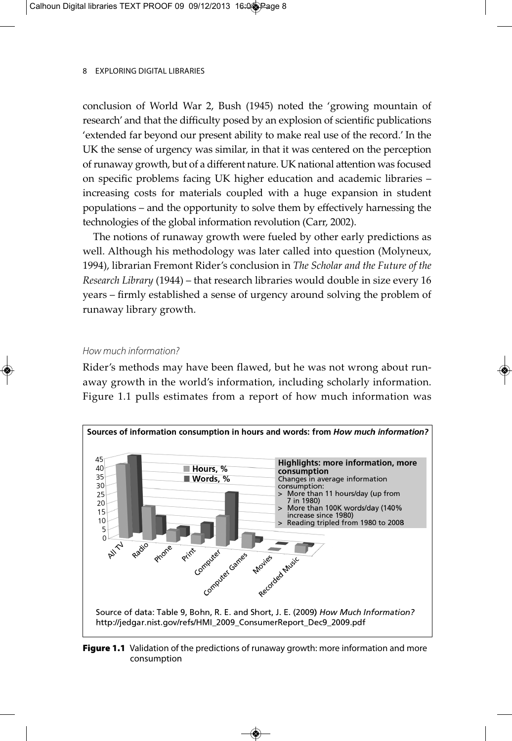conclusion of World War 2, Bush (1945) noted the 'growing mountain of research' and that the difficulty posed by an explosion of scientific publications 'extended far beyond our present ability to make real use of the record.' In the UK the sense of urgency was similar, in that it was centered on the perception of runaway growth, but of a different nature. UK national attention was focused on specific problems facing UK higher education and academic libraries – increasing costs for materials coupled with a huge expansion in student populations – and the opportunity to solve them by effectively harnessing the technologies of the global information revolution (Carr, 2002).

The notions of runaway growth were fueled by other early predictions as well. Although his methodology was later called into question (Molyneux, 1994), librarian Fremont Rider's conclusion in *The Scholar and the Future of the Research Library* (1944) – that research libraries would double in size every 16 years – firmly established a sense of urgency around solving the problem of runaway library growth.

### *How much information?*

Rider's methods may have been flawed, but he was not wrong about runaway growth in the world's information, including scholarly information. Figure 1.1 pulls estimates from a report of how much information was

**Sources of information consumption in hours and words: from *How much information?***

Hours, %
Words, %

0
5
10
15
20
25
30
35
40
45

All TV
Radio
Phone
Print
Computer
Computer Games
Movies
Recorded Music

**Highlights: more information, more consumption**
Changes in average information consumption:
> More than 11 hours/day (up from 7 in 1980)
> More than 100K words/day (140% increase since 1980)
> Reading tripled from 1980 to 2008

Source of data: Table 9, Bohn, R. E. and Short, J. E. (2009) *How Much Information?* http://jedgar.nist.gov/refs/HMI_2009_ConsumerReport_Dec9_2009.pdf

**Figure 1.1** Validation of the predictions of runaway growth: more information and more consumption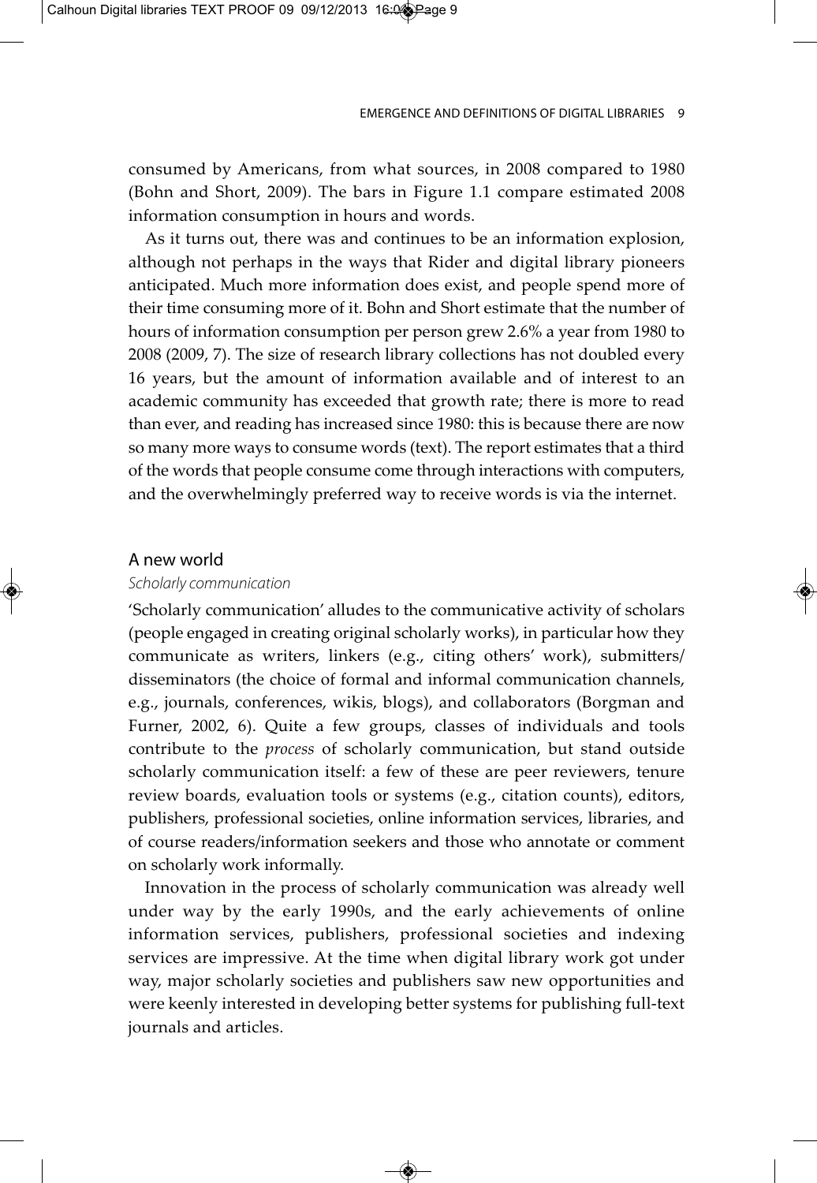consumed by Americans, from what sources, in 2008 compared to 1980 (Bohn and Short, 2009). The bars in Figure 1.1 compare estimated 2008 information consumption in hours and words.

As it turns out, there was and continues to be an information explosion, although not perhaps in the ways that Rider and digital library pioneers anticipated. Much more information does exist, and people spend more of their time consuming more of it. Bohn and Short estimate that the number of hours of information consumption per person grew 2.6% a year from 1980 to 2008 (2009, 7). The size of research library collections has not doubled every 16 years, but the amount of information available and of interest to an academic community has exceeded that growth rate; there is more to read than ever, and reading has increased since 1980: this is because there are now so many more ways to consume words (text). The report estimates that a third of the words that people consume come through interactions with computers, and the overwhelmingly preferred way to receive words is via the internet.

## A new world

### *Scholarly communication*

'Scholarly communication' alludes to the communicative activity of scholars (people engaged in creating original scholarly works), in particular how they communicate as writers, linkers (e.g., citing others' work), submitters/disseminators (the choice of formal and informal communication channels, e.g., journals, conferences, wikis, blogs), and collaborators (Borgman and Furner, 2002, 6). Quite a few groups, classes of individuals and tools contribute to the *process* of scholarly communication, but stand outside scholarly communication itself: a few of these are peer reviewers, tenure review boards, evaluation tools or systems (e.g., citation counts), editors, publishers, professional societies, online information services, libraries, and of course readers/information seekers and those who annotate or comment on scholarly work informally.

Innovation in the process of scholarly communication was already well under way by the early 1990s, and the early achievements of online information services, publishers, professional societies and indexing services are impressive. At the time when digital library work got under way, major scholarly societies and publishers saw new opportunities and were keenly interested in developing better systems for publishing full-text journals and articles.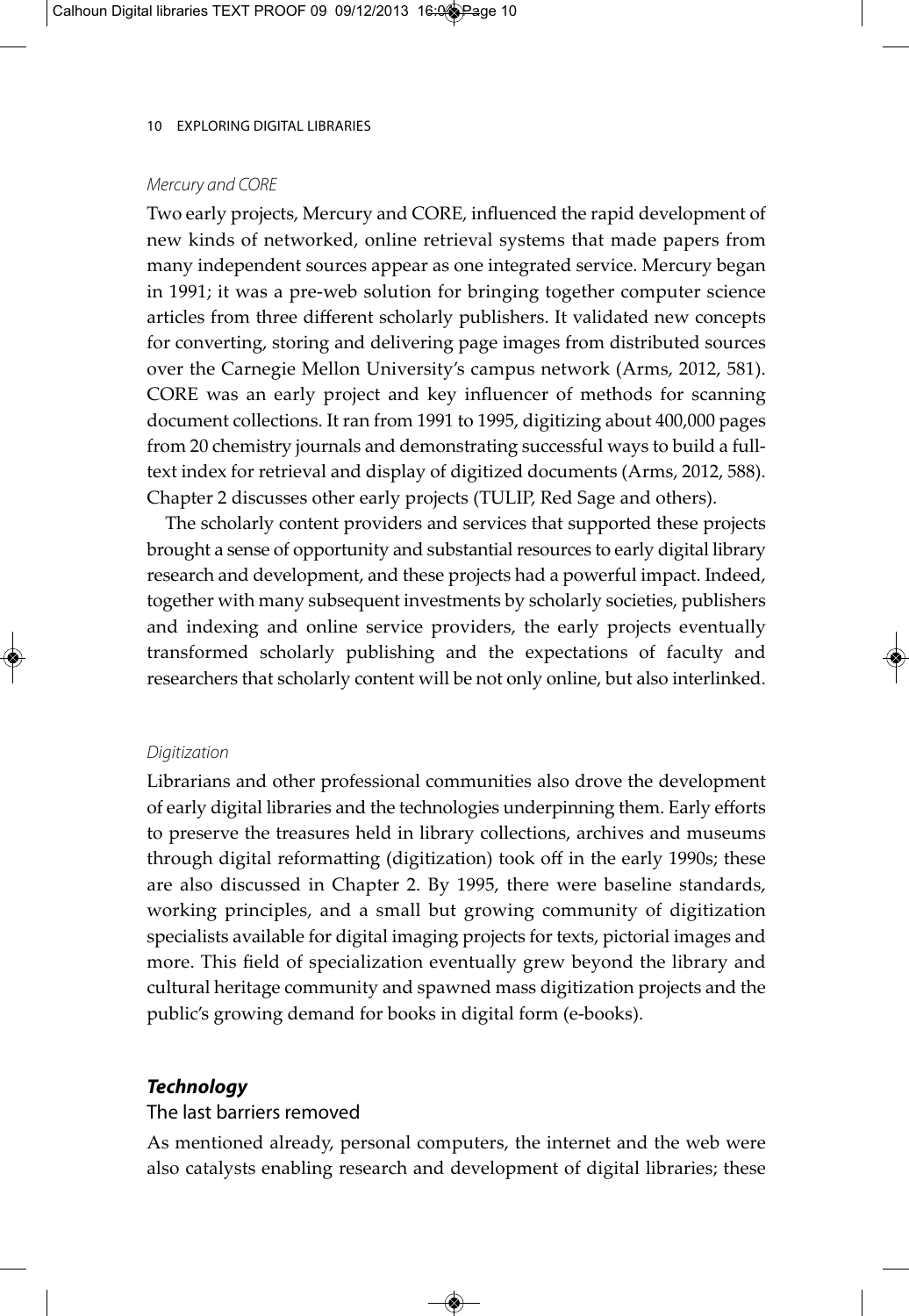*Mercury and CORE*

Two early projects, Mercury and CORE, influenced the rapid development of new kinds of networked, online retrieval systems that made papers from many independent sources appear as one integrated service. Mercury began in 1991; it was a pre-web solution for bringing together computer science articles from three different scholarly publishers. It validated new concepts for converting, storing and delivering page images from distributed sources over the Carnegie Mellon University's campus network (Arms, 2012, 581). CORE was an early project and key influencer of methods for scanning document collections. It ran from 1991 to 1995, digitizing about 400,000 pages from 20 chemistry journals and demonstrating successful ways to build a full-text index for retrieval and display of digitized documents (Arms, 2012, 588). Chapter 2 discusses other early projects (TULIP, Red Sage and others).

The scholarly content providers and services that supported these projects brought a sense of opportunity and substantial resources to early digital library research and development, and these projects had a powerful impact. Indeed, together with many subsequent investments by scholarly societies, publishers and indexing and online service providers, the early projects eventually transformed scholarly publishing and the expectations of faculty and researchers that scholarly content will be not only online, but also interlinked.

*Digitization*

Librarians and other professional communities also drove the development of early digital libraries and the technologies underpinning them. Early efforts to preserve the treasures held in library collections, archives and museums through digital reformatting (digitization) took off in the early 1990s; these are also discussed in Chapter 2. By 1995, there were baseline standards, working principles, and a small but growing community of digitization specialists available for digital imaging projects for texts, pictorial images and more. This field of specialization eventually grew beyond the library and cultural heritage community and spawned mass digitization projects and the public's growing demand for books in digital form (e-books).

### ***Technology***

#### The last barriers removed

As mentioned already, personal computers, the internet and the web were also catalysts enabling research and development of digital libraries; these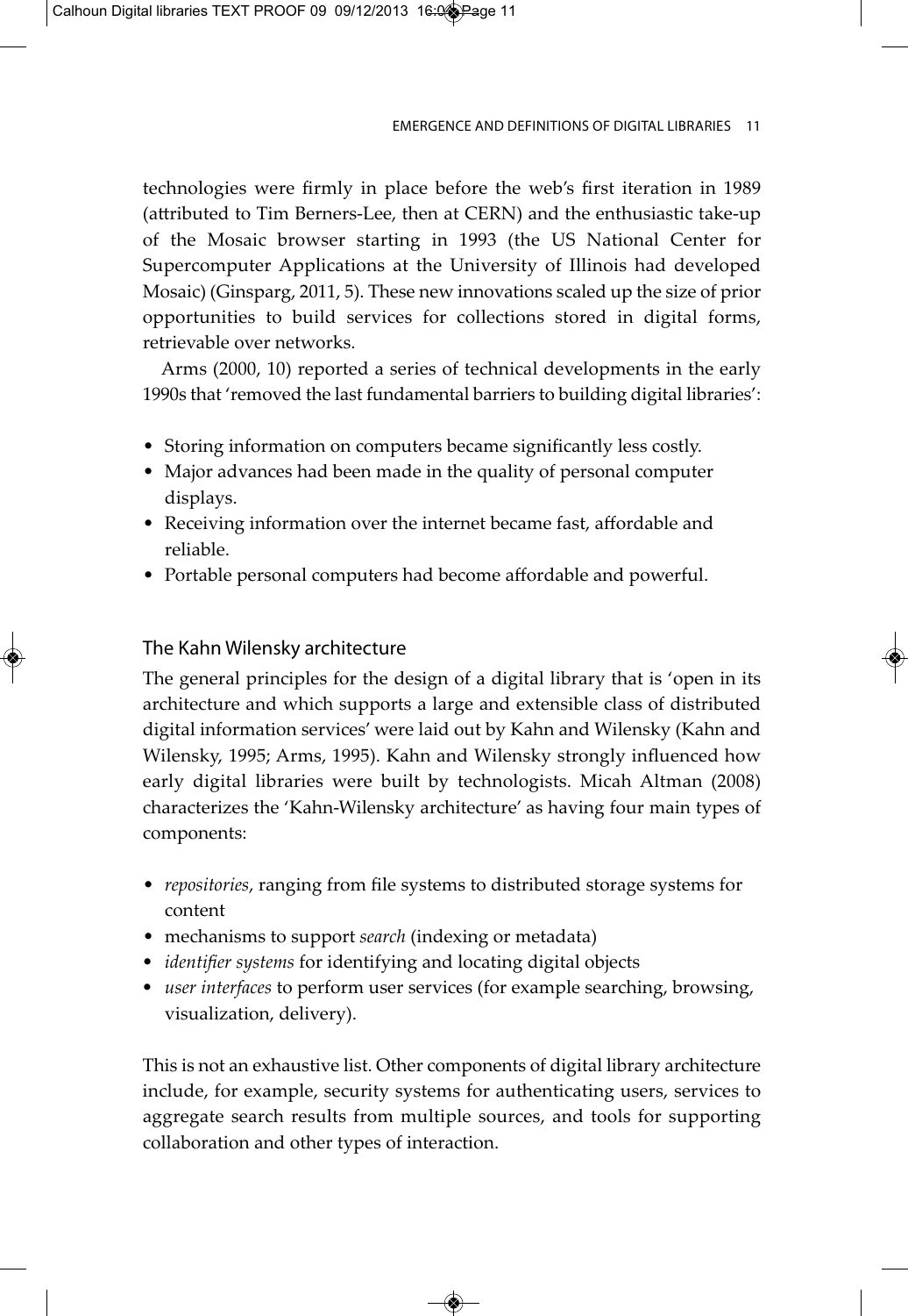technologies were firmly in place before the web's first iteration in 1989 (attributed to Tim Berners-Lee, then at CERN) and the enthusiastic take-up of the Mosaic browser starting in 1993 (the US National Center for Supercomputer Applications at the University of Illinois had developed Mosaic) (Ginsparg, 2011, 5). These new innovations scaled up the size of prior opportunities to build services for collections stored in digital forms, retrievable over networks.

Arms (2000, 10) reported a series of technical developments in the early 1990s that 'removed the last fundamental barriers to building digital libraries':

- Storing information on computers became significantly less costly.
- Major advances had been made in the quality of personal computer displays.
- Receiving information over the internet became fast, affordable and reliable.
- Portable personal computers had become affordable and powerful.

## The Kahn Wilensky architecture

The general principles for the design of a digital library that is 'open in its architecture and which supports a large and extensible class of distributed digital information services' were laid out by Kahn and Wilensky (Kahn and Wilensky, 1995; Arms, 1995). Kahn and Wilensky strongly influenced how early digital libraries were built by technologists. Micah Altman (2008) characterizes the 'Kahn-Wilensky architecture' as having four main types of components:

- *repositories*, ranging from file systems to distributed storage systems for content
- mechanisms to support *search* (indexing or metadata)
- *identifier systems* for identifying and locating digital objects
- *user interfaces* to perform user services (for example searching, browsing, visualization, delivery).

This is not an exhaustive list. Other components of digital library architecture include, for example, security systems for authenticating users, services to aggregate search results from multiple sources, and tools for supporting collaboration and other types of interaction.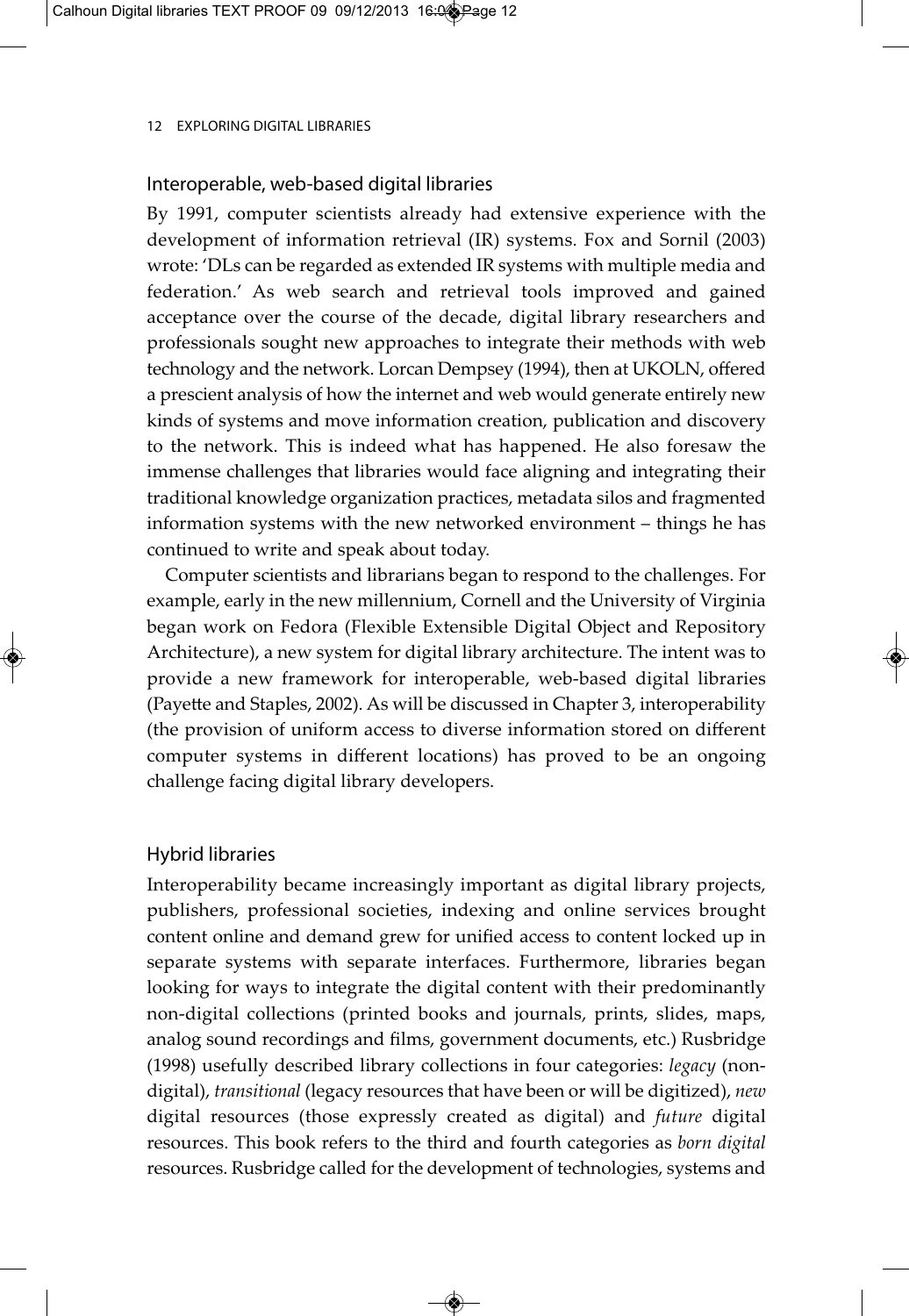## Interoperable, web-based digital libraries

By 1991, computer scientists already had extensive experience with the development of information retrieval (IR) systems. Fox and Sornil (2003) wrote: 'DLs can be regarded as extended IR systems with multiple media and federation.' As web search and retrieval tools improved and gained acceptance over the course of the decade, digital library researchers and professionals sought new approaches to integrate their methods with web technology and the network. Lorcan Dempsey (1994), then at UKOLN, offered a prescient analysis of how the internet and web would generate entirely new kinds of systems and move information creation, publication and discovery to the network. This is indeed what has happened. He also foresaw the immense challenges that libraries would face aligning and integrating their traditional knowledge organization practices, metadata silos and fragmented information systems with the new networked environment – things he has continued to write and speak about today.

Computer scientists and librarians began to respond to the challenges. For example, early in the new millennium, Cornell and the University of Virginia began work on Fedora (Flexible Extensible Digital Object and Repository Architecture), a new system for digital library architecture. The intent was to provide a new framework for interoperable, web-based digital libraries (Payette and Staples, 2002). As will be discussed in Chapter 3, interoperability (the provision of uniform access to diverse information stored on different computer systems in different locations) has proved to be an ongoing challenge facing digital library developers.

## Hybrid libraries

Interoperability became increasingly important as digital library projects, publishers, professional societies, indexing and online services brought content online and demand grew for unified access to content locked up in separate systems with separate interfaces. Furthermore, libraries began looking for ways to integrate the digital content with their predominantly non-digital collections (printed books and journals, prints, slides, maps, analog sound recordings and films, government documents, etc.) Rusbridge (1998) usefully described library collections in four categories: *legacy* (non-digital), *transitional* (legacy resources that have been or will be digitized), *new* digital resources (those expressly created as digital) and *future* digital resources. This book refers to the third and fourth categories as *born digital* resources. Rusbridge called for the development of technologies, systems and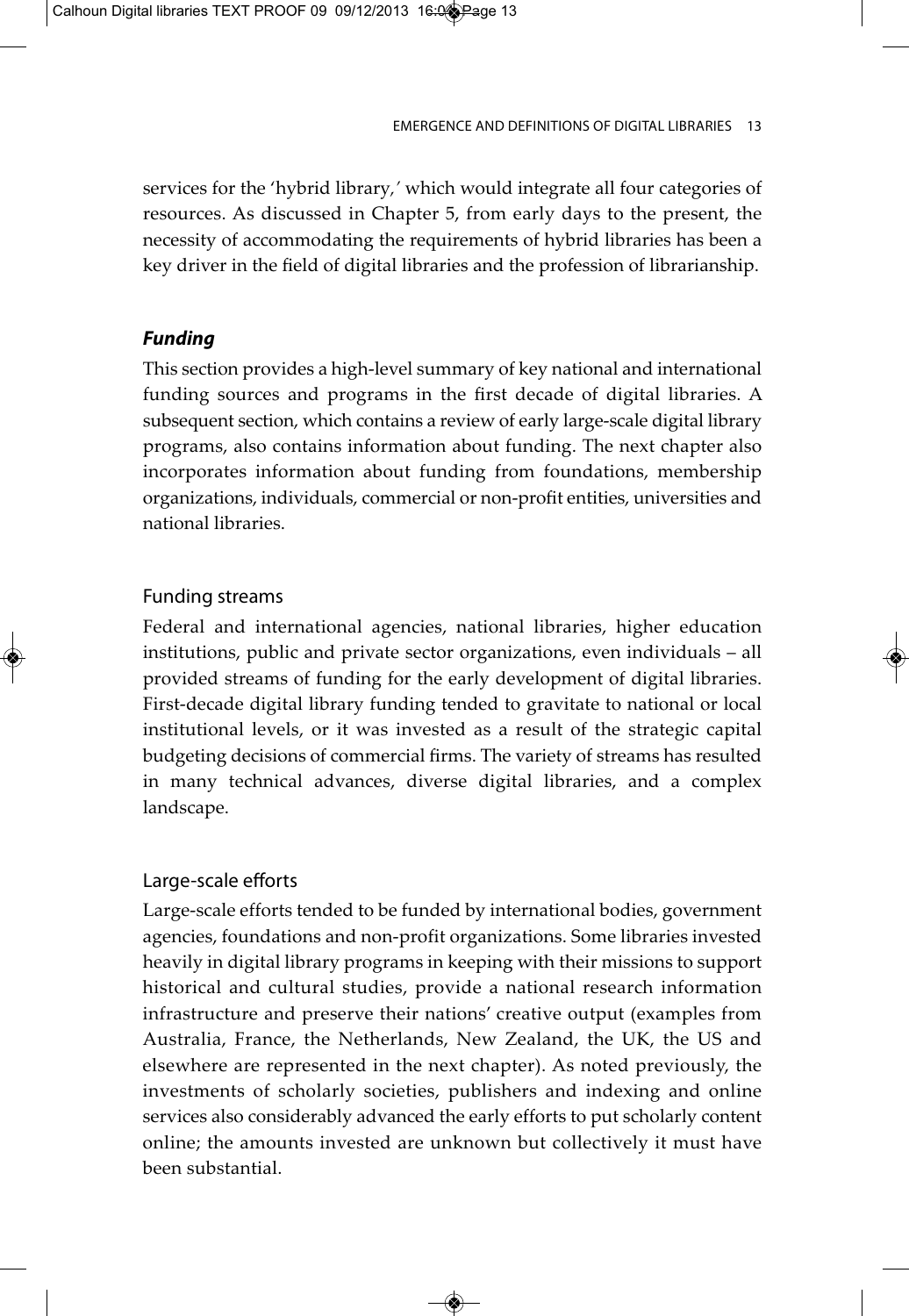services for the 'hybrid library,' which would integrate all four categories of resources. As discussed in Chapter 5, from early days to the present, the necessity of accommodating the requirements of hybrid libraries has been a key driver in the field of digital libraries and the profession of librarianship.

### *Funding*

This section provides a high-level summary of key national and international funding sources and programs in the first decade of digital libraries. A subsequent section, which contains a review of early large-scale digital library programs, also contains information about funding. The next chapter also incorporates information about funding from foundations, membership organizations, individuals, commercial or non-profit entities, universities and national libraries.

#### Funding streams

Federal and international agencies, national libraries, higher education institutions, public and private sector organizations, even individuals – all provided streams of funding for the early development of digital libraries. First-decade digital library funding tended to gravitate to national or local institutional levels, or it was invested as a result of the strategic capital budgeting decisions of commercial firms. The variety of streams has resulted in many technical advances, diverse digital libraries, and a complex landscape.

#### Large-scale efforts

Large-scale efforts tended to be funded by international bodies, government agencies, foundations and non-profit organizations. Some libraries invested heavily in digital library programs in keeping with their missions to support historical and cultural studies, provide a national research information infrastructure and preserve their nations' creative output (examples from Australia, France, the Netherlands, New Zealand, the UK, the US and elsewhere are represented in the next chapter). As noted previously, the investments of scholarly societies, publishers and indexing and online services also considerably advanced the early efforts to put scholarly content online; the amounts invested are unknown but collectively it must have been substantial.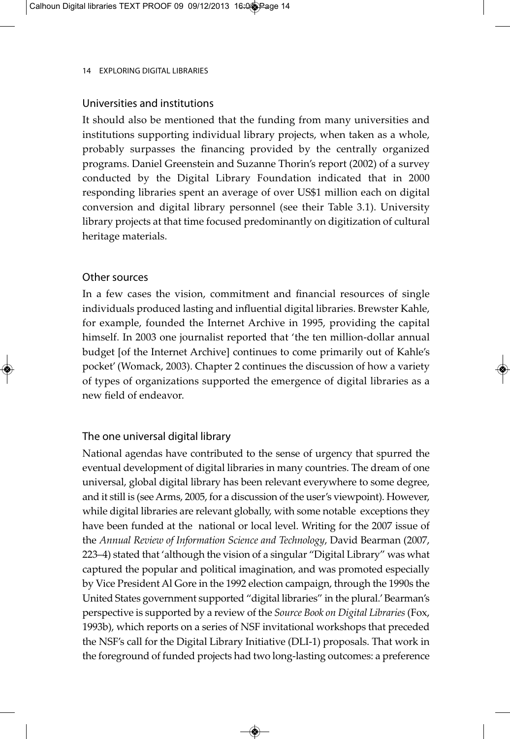### Universities and institutions

It should also be mentioned that the funding from many universities and institutions supporting individual library projects, when taken as a whole, probably surpasses the financing provided by the centrally organized programs. Daniel Greenstein and Suzanne Thorin's report (2002) of a survey conducted by the Digital Library Foundation indicated that in 2000 responding libraries spent an average of over US$1 million each on digital conversion and digital library personnel (see their Table 3.1). University library projects at that time focused predominantly on digitization of cultural heritage materials.

### Other sources

In a few cases the vision, commitment and financial resources of single individuals produced lasting and influential digital libraries. Brewster Kahle, for example, founded the Internet Archive in 1995, providing the capital himself. In 2003 one journalist reported that 'the ten million-dollar annual budget [of the Internet Archive] continues to come primarily out of Kahle's pocket' (Womack, 2003). Chapter 2 continues the discussion of how a variety of types of organizations supported the emergence of digital libraries as a new field of endeavor.

### The one universal digital library

National agendas have contributed to the sense of urgency that spurred the eventual development of digital libraries in many countries. The dream of one universal, global digital library has been relevant everywhere to some degree, and it still is (see Arms, 2005, for a discussion of the user's viewpoint). However, while digital libraries are relevant globally, with some notable exceptions they have been funded at the national or local level. Writing for the 2007 issue of the *Annual Review of Information Science and Technology*, David Bearman (2007, 223–4) stated that 'although the vision of a singular "Digital Library" was what captured the popular and political imagination, and was promoted especially by Vice President Al Gore in the 1992 election campaign, through the 1990s the United States government supported "digital libraries" in the plural.' Bearman's perspective is supported by a review of the *Source Book on Digital Libraries* (Fox, 1993b), which reports on a series of NSF invitational workshops that preceded the NSF's call for the Digital Library Initiative (DLI-1) proposals. That work in the foreground of funded projects had two long-lasting outcomes: a preference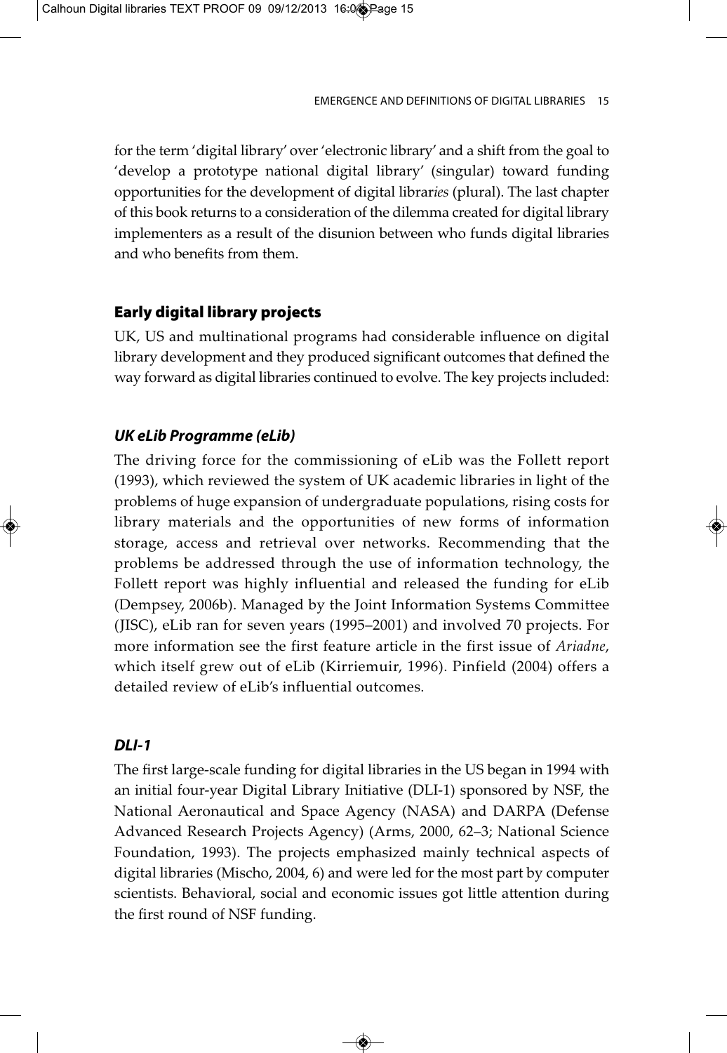for the term 'digital library' over 'electronic library' and a shift from the goal to 'develop a prototype national digital library' (singular) toward funding opportunities for the development of digital librar*ies* (plural). The last chapter of this book returns to a consideration of the dilemma created for digital library implementers as a result of the disunion between who funds digital libraries and who benefits from them.

## Early digital library projects

UK, US and multinational programs had considerable influence on digital library development and they produced significant outcomes that defined the way forward as digital libraries continued to evolve. The key projects included:

### *UK eLib Programme (eLib)*

The driving force for the commissioning of eLib was the Follett report (1993), which reviewed the system of UK academic libraries in light of the problems of huge expansion of undergraduate populations, rising costs for library materials and the opportunities of new forms of information storage, access and retrieval over networks. Recommending that the problems be addressed through the use of information technology, the Follett report was highly influential and released the funding for eLib (Dempsey, 2006b). Managed by the Joint Information Systems Committee (JISC), eLib ran for seven years (1995–2001) and involved 70 projects. For more information see the first feature article in the first issue of *Ariadne*, which itself grew out of eLib (Kirriemuir, 1996). Pinfield (2004) offers a detailed review of eLib's influential outcomes.

### *DLI-1*

The first large-scale funding for digital libraries in the US began in 1994 with an initial four-year Digital Library Initiative (DLI-1) sponsored by NSF, the National Aeronautical and Space Agency (NASA) and DARPA (Defense Advanced Research Projects Agency) (Arms, 2000, 62–3; National Science Foundation, 1993). The projects emphasized mainly technical aspects of digital libraries (Mischo, 2004, 6) and were led for the most part by computer scientists. Behavioral, social and economic issues got little attention during the first round of NSF funding.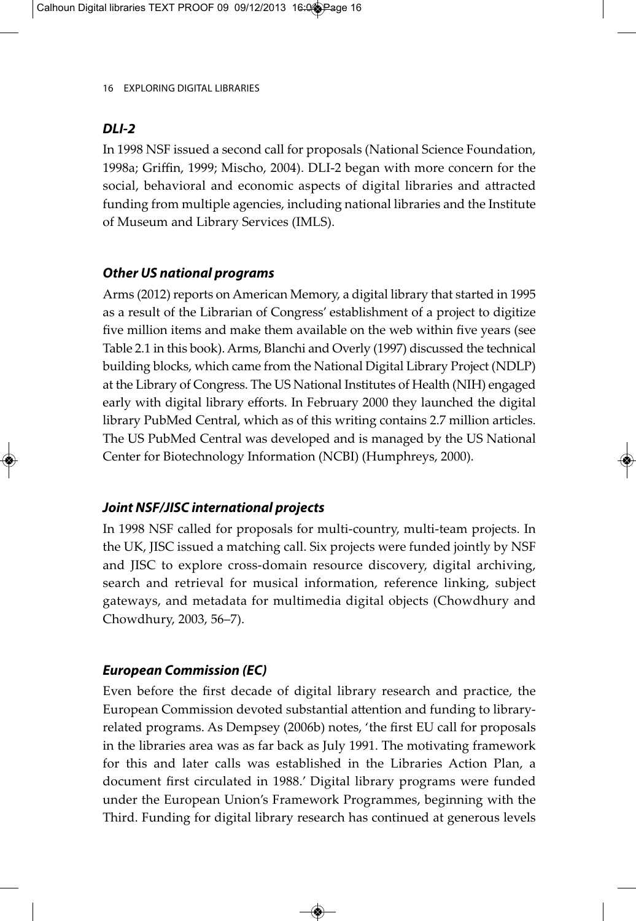### *DLI-2*

In 1998 NSF issued a second call for proposals (National Science Foundation, 1998a; Griffin, 1999; Mischo, 2004). DLI-2 began with more concern for the social, behavioral and economic aspects of digital libraries and attracted funding from multiple agencies, including national libraries and the Institute of Museum and Library Services (IMLS).

### *Other US national programs*

Arms (2012) reports on American Memory, a digital library that started in 1995 as a result of the Librarian of Congress' establishment of a project to digitize five million items and make them available on the web within five years (see Table 2.1 in this book). Arms, Blanchi and Overly (1997) discussed the technical building blocks, which came from the National Digital Library Project (NDLP) at the Library of Congress. The US National Institutes of Health (NIH) engaged early with digital library efforts. In February 2000 they launched the digital library PubMed Central, which as of this writing contains 2.7 million articles. The US PubMed Central was developed and is managed by the US National Center for Biotechnology Information (NCBI) (Humphreys, 2000).

### *Joint NSF/JISC international projects*

In 1998 NSF called for proposals for multi-country, multi-team projects. In the UK, JISC issued a matching call. Six projects were funded jointly by NSF and JISC to explore cross-domain resource discovery, digital archiving, search and retrieval for musical information, reference linking, subject gateways, and metadata for multimedia digital objects (Chowdhury and Chowdhury, 2003, 56–7).

### *European Commission (EC)*

Even before the first decade of digital library research and practice, the European Commission devoted substantial attention and funding to library-related programs. As Dempsey (2006b) notes, 'the first EU call for proposals in the libraries area was as far back as July 1991. The motivating framework for this and later calls was established in the Libraries Action Plan, a document first circulated in 1988.' Digital library programs were funded under the European Union's Framework Programmes, beginning with the Third. Funding for digital library research has continued at generous levels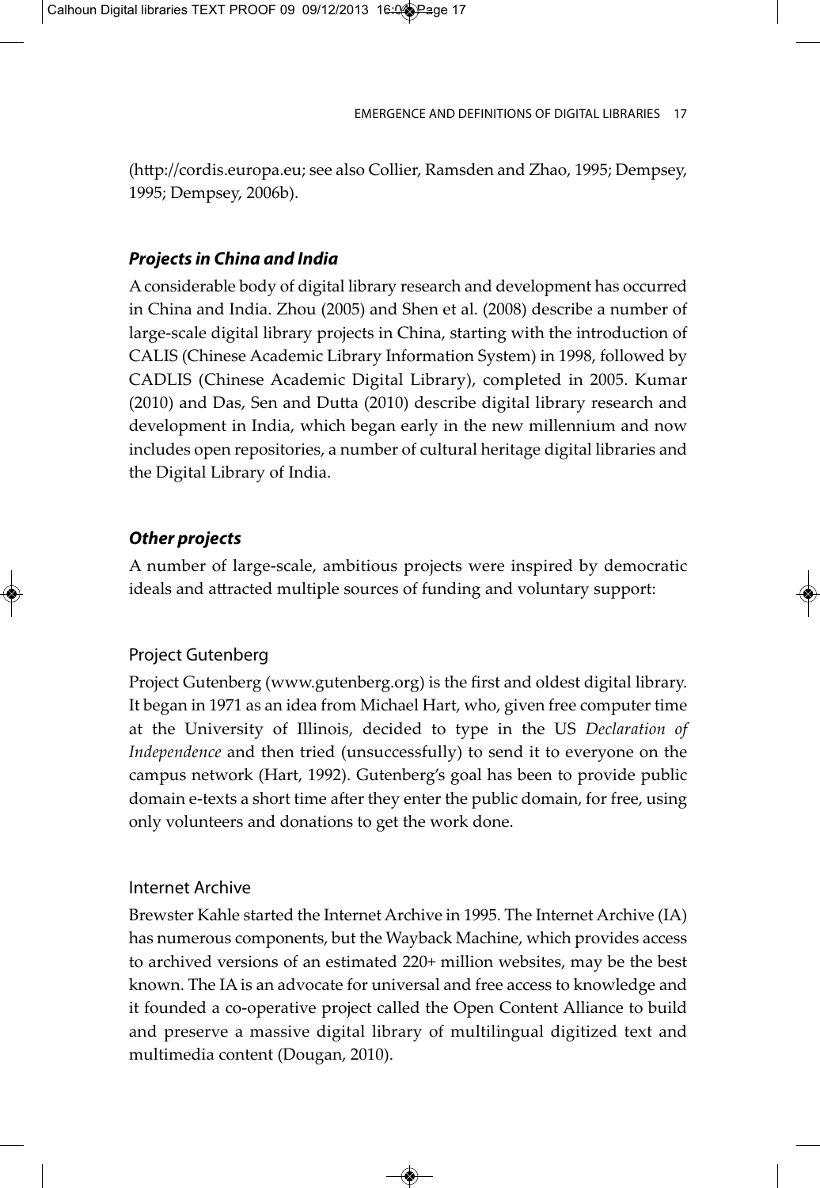(http://cordis.europa.eu; see also Collier, Ramsden and Zhao, 1995; Dempsey, 1995; Dempsey, 2006b).

### ***Projects in China and India***

A considerable body of digital library research and development has occurred in China and India. Zhou (2005) and Shen et al. (2008) describe a number of large-scale digital library projects in China, starting with the introduction of CALIS (Chinese Academic Library Information System) in 1998, followed by CADLIS (Chinese Academic Digital Library), completed in 2005. Kumar (2010) and Das, Sen and Dutta (2010) describe digital library research and development in India, which began early in the new millennium and now includes open repositories, a number of cultural heritage digital libraries and the Digital Library of India.

### ***Other projects***

A number of large-scale, ambitious projects were inspired by democratic ideals and attracted multiple sources of funding and voluntary support:

#### Project Gutenberg

Project Gutenberg (www.gutenberg.org) is the first and oldest digital library. It began in 1971 as an idea from Michael Hart, who, given free computer time at the University of Illinois, decided to type in the US *Declaration of Independence* and then tried (unsuccessfully) to send it to everyone on the campus network (Hart, 1992). Gutenberg's goal has been to provide public domain e-texts a short time after they enter the public domain, for free, using only volunteers and donations to get the work done.

#### Internet Archive

Brewster Kahle started the Internet Archive in 1995. The Internet Archive (IA) has numerous components, but the Wayback Machine, which provides access to archived versions of an estimated 220+ million websites, may be the best known. The IA is an advocate for universal and free access to knowledge and it founded a co-operative project called the Open Content Alliance to build and preserve a massive digital library of multilingual digitized text and multimedia content (Dougan, 2010).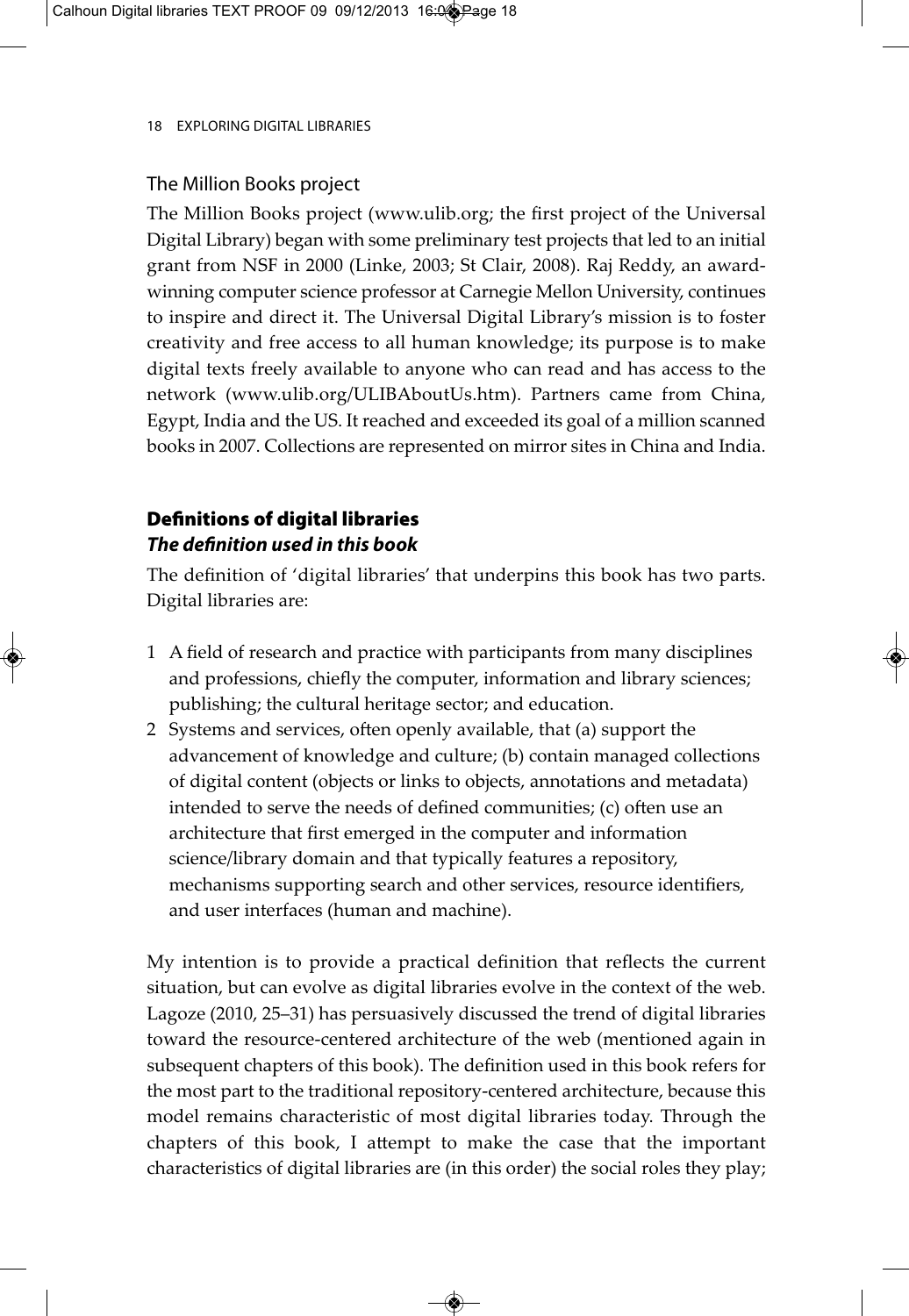### The Million Books project

The Million Books project (www.ulib.org; the first project of the Universal Digital Library) began with some preliminary test projects that led to an initial grant from NSF in 2000 (Linke, 2003; St Clair, 2008). Raj Reddy, an award-winning computer science professor at Carnegie Mellon University, continues to inspire and direct it. The Universal Digital Library's mission is to foster creativity and free access to all human knowledge; its purpose is to make digital texts freely available to anyone who can read and has access to the network (www.ulib.org/ULIBAboutUs.htm). Partners came from China, Egypt, India and the US. It reached and exceeded its goal of a million scanned books in 2007. Collections are represented on mirror sites in China and India.

## Definitions of digital libraries

### *The definition used in this book*

The definition of 'digital libraries' that underpins this book has two parts. Digital libraries are:

1. A field of research and practice with participants from many disciplines and professions, chiefly the computer, information and library sciences; publishing; the cultural heritage sector; and education.
2. Systems and services, often openly available, that (a) support the advancement of knowledge and culture; (b) contain managed collections of digital content (objects or links to objects, annotations and metadata) intended to serve the needs of defined communities; (c) often use an architecture that first emerged in the computer and information science/library domain and that typically features a repository, mechanisms supporting search and other services, resource identifiers, and user interfaces (human and machine).

My intention is to provide a practical definition that reflects the current situation, but can evolve as digital libraries evolve in the context of the web. Lagoze (2010, 25–31) has persuasively discussed the trend of digital libraries toward the resource-centered architecture of the web (mentioned again in subsequent chapters of this book). The definition used in this book refers for the most part to the traditional repository-centered architecture, because this model remains characteristic of most digital libraries today. Through the chapters of this book, I attempt to make the case that the important characteristics of digital libraries are (in this order) the social roles they play;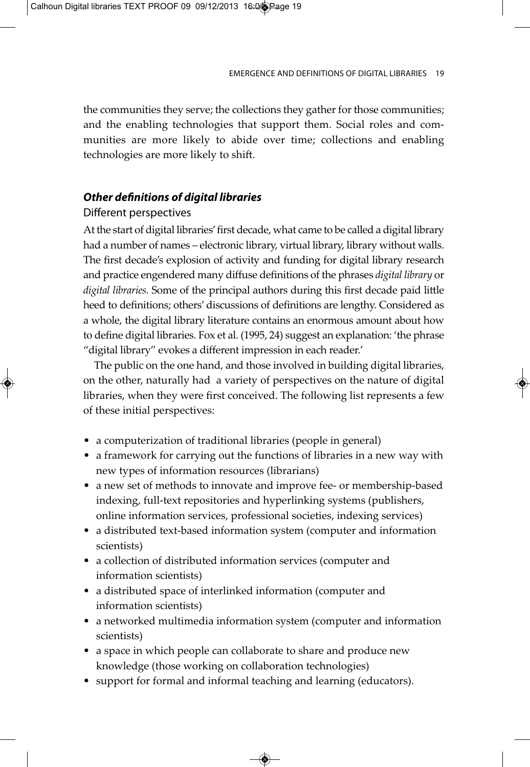the communities they serve; the collections they gather for those communities; and the enabling technologies that support them. Social roles and communities are more likely to abide over time; collections and enabling technologies are more likely to shift.

### ***Other definitions of digital libraries***

#### Different perspectives

At the start of digital libraries' first decade, what came to be called a digital library had a number of names – electronic library, virtual library, library without walls. The first decade's explosion of activity and funding for digital library research and practice engendered many diffuse definitions of the phrases *digital library* or *digital libraries.* Some of the principal authors during this first decade paid little heed to definitions; others' discussions of definitions are lengthy. Considered as a whole, the digital library literature contains an enormous amount about how to define digital libraries. Fox et al. (1995, 24) suggest an explanation: 'the phrase "digital library" evokes a different impression in each reader.'

The public on the one hand, and those involved in building digital libraries, on the other, naturally had a variety of perspectives on the nature of digital libraries, when they were first conceived. The following list represents a few of these initial perspectives:

- a computerization of traditional libraries (people in general)
- a framework for carrying out the functions of libraries in a new way with new types of information resources (librarians)
- a new set of methods to innovate and improve fee- or membership-based indexing, full-text repositories and hyperlinking systems (publishers, online information services, professional societies, indexing services)
- a distributed text-based information system (computer and information scientists)
- a collection of distributed information services (computer and information scientists)
- a distributed space of interlinked information (computer and information scientists)
- a networked multimedia information system (computer and information scientists)
- a space in which people can collaborate to share and produce new knowledge (those working on collaboration technologies)
- support for formal and informal teaching and learning (educators).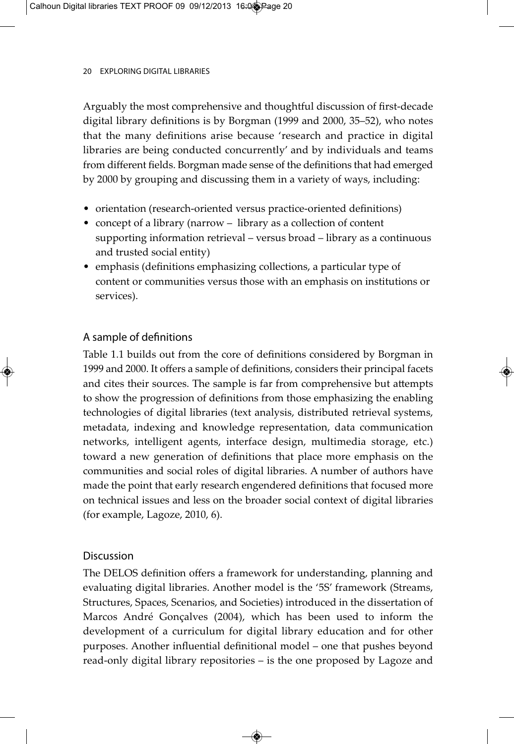Arguably the most comprehensive and thoughtful discussion of first-decade digital library definitions is by Borgman (1999 and 2000, 35–52), who notes that the many definitions arise because 'research and practice in digital libraries are being conducted concurrently' and by individuals and teams from different fields. Borgman made sense of the definitions that had emerged by 2000 by grouping and discussing them in a variety of ways, including:

- orientation (research-oriented versus practice-oriented definitions)
- concept of a library (narrow – library as a collection of content supporting information retrieval – versus broad – library as a continuous and trusted social entity)
- emphasis (definitions emphasizing collections, a particular type of content or communities versus those with an emphasis on institutions or services).

## A sample of definitions

Table 1.1 builds out from the core of definitions considered by Borgman in 1999 and 2000. It offers a sample of definitions, considers their principal facets and cites their sources. The sample is far from comprehensive but attempts to show the progression of definitions from those emphasizing the enabling technologies of digital libraries (text analysis, distributed retrieval systems, metadata, indexing and knowledge representation, data communication networks, intelligent agents, interface design, multimedia storage, etc.) toward a new generation of definitions that place more emphasis on the communities and social roles of digital libraries. A number of authors have made the point that early research engendered definitions that focused more on technical issues and less on the broader social context of digital libraries (for example, Lagoze, 2010, 6).

## Discussion

The DELOS definition offers a framework for understanding, planning and evaluating digital libraries. Another model is the '5S' framework (Streams, Structures, Spaces, Scenarios, and Societies) introduced in the dissertation of Marcos André Gonçalves (2004), which has been used to inform the development of a curriculum for digital library education and for other purposes. Another influential definitional model – one that pushes beyond read-only digital library repositories – is the one proposed by Lagoze and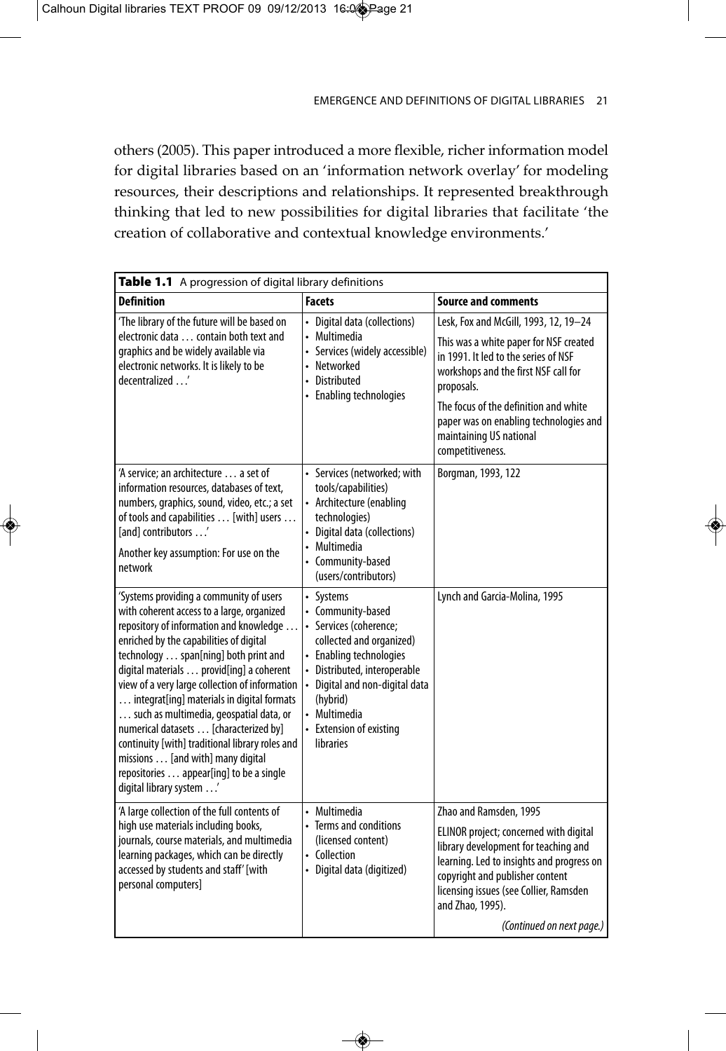others (2005). This paper introduced a more flexible, richer information model for digital libraries based on an 'information network overlay' for modeling resources, their descriptions and relationships. It represented breakthrough thinking that led to new possibilities for digital libraries that facilitate 'the creation of collaborative and contextual knowledge environments.'

**Table 1.1** A progression of digital library definitions

| Definition | Facets | Source and comments |
|---|---|---|
| 'The library of the future will be based on electronic data … contain both text and graphics and be widely available via electronic networks. It is likely to be decentralized …' | • Digital data (collections)<br>• Multimedia<br>• Services (widely accessible)<br>• Networked<br>• Distributed<br>• Enabling technologies | Lesk, Fox and McGill, 1993, 12, 19–24<br><br>This was a white paper for NSF created in 1991. It led to the series of NSF workshops and the first NSF call for proposals.<br><br>The focus of the definition and white paper was on enabling technologies and maintaining US national competitiveness. |
| 'A service; an architecture … a set of information resources, databases of text, numbers, graphics, sound, video, etc.; a set of tools and capabilities … [with] users … [and] contributors …'<br><br>Another key assumption: For use on the network | • Services (networked; with tools/capabilities)<br>• Architecture (enabling technologies)<br>• Digital data (collections)<br>• Multimedia<br>• Community-based (users/contributors) | Borgman, 1993, 122 |
| 'Systems providing a community of users with coherent access to a large, organized repository of information and knowledge … enriched by the capabilities of digital technology … span[ning] both print and digital materials … provid[ing] a coherent view of a very large collection of information … integrat[ing] materials in digital formats … such as multimedia, geospatial data, or numerical datasets … [characterized by] continuity [with] traditional library roles and missions … [and with] many digital repositories … appear[ing] to be a single digital library system …' | • Systems<br>• Community-based<br>• Services (coherence; collected and organized)<br>• Enabling technologies<br>• Distributed, interoperable<br>• Digital and non-digital data (hybrid)<br>• Multimedia<br>• Extension of existing libraries | Lynch and Garcia-Molina, 1995 |
| 'A large collection of the full contents of high use materials including books, journals, course materials, and multimedia learning packages, which can be directly accessed by students and staff' [with personal computers] | • Multimedia<br>• Terms and conditions (licensed content)<br>• Collection<br>• Digital data (digitized) | Zhao and Ramsden, 1995<br><br>ELINOR project; concerned with digital library development for teaching and learning. Led to insights and progress on copyright and publisher content licensing issues (see Collier, Ramsden and Zhao, 1995).<br><br>*(Continued on next page.)* |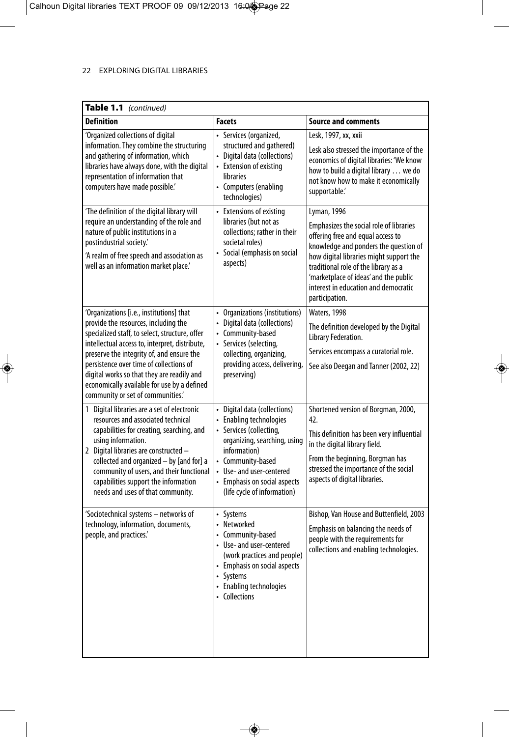**Table 1.1** *(continued)*

| Definition | Facets | Source and comments |
|---|---|---|
| 'Organized collections of digital information. They combine the structuring and gathering of information, which libraries have always done, with the digital representation of information that computers have made possible.' | • Services (organized, structured and gathered)<br>• Digital data (collections)<br>• Extension of existing libraries<br>• Computers (enabling technologies) | Lesk, 1997, xx, xxii<br><br>Lesk also stressed the importance of the economics of digital libraries: 'We know how to build a digital library … we do not know how to make it economically supportable.' |
| 'The definition of the digital library will require an understanding of the role and nature of public institutions in a postindustrial society.'<br><br>'A realm of free speech and association as well as an information market place.' | • Extensions of existing libraries (but not as collections; rather in their societal roles)<br>• Social (emphasis on social aspects) | Lyman, 1996<br><br>Emphasizes the social role of libraries offering free and equal access to knowledge and ponders the question of how digital libraries might support the traditional role of the library as a 'marketplace of ideas' and the public interest in education and democratic participation. |
| 'Organizations [i.e., institutions] that provide the resources, including the specialized staff, to select, structure, offer intellectual access to, interpret, distribute, preserve the integrity of, and ensure the persistence over time of collections of digital works so that they are readily and economically available for use by a defined community or set of communities.' | • Organizations (institutions)<br>• Digital data (collections)<br>• Community-based<br>• Services (selecting, collecting, organizing, providing access, delivering, preserving) | Waters, 1998<br><br>The definition developed by the Digital Library Federation.<br><br>Services encompass a curatorial role.<br><br>See also Deegan and Tanner (2002, 22) |
| 1 Digital libraries are a set of electronic resources and associated technical capabilities for creating, searching, and using information.<br>2 Digital libraries are constructed – collected and organized – by [and for] a community of users, and their functional capabilities support the information needs and uses of that community. | • Digital data (collections)<br>• Enabling technologies<br>• Services (collecting, organizing, searching, using information)<br>• Community-based<br>• Use- and user-centered<br>• Emphasis on social aspects (life cycle of information) | Shortened version of Borgman, 2000, 42.<br><br>This definition has been very influential in the digital library field.<br><br>From the beginning, Borgman has stressed the importance of the social aspects of digital libraries. |
| 'Sociotechnical systems – networks of technology, information, documents, people, and practices.' | • Systems<br>• Networked<br>• Community-based<br>• Use- and user-centered (work practices and people)<br>• Emphasis on social aspects<br>• Systems<br>• Enabling technologies<br>• Collections | Bishop, Van House and Buttenfield, 2003<br><br>Emphasis on balancing the needs of people with the requirements for collections and enabling technologies. |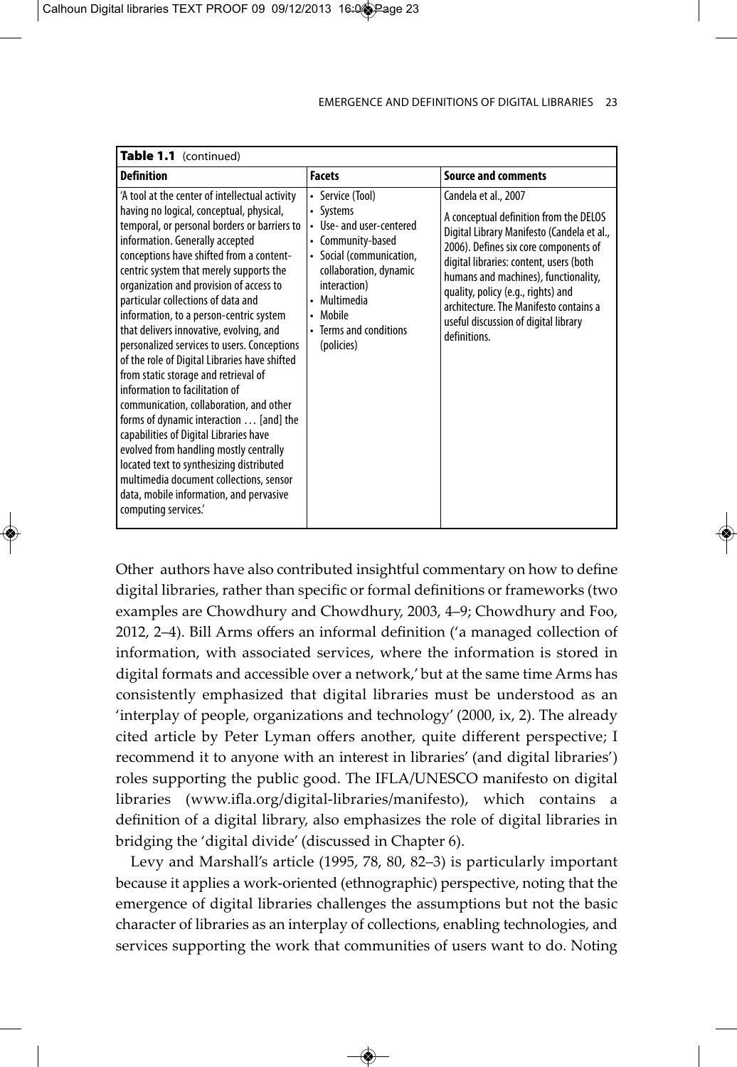**Table 1.1** (continued)

| Definition | Facets | Source and comments |
|---|---|---|
| 'A tool at the center of intellectual activity having no logical, conceptual, physical, temporal, or personal borders or barriers to information. Generally accepted conceptions have shifted from a content-centric system that merely supports the organization and provision of access to particular collections of data and information, to a person-centric system that delivers innovative, evolving, and personalized services to users. Conceptions of the role of Digital Libraries have shifted from static storage and retrieval of information to facilitation of communication, collaboration, and other forms of dynamic interaction … [and] the capabilities of Digital Libraries have evolved from handling mostly centrally located text to synthesizing distributed multimedia document collections, sensor data, mobile information, and pervasive computing services.' | • Service (Tool)<br>• Systems<br>• Use- and user-centered<br>• Community-based<br>• Social (communication, collaboration, dynamic interaction)<br>• Multimedia<br>• Mobile<br>• Terms and conditions (policies) | Candela et al., 2007<br><br>A conceptual definition from the DELOS Digital Library Manifesto (Candela et al., 2006). Defines six core components of digital libraries: content, users (both humans and machines), functionality, quality, policy (e.g., rights) and architecture. The Manifesto contains a useful discussion of digital library definitions. |

Other authors have also contributed insightful commentary on how to define digital libraries, rather than specific or formal definitions or frameworks (two examples are Chowdhury and Chowdhury, 2003, 4–9; Chowdhury and Foo, 2012, 2–4). Bill Arms offers an informal definition ('a managed collection of information, with associated services, where the information is stored in digital formats and accessible over a network,' but at the same time Arms has consistently emphasized that digital libraries must be understood as an 'interplay of people, organizations and technology' (2000, ix, 2). The already cited article by Peter Lyman offers another, quite different perspective; I recommend it to anyone with an interest in libraries' (and digital libraries') roles supporting the public good. The IFLA/UNESCO manifesto on digital libraries (www.ifla.org/digital-libraries/manifesto), which contains a definition of a digital library, also emphasizes the role of digital libraries in bridging the 'digital divide' (discussed in Chapter 6).

Levy and Marshall's article (1995, 78, 80, 82–3) is particularly important because it applies a work-oriented (ethnographic) perspective, noting that the emergence of digital libraries challenges the assumptions but not the basic character of libraries as an interplay of collections, enabling technologies, and services supporting the work that communities of users want to do. Noting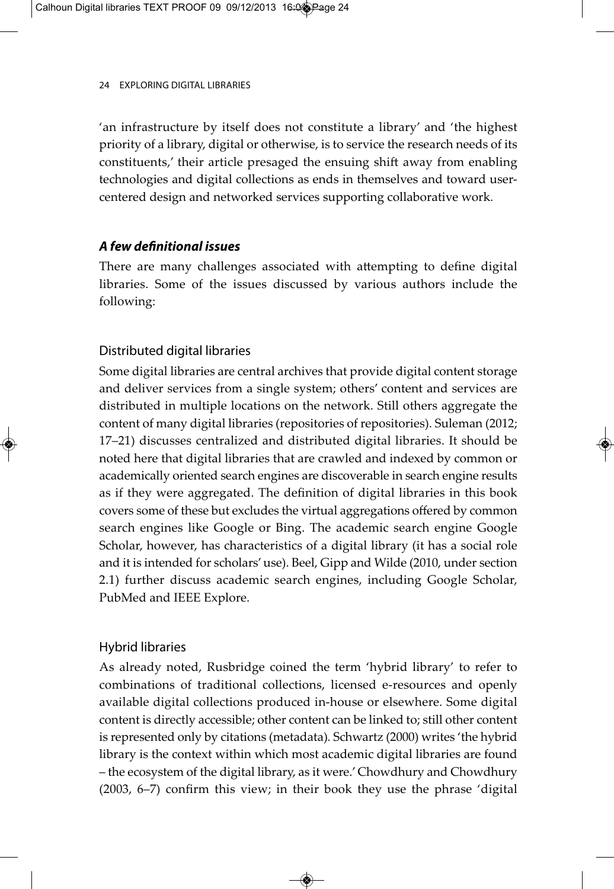'an infrastructure by itself does not constitute a library' and 'the highest priority of a library, digital or otherwise, is to service the research needs of its constituents,' their article presaged the ensuing shift away from enabling technologies and digital collections as ends in themselves and toward user-centered design and networked services supporting collaborative work.

### *A few definitional issues*

There are many challenges associated with attempting to define digital libraries. Some of the issues discussed by various authors include the following:

#### Distributed digital libraries

Some digital libraries are central archives that provide digital content storage and deliver services from a single system; others' content and services are distributed in multiple locations on the network. Still others aggregate the content of many digital libraries (repositories of repositories). Suleman (2012; 17–21) discusses centralized and distributed digital libraries. It should be noted here that digital libraries that are crawled and indexed by common or academically oriented search engines are discoverable in search engine results as if they were aggregated. The definition of digital libraries in this book covers some of these but excludes the virtual aggregations offered by common search engines like Google or Bing. The academic search engine Google Scholar, however, has characteristics of a digital library (it has a social role and it is intended for scholars' use). Beel, Gipp and Wilde (2010, under section 2.1) further discuss academic search engines, including Google Scholar, PubMed and IEEE Explore.

#### Hybrid libraries

As already noted, Rusbridge coined the term 'hybrid library' to refer to combinations of traditional collections, licensed e-resources and openly available digital collections produced in-house or elsewhere. Some digital content is directly accessible; other content can be linked to; still other content is represented only by citations (metadata). Schwartz (2000) writes 'the hybrid library is the context within which most academic digital libraries are found – the ecosystem of the digital library, as it were.' Chowdhury and Chowdhury (2003, 6–7) confirm this view; in their book they use the phrase 'digital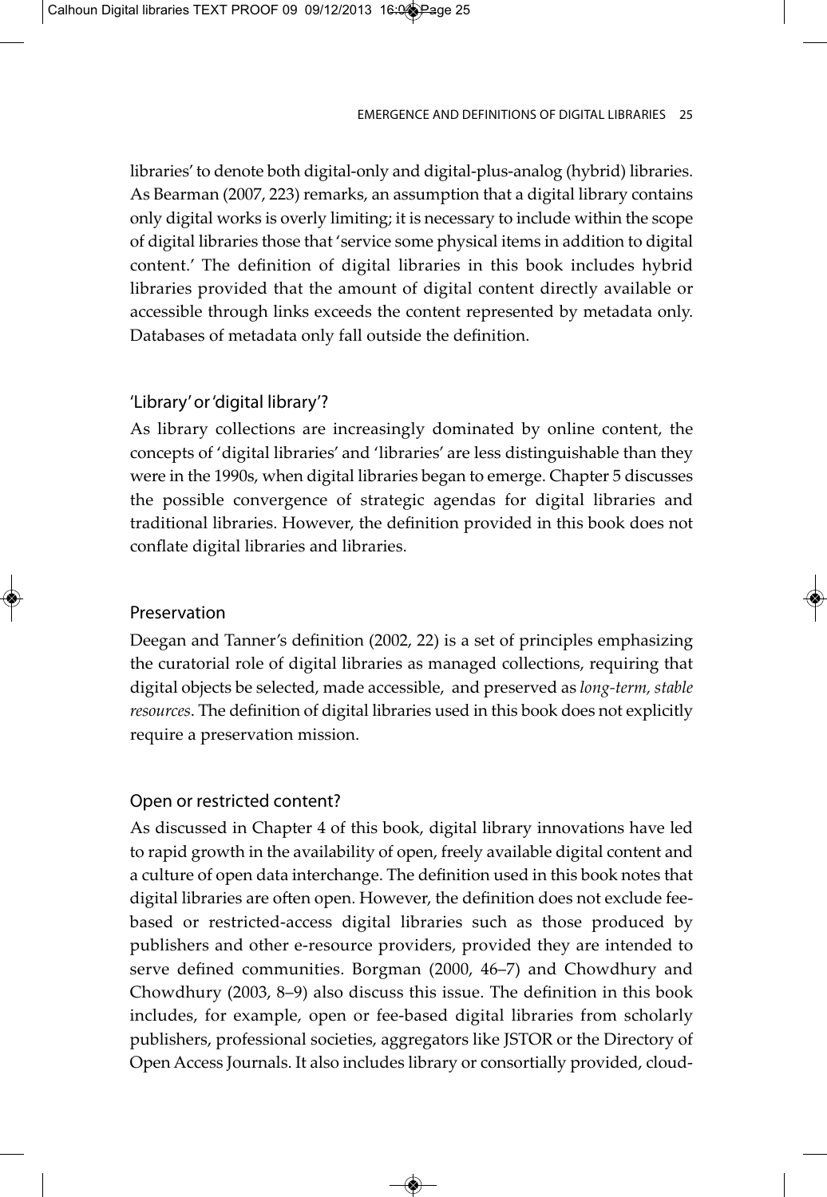libraries' to denote both digital-only and digital-plus-analog (hybrid) libraries. As Bearman (2007, 223) remarks, an assumption that a digital library contains only digital works is overly limiting; it is necessary to include within the scope of digital libraries those that 'service some physical items in addition to digital content.' The definition of digital libraries in this book includes hybrid libraries provided that the amount of digital content directly available or accessible through links exceeds the content represented by metadata only. Databases of metadata only fall outside the definition.

### 'Library' or 'digital library'?

As library collections are increasingly dominated by online content, the concepts of 'digital libraries' and 'libraries' are less distinguishable than they were in the 1990s, when digital libraries began to emerge. Chapter 5 discusses the possible convergence of strategic agendas for digital libraries and traditional libraries. However, the definition provided in this book does not conflate digital libraries and libraries.

### Preservation

Deegan and Tanner's definition (2002, 22) is a set of principles emphasizing the curatorial role of digital libraries as managed collections, requiring that digital objects be selected, made accessible, and preserved as *long-term, stable resources*. The definition of digital libraries used in this book does not explicitly require a preservation mission.

### Open or restricted content?

As discussed in Chapter 4 of this book, digital library innovations have led to rapid growth in the availability of open, freely available digital content and a culture of open data interchange. The definition used in this book notes that digital libraries are often open. However, the definition does not exclude fee-based or restricted-access digital libraries such as those produced by publishers and other e-resource providers, provided they are intended to serve defined communities. Borgman (2000, 46–7) and Chowdhury and Chowdhury (2003, 8–9) also discuss this issue. The definition in this book includes, for example, open or fee-based digital libraries from scholarly publishers, professional societies, aggregators like JSTOR or the Directory of Open Access Journals. It also includes library or consortially provided, cloud-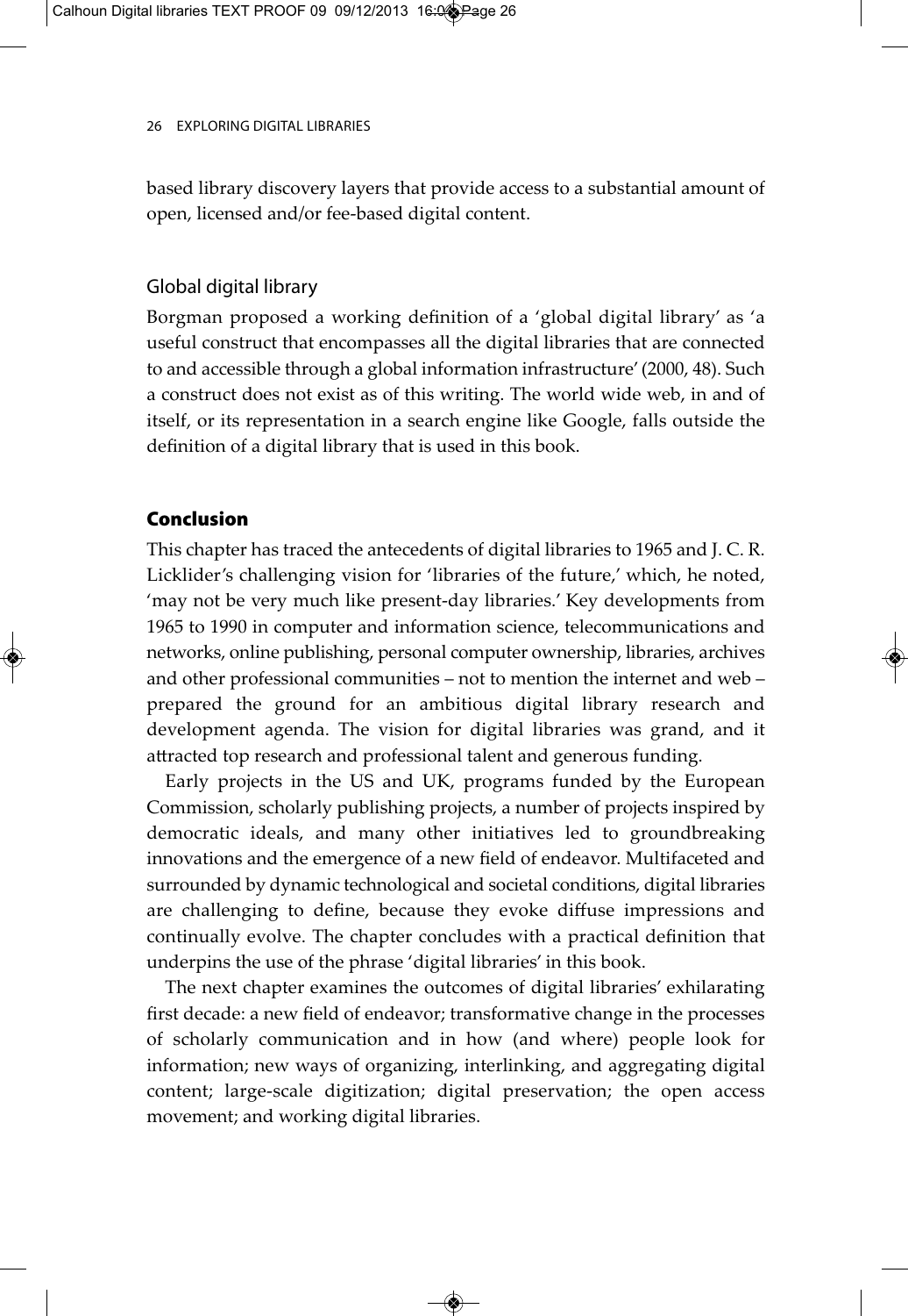based library discovery layers that provide access to a substantial amount of open, licensed and/or fee-based digital content.

### Global digital library

Borgman proposed a working definition of a 'global digital library' as 'a useful construct that encompasses all the digital libraries that are connected to and accessible through a global information infrastructure' (2000, 48). Such a construct does not exist as of this writing. The world wide web, in and of itself, or its representation in a search engine like Google, falls outside the definition of a digital library that is used in this book.

## Conclusion

This chapter has traced the antecedents of digital libraries to 1965 and J. C. R. Licklider's challenging vision for 'libraries of the future,' which, he noted, 'may not be very much like present-day libraries.' Key developments from 1965 to 1990 in computer and information science, telecommunications and networks, online publishing, personal computer ownership, libraries, archives and other professional communities – not to mention the internet and web – prepared the ground for an ambitious digital library research and development agenda. The vision for digital libraries was grand, and it attracted top research and professional talent and generous funding.

Early projects in the US and UK, programs funded by the European Commission, scholarly publishing projects, a number of projects inspired by democratic ideals, and many other initiatives led to groundbreaking innovations and the emergence of a new field of endeavor. Multifaceted and surrounded by dynamic technological and societal conditions, digital libraries are challenging to define, because they evoke diffuse impressions and continually evolve. The chapter concludes with a practical definition that underpins the use of the phrase 'digital libraries' in this book.

The next chapter examines the outcomes of digital libraries' exhilarating first decade: a new field of endeavor; transformative change in the processes of scholarly communication and in how (and where) people look for information; new ways of organizing, interlinking, and aggregating digital content; large-scale digitization; digital preservation; the open access movement; and working digital libraries.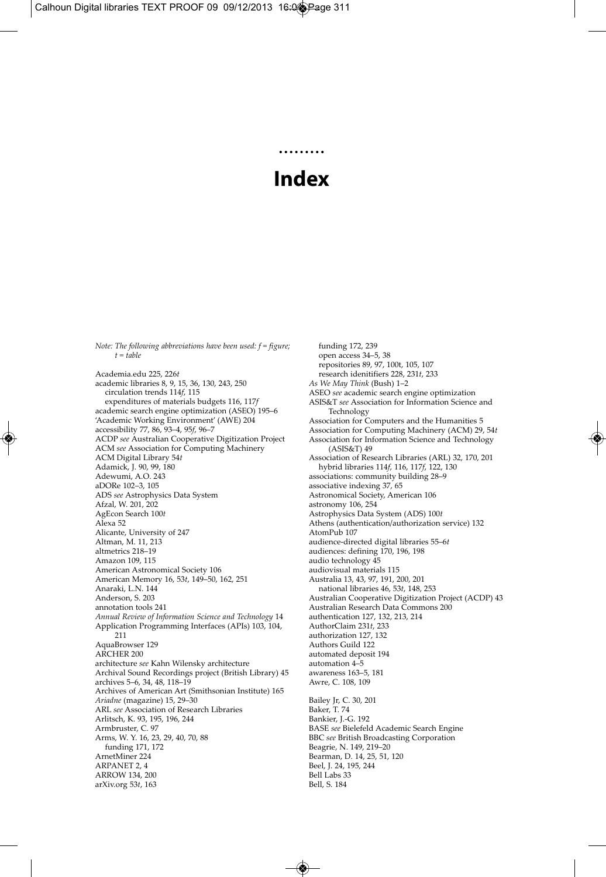# Index

*Note: The following abbreviations have been used: f = figure; t = table*

Academia.edu 225, 226*t*
academic libraries 8, 9, 15, 36, 130, 243, 250
  circulation trends 114*f*, 115
  expenditures of materials budgets 116, 117*f*
academic search engine optimization (ASEO) 195–6
'Academic Working Environment' (AWE) 204
accessibility 77, 86, 93–4, 95*f*, 96–7
ACDP *see* Australian Cooperative Digitization Project
ACM *see* Association for Computing Machinery
ACM Digital Library 54*t*
Adamick, J. 90, 99, 180
Adewumi, A.O. 243
aDORe 102–3, 105
ADS *see* Astrophysics Data System
Afzal, W. 201, 202
AgEcon Search 100*t*
Alexa 52
Alicante, University of 247
Altman, M. 11, 213
altmetrics 218–19
Amazon 109, 115
American Astronomical Society 106
American Memory 16, 53*t*, 149–50, 162, 251
Anaraki, L.N. 144
Anderson, S. 203
annotation tools 241
*Annual Review of Information Science and Technology* 14
Application Programming Interfaces (APIs) 103, 104, 211
AquaBrowser 129
ARCHER 200
architecture *see* Kahn Wilensky architecture
Archival Sound Recordings project (British Library) 45
archives 5–6, 34, 48, 118–19
Archives of American Art (Smithsonian Institute) 165
*Ariadne* (magazine) 15, 29–30
ARL *see* Association of Research Libraries
Arlitsch, K. 93, 195, 196, 244
Armbruster, C. 97
Arms, W. Y. 16, 23, 29, 40, 70, 88
  funding 171, 172
ArnetMiner 224
ARPANET 2, 4
ARROW 134, 200
arXiv.org 53*t*, 163
  funding 172, 239
  open access 34–5, 38
  repositories 89, 97, 100t, 105, 107
  research idenitifiers 228, 231*t*, 233
*As We May Think* (Bush) 1–2
ASEO *see* academic search engine optimization
ASIS&T *see* Association for Information Science and Technology
Association for Computers and the Humanities 5
Association for Computing Machinery (ACM) 29, 54*t*
Association for Information Science and Technology (ASIS&T) 49
Association of Research Libraries (ARL) 32, 170, 201
  hybrid libraries 114*f*, 116, 117*f*, 122, 130
associations: community building 28–9
associative indexing 37, 65
Astronomical Society, American 106
astronomy 106, 254
Astrophysics Data System (ADS) 100*t*
Athens (authentication/authorization service) 132
AtomPub 107
audience-directed digital libraries 55–6*t*
audiences: defining 170, 196, 198
audio technology 45
audiovisual materials 115
Australia 13, 43, 97, 191, 200, 201
  national libraries 46, 53*t*, 148, 253
Australian Cooperative Digitization Project (ACDP) 43
Australian Research Data Commons 200
authentication 127, 132, 213, 214
AuthorClaim 231*t*, 233
authorization 127, 132
Authors Guild 122
automated deposit 194
automation 4–5
awareness 163–5, 181
Awre, C. 108, 109

Bailey Jr, C. 30, 201
Baker, T. 74
Bankier, J.-G. 192
BASE *see* Bielefeld Academic Search Engine
BBC *see* British Broadcasting Corporation
Beagrie, N. 149, 219–20
Bearman, D. 14, 25, 51, 120
Beel, J. 24, 195, 244
Bell Labs 33
Bell, S. 184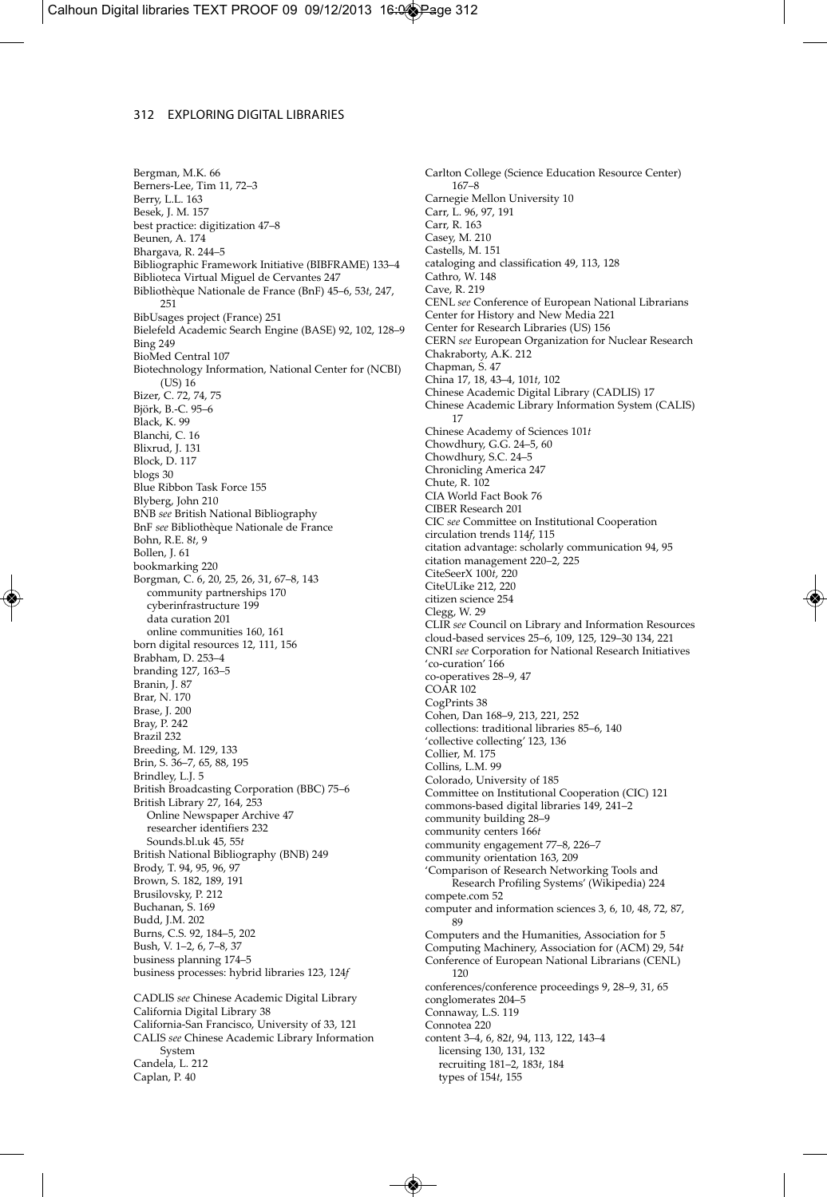Bergman, M.K. 66
Berners-Lee, Tim 11, 72–3
Berry, L.L. 163
Besek, J. M. 157
best practice: digitization 47–8
Beunen, A. 174
Bhargava, R. 244–5
Bibliographic Framework Initiative (BIBFRAME) 133–4
Biblioteca Virtual Miguel de Cervantes 247
Bibliothèque Nationale de France (BnF) 45–6, 53*t*, 247, 251
BibUsages project (France) 251
Bielefeld Academic Search Engine (BASE) 92, 102, 128–9
Bing 249
BioMed Central 107
Biotechnology Information, National Center for (NCBI) (US) 16
Bizer, C. 72, 74, 75
Björk, B.-C. 95–6
Black, K. 99
Blanchi, C. 16
Blixrud, J. 131
Block, D. 117
blogs 30
Blue Ribbon Task Force 155
Blyberg, John 210
BNB *see* British National Bibliography
BnF *see* Bibliothèque Nationale de France
Bohn, R.E. 8*t*, 9
Bollen, J. 61
bookmarking 220
Borgman, C. 6, 20, 25, 26, 31, 67–8, 143
  community partnerships 170
  cyberinfrastructure 199
  data curation 201
  online communities 160, 161
born digital resources 12, 111, 156
Brabham, D. 253–4
branding 127, 163–5
Branin, J. 87
Brar, N. 170
Brase, J. 200
Bray, P. 242
Brazil 232
Breeding, M. 129, 133
Brin, S. 36–7, 65, 88, 195
Brindley, L.J. 5
British Broadcasting Corporation (BBC) 75–6
British Library 27, 164, 253
  Online Newspaper Archive 47
  researcher identifiers 232
  Sounds.bl.uk 45, 55*t*
British National Bibliography (BNB) 249
Brody, T. 94, 95, 96, 97
Brown, S. 182, 189, 191
Brusilovsky, P. 212
Buchanan, S. 169
Budd, J.M. 202
Burns, C.S. 92, 184–5, 202
Bush, V. 1–2, 6, 7–8, 37
business planning 174–5
business processes: hybrid libraries 123, 124*f*

CADLIS *see* Chinese Academic Digital Library
California Digital Library 38
California-San Francisco, University of 33, 121
CALIS *see* Chinese Academic Library Information System
Candela, L. 212
Caplan, P. 40
Carlton College (Science Education Resource Center) 167–8
Carnegie Mellon University 10
Carr, L. 96, 97, 191
Carr, R. 163
Casey, M. 210
Castells, M. 151
cataloging and classification 49, 113, 128
Cathro, W. 148
Cave, R. 219
CENL *see* Conference of European National Librarians
Center for History and New Media 221
Center for Research Libraries (US) 156
CERN *see* European Organization for Nuclear Research
Chakraborty, A.K. 212
Chapman, S. 47
China 17, 18, 43–4, 101*t*, 102
Chinese Academic Digital Library (CADLIS) 17
Chinese Academic Library Information System (CALIS) 17
Chinese Academy of Sciences 101*t*
Chowdhury, G.G. 24–5, 60
Chowdhury, S.C. 24–5
Chronicling America 247
Chute, R. 102
CIA World Fact Book 76
CIBER Research 201
CIC *see* Committee on Institutional Cooperation
circulation trends 114*f*, 115
citation advantage: scholarly communication 94, 95
citation management 220–2, 225
CiteSeerX 100*t*, 220
CiteULike 212, 220
citizen science 254
Clegg, W. 29
CLIR *see* Council on Library and Information Resources
cloud-based services 25–6, 109, 125, 129–30 134, 221
CNRI *see* Corporation for National Research Initiatives
'co-curation' 166
co-operatives 28–9, 47
COAR 102
CogPrints 38
Cohen, Dan 168–9, 213, 221, 252
collections: traditional libraries 85–6, 140
'collective collecting' 123, 136
Collier, M. 175
Collins, L.M. 99
Colorado, University of 185
Committee on Institutional Cooperation (CIC) 121
commons-based digital libraries 149, 241–2
community building 28–9
community centers 166*t*
community engagement 77–8, 226–7
community orientation 163, 209
'Comparison of Research Networking Tools and Research Profiling Systems' (Wikipedia) 224
compete.com 52
computer and information sciences 3, 6, 10, 48, 72, 87, 89
Computers and the Humanities, Association for 5
Computing Machinery, Association for (ACM) 29, 54*t*
Conference of European National Librarians (CENL) 120
conferences/conference proceedings 9, 28–9, 31, 65
conglomerates 204–5
Connaway, L.S. 119
Connotea 220
content 3–4, 6, 82*t*, 94, 113, 122, 143–4
  licensing 130, 131, 132
  recruiting 181–2, 183*t*, 184
  types of 154*t*, 155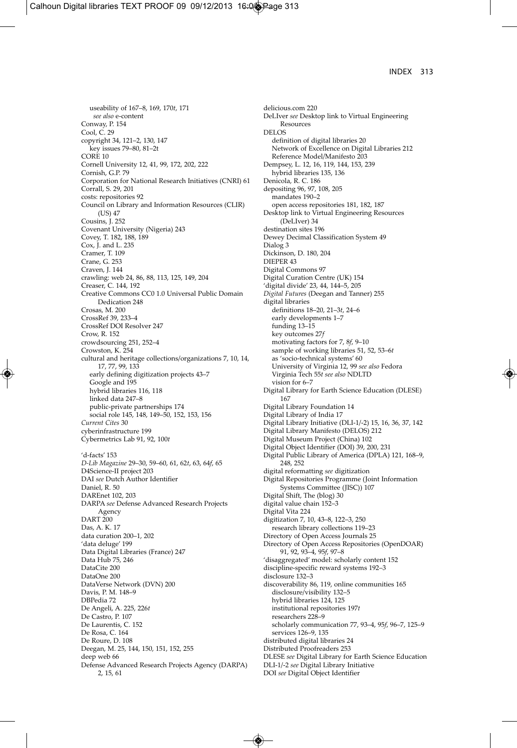useability of 167–8, 169, 170*t*, 171
  *see also* e-content
Conway, P. 154
Cool, C. 29
copyright 34, 121–2, 130, 147
  key issues 79–80, 81–2*t*
CORE 10
Cornell University 12, 41, 99, 172, 202, 222
Cornish, G.P. 79
Corporation for National Research Initiatives (CNRI) 61
Corrall, S. 29, 201
costs: repositories 92
Council on Library and Information Resources (CLIR) (US) 47
Cousins, J. 252
Covenant University (Nigeria) 243
Covey, T. 182, 188, 189
Cox, J. and L. 235
Cramer, T. 109
Crane, G. 253
Craven, J. 144
crawling: web 24, 86, 88, 113, 125, 149, 204
Creaser, C. 144, 192
Creative Commons CC0 1.0 Universal Public Domain Dedication 248
Crosas, M. 200
CrossRef 39, 233–4
CrossRef DOI Resolver 247
Crow, R. 152
crowdsourcing 251, 252–4
Crowston, K. 254
cultural and heritage collections/organizations 7, 10, 14, 17, 77, 99, 133
  early defining digitization projects 43–7
  Google and 195
  hybrid libraries 116, 118
  linked data 247–8
  public-private partnerships 174
  social role 145, 148, 149–50, 152, 153, 156
*Current Cites* 30
cyberinfrastructure 199
Cybermetrics Lab 91, 92, 100*t*

'd-facts' 153
*D-Lib Magazine* 29–30, 59–60, 61, 62*t*, 63, 64*f*, 65
D4Science-II project 203
DAI *see* Dutch Author Identifier
Daniel, R. 50
DAREnet 102, 203
DARPA *see* Defense Advanced Research Projects Agency
DART 200
Das, A. K. 17
data curation 200–1, 202
'data deluge' 199
Data Digital Libraries (France) 247
Data Hub 75, 246
DataCite 200
DataOne 200
DataVerse Network (DVN) 200
Davis, P. M. 148–9
DBPedia 72
De Angeli, A. 225, 226*t*
De Castro, P. 107
De Laurentis, C. 152
De Rosa, C. 164
De Roure, D. 108
Deegan, M. 25, 144, 150, 151, 152, 255
deep web 66
Defense Advanced Research Projects Agency (DARPA) 2, 15, 61

delicious.com 220
DeLIver *see* Desktop link to Virtual Engineering Resources
DELOS
  definition of digital libraries 20
  Network of Excellence on Digital Libraries 212
  Reference Model/Manifesto 203
Dempsey, L. 12, 16, 119, 144, 153, 239
  hybrid libraries 135, 136
Denicola, R. C. 186
depositing 96, 97, 108, 205
  mandates 190–2
  open access repositories 181, 182, 187
Desktop link to Virtual Engineering Resources (DeLIver) 34
destination sites 196
Dewey Decimal Classification System 49
Dialog 3
Dickinson, D. 180, 204
DIEPER 43
Digital Commons 97
Digital Curation Centre (UK) 154
'digital divide' 23, 44, 144–5, 205
*Digital Futures* (Deegan and Tanner) 255
digital libraries
  definitions 18–20, 21–3*t*, 24–6
  early developments 1–7
  funding 13–15
  key outcomes 27*f*
  motivating factors for 7, 8*f*, 9–10
  sample of working libraries 51, 52, 53–6*t*
  as 'socio-technical systems' 60
  University of Virginia 12, 99 *see also* Fedora
  Virginia Tech 55*t* *see also* NDLTD
  vision for 6–7
Digital Library for Earth Science Education (DLESE) 167
Digital Library Foundation 14
Digital Library of India 17
Digital Library Initiative (DLI-1/-2) 15, 16, 36, 37, 142
Digital Library Manifesto (DELOS) 212
Digital Museum Project (China) 102
Digital Object Identifier (DOI) 39, 200, 231
Digital Public Library of America (DPLA) 121, 168–9, 248, 252
digital reformatting *see* digitization
Digital Repositories Programme (Joint Information Systems Committee (JISC)) 107
Digital Shift, The (blog) 30
digital value chain 152–3
Digital Vita 224
digitization 7, 10, 43–8, 122–3, 250
  research library collections 119–23
Directory of Open Access Journals 25
Directory of Open Access Repositories (OpenDOAR) 91, 92, 93–4, 95*f*, 97–8
'disaggregated' model: scholarly content 152
discipline-specific reward systems 192–3
disclosure 132–3
discoverability 86, 119, online communities 165
  disclosure/visibility 132–5
  hybrid libraries 124, 125
  institutional repositories 197*t*
  researchers 228–9
  scholarly communication 77, 93–4, 95*f*, 96–7, 125–9
  services 126–9, 135
distributed digital libraries 24
Distributed Proofreaders 253
DLESE *see* Digital Library for Earth Science Education
DLI-1/-2 *see* Digital Library Initiative
DOI *see* Digital Object Identifier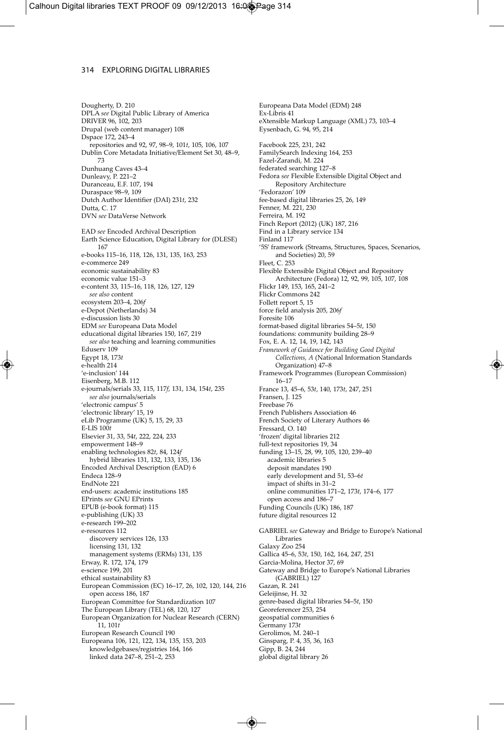Dougherty, D. 210
DPLA *see* Digital Public Library of America
DRIVER 96, 102, 203
Drupal (web content manager) 108
Dspace 172, 243–4
  repositories and 92, 97, 98–9, 101*t*, 105, 106, 107
Dublin Core Metadata Initiative/Element Set 30, 48–9, 73
Dunhuang Caves 43–4
Dunleavy, P. 221–2
Duranceau, E.F. 107, 194
Duraspace 98–9, 109
Dutch Author Identifier (DAI) 231*t*, 232
Dutta, C. 17
DVN *see* DataVerse Network

EAD *see* Encoded Archival Description
Earth Science Education, Digital Library for (DLESE) 167
e-books 115–16, 118, 126, 131, 135, 163, 253
e-commerce 249
economic sustainability 83
economic value 151–3
e-content 33, 115–16, 118, 126, 127, 129
  *see also* content
ecosystem 203–4, 206*f*
e-Depot (Netherlands) 34
e-discussion lists 30
EDM *see* Europeana Data Model
educational digital libraries 150, 167, 219
  *see also* teaching and learning communities
Eduserv 109
Egypt 18, 173*t*
e-health 214
'e-inclusion' 144
Eisenberg, M.B. 112
e-journals/serials 33, 115, 117*f*, 131, 134, 154*t*, 235
  *see also* journals/serials
'electronic campus' 5
'electronic library' 15, 19
eLib Programme (UK) 5, 15, 29, 33
E-LIS 100*t*
Elsevier 31, 33, 54*t*, 222, 224, 233
empowerment 148–9
enabling technologies 82*t*, 84, 124*f*
  hybrid libraries 131, 132, 133, 135, 136
Encoded Archival Description (EAD) 6
Endeca 128–9
EndNote 221
end-users: academic institutions 185
EPrints *see* GNU EPrints
EPUB (e-book format) 115
e-publishing (UK) 33
e-research 199–202
e-resources 112
  discovery services 126, 133
  licensing 131, 132
  management systems (ERMs) 131, 135
Erway, R. 172, 174, 179
e-science 199, 201
ethical sustainability 83
European Commission (EC) 16–17, 26, 102, 120, 144, 216
  open access 186, 187
European Committee for Standardization 107
The European Library (TEL) 68, 120, 127
European Organization for Nuclear Research (CERN) 11, 101*t*
European Research Council 190
Europeana 106, 121, 122, 134, 135, 153, 203
  knowledgebases/registries 164, 166
  linked data 247–8, 251–2, 253

Europeana Data Model (EDM) 248
Ex-Libris 41
eXtensible Markup Language (XML) 73, 103–4
Eysenbach, G. 94, 95, 214

Facebook 225, 231, 242
FamilySearch Indexing 164, 253
Fazel-Zarandi, M. 224
federated searching 127–8
Fedora *see* Flexible Extensible Digital Object and Repository Architecture
'Fedorazon' 109
fee-based digital libraries 25, 26, 149
Fenner, M. 221, 230
Ferreira, M. 192
Finch Report (2012) (UK) 187, 216
Find in a Library service 134
Finland 117
'5S' framework (Streams, Structures, Spaces, Scenarios, and Societies) 20, 59
Fleet, C. 253
Flexible Extensible Digital Object and Repository Architecture (Fedora) 12, 92, 99, 105, 107, 108
Flickr 149, 153, 165, 241–2
Flickr Commons 242
Follett report 5, 15
force field analysis 205, 206*f*
Foresite 106
format-based digital libraries 54–5*t*, 150
foundations: community building 28–9
Fox, E. A. 12, 14, 19, 142, 143
*Framework of Guidance for Building Good Digital Collections, A* (National Information Standards Organization) 47–8
Framework Programmes (European Commission) 16–17
France 13, 45–6, 53*t*, 140, 173*t*, 247, 251
Fransen, J. 125
Freebase 76
French Publishers Association 46
French Society of Literary Authors 46
Fressard, O. 140
'frozen' digital libraries 212
full-text repositories 19, 34
funding 13–15, 28, 99, 105, 120, 239–40
  academic libraries 5
  deposit mandates 190
  early development and 51, 53–6*t*
  impact of shifts in 31–2
  online communities 171–2, 173*t*, 174–6, 177
  open access and 186–7
Funding Councils (UK) 186, 187
future digital resources 12

GABRIEL *see* Gateway and Bridge to Europe's National Libraries
Galaxy Zoo 254
Gallica 45–6, 53*t*, 150, 162, 164, 247, 251
Garcia-Molina, Hector 37, 69
Gateway and Bridge to Europe's National Libraries (GABRIEL) 127
Gazan, R. 241
Geleijnse, H. 32
genre-based digital libraries 54–5*t*, 150
Georeferencer 253, 254
geospatial communities 6
Germany 173*t*
Gerolimos, M. 240–1
Ginsparg, P. 4, 35, 36, 163
Gipp, B. 24, 244
global digital library 26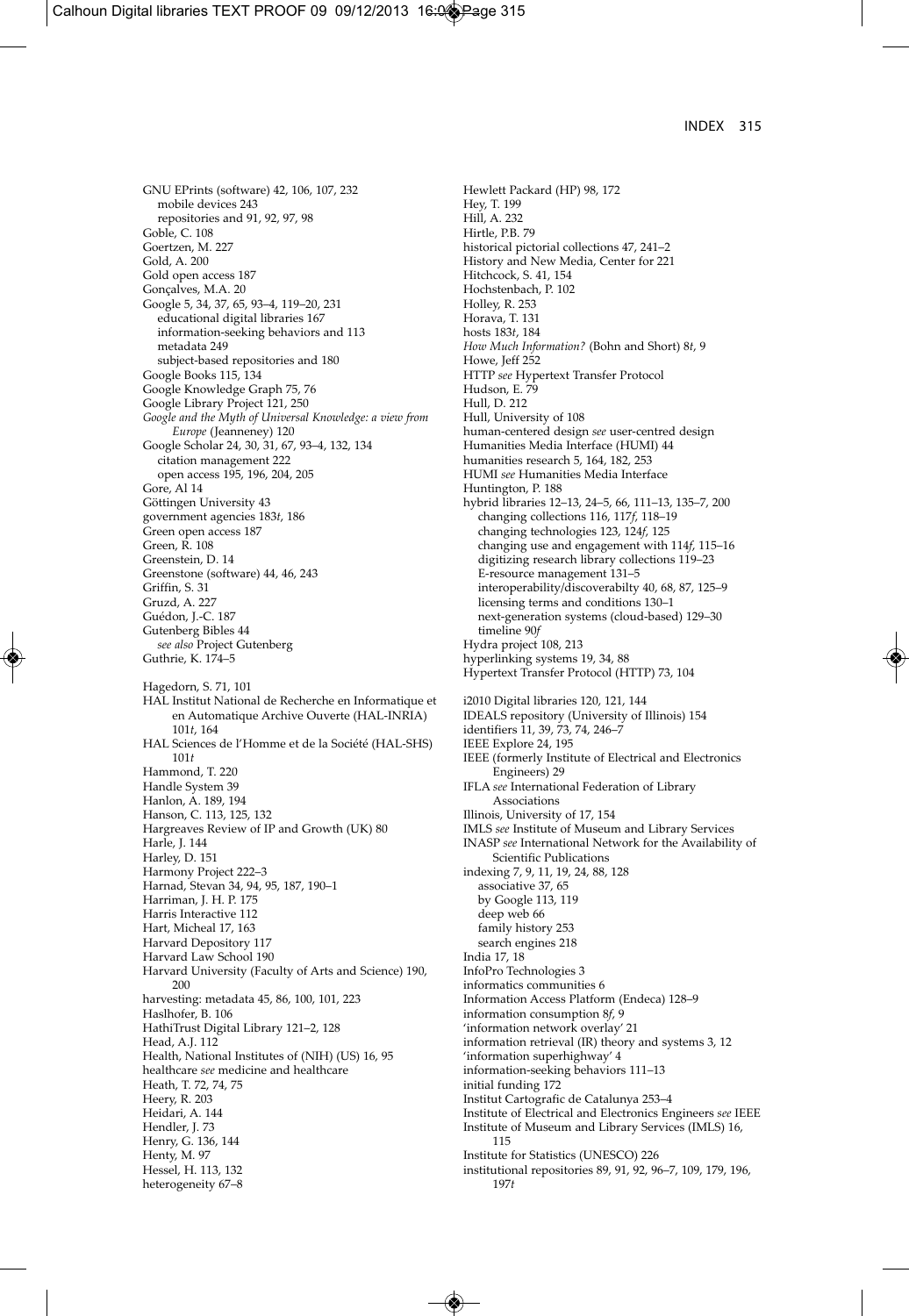GNU EPrints (software) 42, 106, 107, 232
  mobile devices 243
  repositories and 91, 92, 97, 98
Goble, C. 108
Goertzen, M. 227
Gold, A. 200
Gold open access 187
Gonçalves, M.A. 20
Google 5, 34, 37, 65, 93–4, 119–20, 231
  educational digital libraries 167
  information-seeking behaviors and 113
  metadata 249
  subject-based repositories and 180
Google Books 115, 134
Google Knowledge Graph 75, 76
Google Library Project 121, 250
*Google and the Myth of Universal Knowledge: a view from Europe* (Jeanneney) 120
Google Scholar 24, 30, 31, 67, 93–4, 132, 134
  citation management 222
  open access 195, 196, 204, 205
Gore, Al 14
Göttingen University 43
government agencies 183*t*, 186
Green open access 187
Green, R. 108
Greenstein, D. 14
Greenstone (software) 44, 46, 243
Griffin, S. 31
Gruzd, A. 227
Guédon, J.-C. 187
Gutenberg Bibles 44
  *see also* Project Gutenberg
Guthrie, K. 174–5

Hagedorn, S. 71, 101
HAL Institut National de Recherche en Informatique et en Automatique Archive Ouverte (HAL-INRIA) 101*t*, 164
HAL Sciences de l'Homme et de la Société (HAL-SHS) 101*t*
Hammond, T. 220
Handle System 39
Hanlon, A. 189, 194
Hanson, C. 113, 125, 132
Hargreaves Review of IP and Growth (UK) 80
Harle, J. 144
Harley, D. 151
Harmony Project 222–3
Harnad, Stevan 34, 94, 95, 187, 190–1
Harriman, J. H. P. 175
Harris Interactive 112
Hart, Micheal 17, 163
Harvard Depository 117
Harvard Law School 190
Harvard University (Faculty of Arts and Science) 190, 200
harvesting: metadata 45, 86, 100, 101, 223
Haslhofer, B. 106
HathiTrust Digital Library 121–2, 128
Head, A.J. 112
Health, National Institutes of (NIH) (US) 16, 95
healthcare *see* medicine and healthcare
Heath, T. 72, 74, 75
Heery, R. 203
Heidari, A. 144
Hendler, J. 73
Henry, G. 136, 144
Henty, M. 97
Hessel, H. 113, 132
heterogeneity 67–8
Hewlett Packard (HP) 98, 172
Hey, T. 199
Hill, A. 232
Hirtle, P.B. 79
historical pictorial collections 47, 241–2
History and New Media, Center for 221
Hitchcock, S. 41, 154
Hochstenbach, P. 102
Holley, R. 253
Horava, T. 131
hosts 183*t*, 184
*How Much Information?* (Bohn and Short) 8*t*, 9
Howe, Jeff 252
HTTP *see* Hypertext Transfer Protocol
Hudson, E. 79
Hull, D. 212
Hull, University of 108
human-centered design *see* user-centred design
Humanities Media Interface (HUMI) 44
humanities research 5, 164, 182, 253
HUMI *see* Humanities Media Interface
Huntington, P. 188
hybrid libraries 12–13, 24–5, 66, 111–13, 135–7, 200
  changing collections 116, 117*f*, 118–19
  changing technologies 123, 124*f*, 125
  changing use and engagement with 114*f*, 115–16
  digitizing research library collections 119–23
  E-resource management 131–5
  interoperability/discoverabilty 40, 68, 87, 125–9
  licensing terms and conditions 130–1
  next-generation systems (cloud-based) 129–30
  timeline 90*f*
Hydra project 108, 213
hyperlinking systems 19, 34, 88
Hypertext Transfer Protocol (HTTP) 73, 104

i2010 Digital libraries 120, 121, 144
IDEALS repository (University of Illinois) 154
identifiers 11, 39, 73, 74, 246–7
IEEE Explore 24, 195
IEEE (formerly Institute of Electrical and Electronics Engineers) 29
IFLA *see* International Federation of Library Associations
Illinois, University of 17, 154
IMLS *see* Institute of Museum and Library Services
INASP *see* International Network for the Availability of Scientific Publications
indexing 7, 9, 11, 19, 24, 88, 128
  associative 37, 65
  by Google 113, 119
  deep web 66
  family history 253
  search engines 218
India 17, 18
InfoPro Technologies 3
informatics communities 6
Information Access Platform (Endeca) 128–9
information consumption 8*f*, 9
'information network overlay' 21
information retrieval (IR) theory and systems 3, 12
'information superhighway' 4
information-seeking behaviors 111–13
initial funding 172
Institut Cartografic de Catalunya 253–4
Institute of Electrical and Electronics Engineers *see* IEEE
Institute of Museum and Library Services (IMLS) 16, 115
Institute for Statistics (UNESCO) 226
institutional repositories 89, 91, 92, 96–7, 109, 179, 196, 197*t*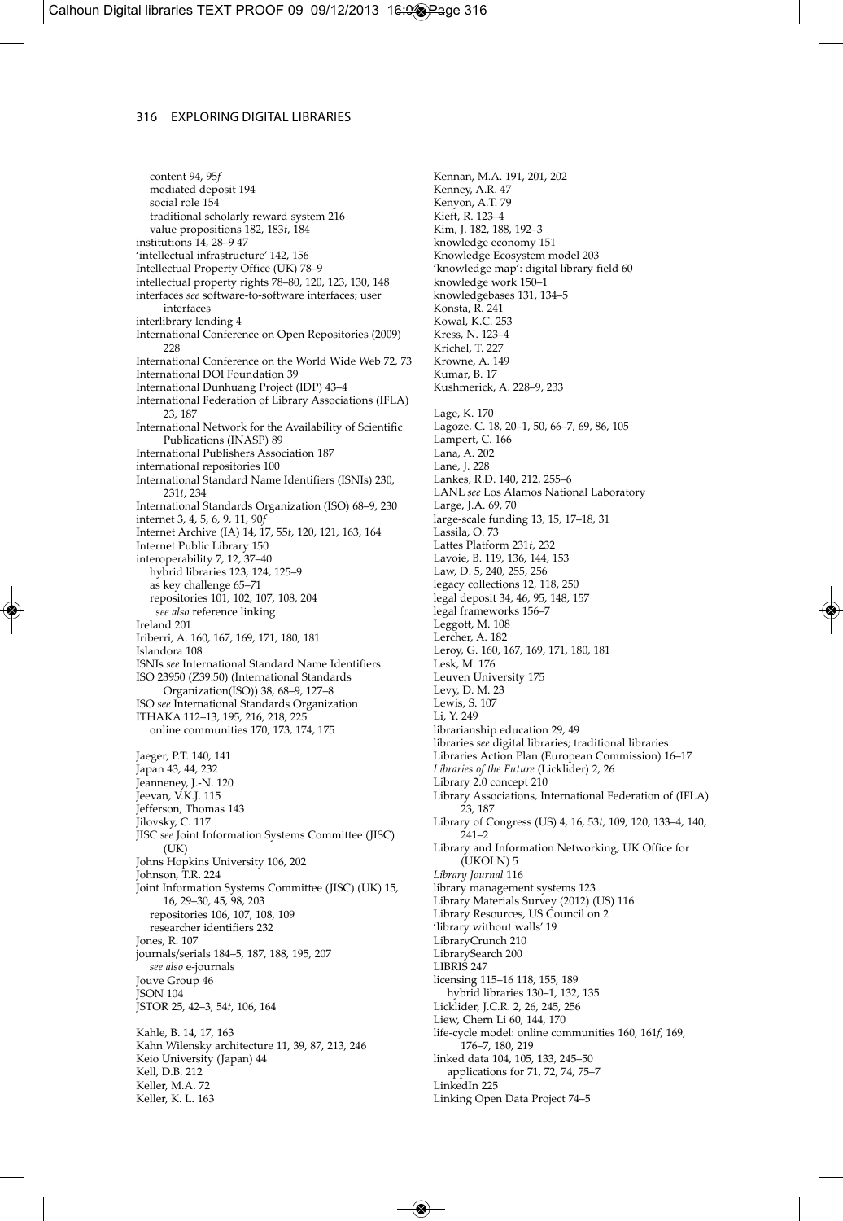content 94, 95*f*
mediated deposit 194
social role 154
traditional scholarly reward system 216
value propositions 182, 183*t*, 184
institutions 14, 28–9 47
'intellectual infrastructure' 142, 156
Intellectual Property Office (UK) 78–9
intellectual property rights 78–80, 120, 123, 130, 148
interfaces *see* software-to-software interfaces; user interfaces
interlibrary lending 4
International Conference on Open Repositories (2009) 228
International Conference on the World Wide Web 72, 73
International DOI Foundation 39
International Dunhuang Project (IDP) 43–4
International Federation of Library Associations (IFLA) 23, 187
International Network for the Availability of Scientific Publications (INASP) 89
International Publishers Association 187
international repositories 100
International Standard Name Identifiers (ISNIs) 230, 231*t*, 234
International Standards Organization (ISO) 68–9, 230
internet 3, 4, 5, 6, 9, 11, 90*f*
Internet Archive (IA) 14, 17, 55*t*, 120, 121, 163, 164
Internet Public Library 150
interoperability 7, 12, 37–40
hybrid libraries 123, 124, 125–9
as key challenge 65–71
repositories 101, 102, 107, 108, 204
*see also* reference linking
Ireland 201
Iriberri, A. 160, 167, 169, 171, 180, 181
Islandora 108
ISNIs *see* International Standard Name Identifiers
ISO 23950 (Z39.50) (International Standards Organization(ISO)) 38, 68–9, 127–8
ISO *see* International Standards Organization
ITHAKA 112–13, 195, 216, 218, 225
online communities 170, 173, 174, 175

Jaeger, P.T. 140, 141
Japan 43, 44, 232
Jeanneney, J.-N. 120
Jeevan, V.K.J. 115
Jefferson, Thomas 143
Jilovsky, C. 117
JISC *see* Joint Information Systems Committee (JISC) (UK)
Johns Hopkins University 106, 202
Johnson, T.R. 224
Joint Information Systems Committee (JISC) (UK) 15, 16, 29–30, 45, 98, 203
repositories 106, 107, 108, 109
researcher identifiers 232
Jones, R. 107
journals/serials 184–5, 187, 188, 195, 207
*see also* e-journals
Jouve Group 46
JSON 104
JSTOR 25, 42–3, 54*t*, 106, 164

Kahle, B. 14, 17, 163
Kahn Wilensky architecture 11, 39, 87, 213, 246
Keio University (Japan) 44
Kell, D.B. 212
Keller, M.A. 72
Keller, K. L. 163
Kennan, M.A. 191, 201, 202
Kenney, A.R. 47
Kenyon, A.T. 79
Kieft, R. 123–4
Kim, J. 182, 188, 192–3
knowledge economy 151
Knowledge Ecosystem model 203
'knowledge map': digital library field 60
knowledge work 150–1
knowledgebases 131, 134–5
Konsta, R. 241
Kowal, K.C. 253
Kress, N. 123–4
Krichel, T. 227
Krowne, A. 149
Kumar, B. 17
Kushmerick, A. 228–9, 233

Lage, K. 170
Lagoze, C. 18, 20–1, 50, 66–7, 69, 86, 105
Lampert, C. 166
Lana, A. 202
Lane, J. 228
Lankes, R.D. 140, 212, 255–6
LANL *see* Los Alamos National Laboratory
Large, J.A. 69, 70
large-scale funding 13, 15, 17–18, 31
Lassila, O. 73
Lattes Platform 231*t*, 232
Lavoie, B. 119, 136, 144, 153
Law, D. 5, 240, 255, 256
legacy collections 12, 118, 250
legal deposit 34, 46, 95, 148, 157
legal frameworks 156–7
Leggott, M. 108
Lercher, A. 182
Leroy, G. 160, 167, 169, 171, 180, 181
Lesk, M. 176
Leuven University 175
Levy, D. M. 23
Lewis, S. 107
Li, Y. 249
librarianship education 29, 49
libraries *see* digital libraries; traditional libraries
Libraries Action Plan (European Commission) 16–17
*Libraries of the Future* (Licklider) 2, 26
Library 2.0 concept 210
Library Associations, International Federation of (IFLA) 23, 187
Library of Congress (US) 4, 16, 53*t*, 109, 120, 133–4, 140, 241–2
Library and Information Networking, UK Office for (UKOLN) 5
*Library Journal* 116
library management systems 123
Library Materials Survey (2012) (US) 116
Library Resources, US Council on 2
'library without walls' 19
LibraryCrunch 210
LibrarySearch 200
LIBRIS 247
licensing 115–16 118, 155, 189
hybrid libraries 130–1, 132, 135
Licklider, J.C.R. 2, 26, 245, 256
Liew, Chern Li 60, 144, 170
life-cycle model: online communities 160, 161*f*, 169, 176–7, 180, 219
linked data 104, 105, 133, 245–50
applications for 71, 72, 74, 75–7
LinkedIn 225
Linking Open Data Project 74–5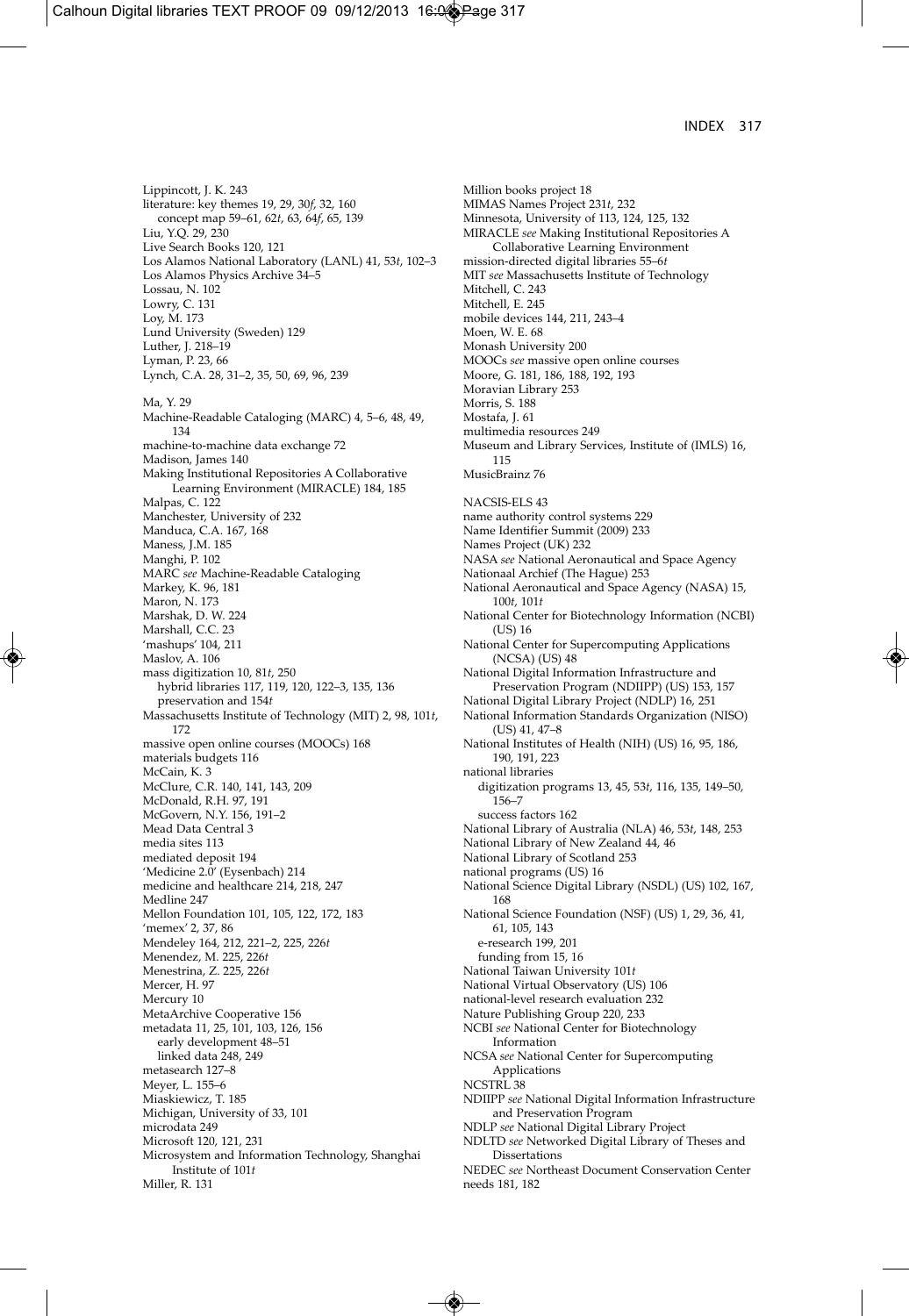Lippincott, J. K. 243
literature: key themes 19, 29, 30*f*, 32, 160
  concept map 59–61, 62*t*, 63, 64*f*, 65, 139
Liu, Y.Q. 29, 230
Live Search Books 120, 121
Los Alamos National Laboratory (LANL) 41, 53*t*, 102–3
Los Alamos Physics Archive 34–5
Lossau, N. 102
Lowry, C. 131
Loy, M. 173
Lund University (Sweden) 129
Luther, J. 218–19
Lyman, P. 23, 66
Lynch, C.A. 28, 31–2, 35, 50, 69, 96, 239

Ma, Y. 29
Machine-Readable Cataloging (MARC) 4, 5–6, 48, 49, 134
machine-to-machine data exchange 72
Madison, James 140
Making Institutional Repositories A Collaborative Learning Environment (MIRACLE) 184, 185
Malpas, C. 122
Manchester, University of 232
Manduca, C.A. 167, 168
Maness, J.M. 185
Manghi, P. 102
MARC *see* Machine-Readable Cataloging
Markey, K. 96, 181
Maron, N. 173
Marshak, D. W. 224
Marshall, C.C. 23
'mashups' 104, 211
Maslov, A. 106
mass digitization 10, 81*t*, 250
  hybrid libraries 117, 119, 120, 122–3, 135, 136
  preservation and 154*t*
Massachusetts Institute of Technology (MIT) 2, 98, 101*t*, 172
massive open online courses (MOOCs) 168
materials budgets 116
McCain, K. 3
McClure, C.R. 140, 141, 143, 209
McDonald, R.H. 97, 191
McGovern, N.Y. 156, 191–2
Mead Data Central 3
media sites 113
mediated deposit 194
'Medicine 2.0' (Eysenbach) 214
medicine and healthcare 214, 218, 247
Medline 247
Mellon Foundation 101, 105, 122, 172, 183
'memex' 2, 37, 86
Mendeley 164, 212, 221–2, 225, 226*t*
Menendez, M. 225, 226*t*
Menestrina, Z. 225, 226*t*
Mercer, H. 97
Mercury 10
MetaArchive Cooperative 156
metadata 11, 25, 101, 103, 126, 156
  early development 48–51
  linked data 248, 249
metasearch 127–8
Meyer, L. 155–6
Miaskiewicz, T. 185
Michigan, University of 33, 101
microdata 249
Microsoft 120, 121, 231
Microsystem and Information Technology, Shanghai Institute of 101*t*
Miller, R. 131
Million books project 18
MIMAS Names Project 231*t*, 232
Minnesota, University of 113, 124, 125, 132
MIRACLE *see* Making Institutional Repositories A Collaborative Learning Environment
mission-directed digital libraries 55–6*t*
MIT *see* Massachusetts Institute of Technology
Mitchell, C. 243
Mitchell, E. 245
mobile devices 144, 211, 243–4
Moen, W. E. 68
Monash University 200
MOOCs *see* massive open online courses
Moore, G. 181, 186, 188, 192, 193
Moravian Library 253
Morris, S. 188
Mostafa, J. 61
multimedia resources 249
Museum and Library Services, Institute of (IMLS) 16, 115
MusicBrainz 76

NACSIS-ELS 43
name authority control systems 229
Name Identifier Summit (2009) 233
Names Project (UK) 232
NASA *see* National Aeronautical and Space Agency
Nationaal Archief (The Hague) 253
National Aeronautical and Space Agency (NASA) 15, 100*t*, 101*t*
National Center for Biotechnology Information (NCBI) (US) 16
National Center for Supercomputing Applications (NCSA) (US) 48
National Digital Information Infrastructure and Preservation Program (NDIIPP) (US) 153, 157
National Digital Library Project (NDLP) 16, 251
National Information Standards Organization (NISO) (US) 41, 47–8
National Institutes of Health (NIH) (US) 16, 95, 186, 190, 191, 223
national libraries
  digitization programs 13, 45, 53*t*, 116, 135, 149–50, 156–7
  success factors 162
National Library of Australia (NLA) 46, 53*t*, 148, 253
National Library of New Zealand 44, 46
National Library of Scotland 253
national programs (US) 16
National Science Digital Library (NSDL) (US) 102, 167, 168
National Science Foundation (NSF) (US) 1, 29, 36, 41, 61, 105, 143
  e-research 199, 201
  funding from 15, 16
National Taiwan University 101*t*
National Virtual Observatory (US) 106
national-level research evaluation 232
Nature Publishing Group 220, 233
NCBI *see* National Center for Biotechnology Information
NCSA *see* National Center for Supercomputing Applications
NCSTRL 38
NDIIPP *see* National Digital Information Infrastructure and Preservation Program
NDLP *see* National Digital Library Project
NDLTD *see* Networked Digital Library of Theses and Dissertations
NEDEC *see* Northeast Document Conservation Center
needs 181, 182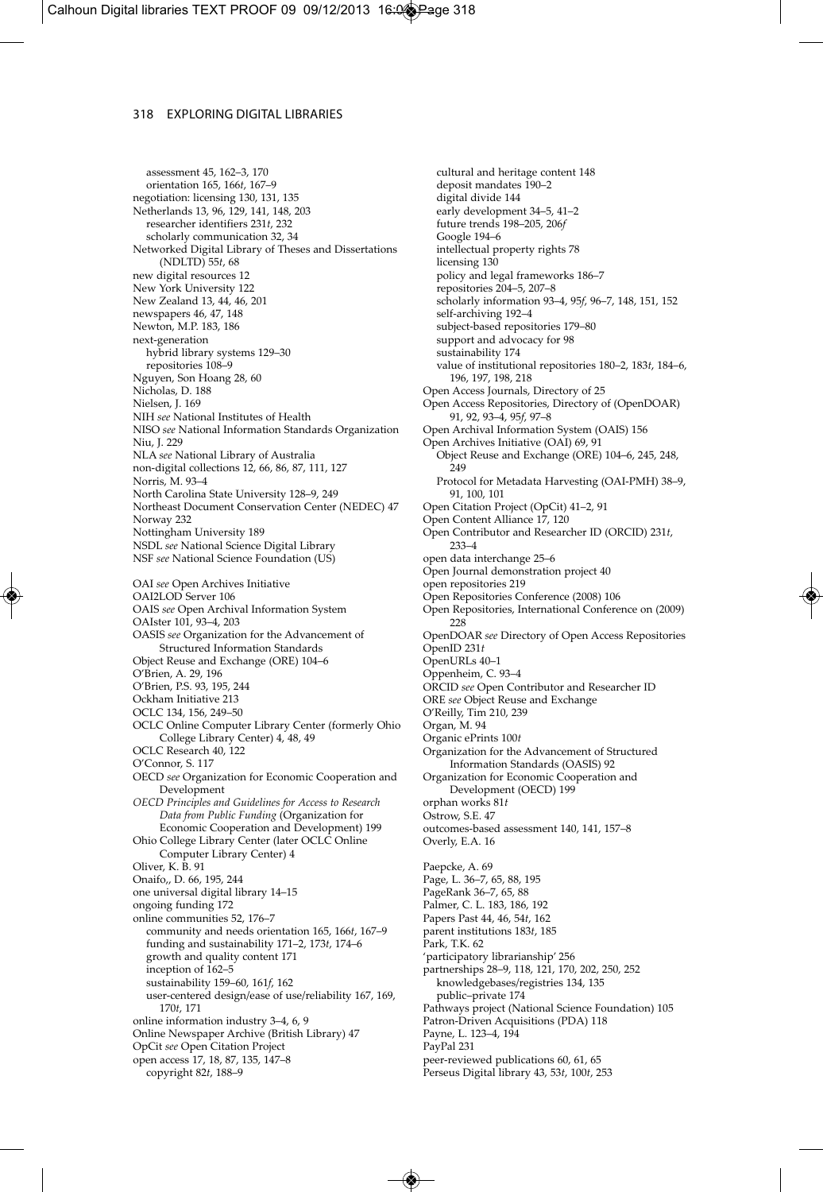assessment 45, 162–3, 170
orientation 165, 166*t*, 167–9
negotiation: licensing 130, 131, 135
Netherlands 13, 96, 129, 141, 148, 203
researcher identifiers 231*t*, 232
scholarly communication 32, 34
Networked Digital Library of Theses and Dissertations (NDLTD) 55*t*, 68
new digital resources 12
New York University 122
New Zealand 13, 44, 46, 201
newspapers 46, 47, 148
Newton, M.P. 183, 186
next-generation
hybrid library systems 129–30
repositories 108–9
Nguyen, Son Hoang 28, 60
Nicholas, D. 188
Nielsen, J. 169
NIH *see* National Institutes of Health
NISO *see* National Information Standards Organization
Niu, J. 229
NLA *see* National Library of Australia
non-digital collections 12, 66, 86, 87, 111, 127
Norris, M. 93–4
North Carolina State University 128–9, 249
Northeast Document Conservation Center (NEDEC) 47
Norway 232
Nottingham University 189
NSDL *see* National Science Digital Library
NSF *see* National Science Foundation (US)

OAI *see* Open Archives Initiative
OAI2LOD Server 106
OAIS *see* Open Archival Information System
OAIster 101, 93–4, 203
OASIS *see* Organization for the Advancement of Structured Information Standards
Object Reuse and Exchange (ORE) 104–6
O'Brien, A. 29, 196
O'Brien, P.S. 93, 195, 244
Ockham Initiative 213
OCLC 134, 156, 249–50
OCLC Online Computer Library Center (formerly Ohio College Library Center) 4, 48, 49
OCLC Research 40, 122
O'Connor, S. 117
OECD *see* Organization for Economic Cooperation and Development
*OECD Principles and Guidelines for Access to Research Data from Public Funding* (Organization for Economic Cooperation and Development) 199
Ohio College Library Center (later OCLC Online Computer Library Center) 4
Oliver, K. B. 91
Onaifo,, D. 66, 195, 244
one universal digital library 14–15
ongoing funding 172
online communities 52, 176–7
community and needs orientation 165, 166*t*, 167–9
funding and sustainability 171–2, 173*t*, 174–6
growth and quality content 171
inception of 162–5
sustainability 159–60, 161*f*, 162
user-centered design/ease of use/reliability 167, 169, 170*t*, 171
online information industry 3–4, 6, 9
Online Newspaper Archive (British Library) 47
OpCit *see* Open Citation Project
open access 17, 18, 87, 135, 147–8
copyright 82*t*, 188–9
cultural and heritage content 148
deposit mandates 190–2
digital divide 144
early development 34–5, 41–2
future trends 198–205, 206*f*
Google 194–6
intellectual property rights 78
licensing 130
policy and legal frameworks 186–7
repositories 204–5, 207–8
scholarly information 93–4, 95*f*, 96–7, 148, 151, 152
self-archiving 192–4
subject-based repositories 179–80
support and advocacy for 98
sustainability 174
value of institutional repositories 180–2, 183*t*, 184–6, 196, 197, 198, 218
Open Access Journals, Directory of 25
Open Access Repositories, Directory of (OpenDOAR) 91, 92, 93–4, 95*f*, 97–8
Open Archival Information System (OAIS) 156
Open Archives Initiative (OAI) 69, 91
Object Reuse and Exchange (ORE) 104–6, 245, 248, 249
Protocol for Metadata Harvesting (OAI-PMH) 38–9, 91, 100, 101
Open Citation Project (OpCit) 41–2, 91
Open Content Alliance 17, 120
Open Contributor and Researcher ID (ORCID) 231*t*, 233–4
open data interchange 25–6
Open Journal demonstration project 40
open repositories 219
Open Repositories Conference (2008) 106
Open Repositories, International Conference on (2009) 228
OpenDOAR *see* Directory of Open Access Repositories
OpenID 231*t*
OpenURLs 40–1
Oppenheim, C. 93–4
ORCID *see* Open Contributor and Researcher ID
ORE *see* Object Reuse and Exchange
O'Reilly, Tim 210, 239
Organ, M. 94
Organic ePrints 100*t*
Organization for the Advancement of Structured Information Standards (OASIS) 92
Organization for Economic Cooperation and Development (OECD) 199
orphan works 81*t*
Ostrow, S.E. 47
outcomes-based assessment 140, 141, 157–8
Overly, E.A. 16

Paepcke, A. 69
Page, L. 36–7, 65, 88, 195
PageRank 36–7, 65, 88
Palmer, C. L. 183, 186, 192
Papers Past 44, 46, 54*t*, 162
parent institutions 183*t*, 185
Park, T.K. 62
'participatory librarianship' 256
partnerships 28–9, 118, 121, 170, 202, 250, 252
knowledgebases/registries 134, 135
public–private 174
Pathways project (National Science Foundation) 105
Patron-Driven Acquisitions (PDA) 118
Payne, L. 123–4, 194
PayPal 231
peer-reviewed publications 60, 61, 65
Perseus Digital library 43, 53*t*, 100*t*, 253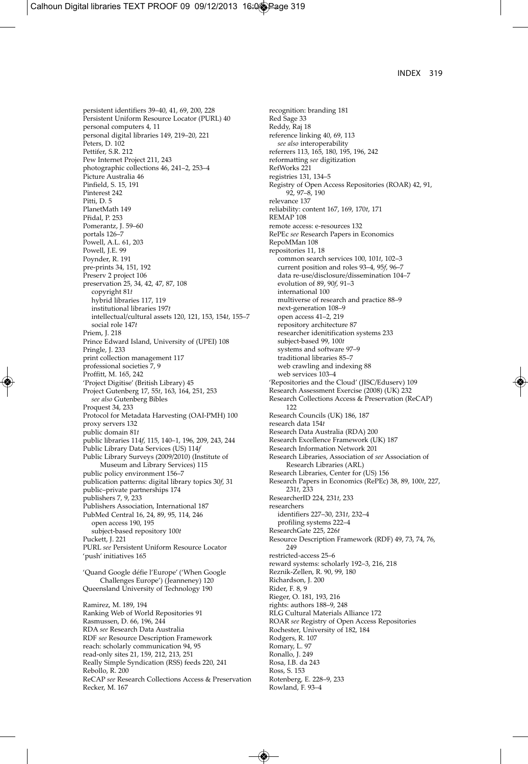persistent identifiers 39–40, 41, 69, 200, 228
Persistent Uniform Resource Locator (PURL) 40
personal computers 4, 11
personal digital libraries 149, 219–20, 221
Peters, D. 102
Pettifer, S.R. 212
Pew Internet Project 211, 243
photographic collections 46, 241–2, 253–4
Picture Australia 46
Pinfield, S. 15, 191
Pinterest 242
Pitti, D. 5
PlanetMath 149
Přidal, P. 253
Pomerantz, J. 59–60
portals 126–7
Powell, A.L. 61, 203
Powell, J.E. 99
Poynder, R. 191
pre-prints 34, 151, 192
Preserv 2 project 106
preservation 25, 34, 42, 47, 87, 108
  copyright 81*t*
  hybrid libraries 117, 119
  institutional libraries 197*t*
  intellectual/cultural assets 120, 121, 153, 154*t*, 155–7
  social role 147*t*
Priem, J. 218
Prince Edward Island, University of (UPEI) 108
Pringle, J. 233
print collection management 117
professional societies 7, 9
Proffitt, M. 165, 242
'Project Digitise' (British Library) 45
Project Gutenberg 17, 55*t*, 163, 164, 251, 253
  *see also* Gutenberg Bibles
Proquest 34, 233
Protocol for Metadata Harvesting (OAI-PMH) 100
proxy servers 132
public domain 81*t*
public libraries 114*f*, 115, 140–1, 196, 209, 243, 244
Public Library Data Services (US) 114*f*
Public Library Surveys (2009/2010) (Institute of Museum and Library Services) 115
public policy environment 156–7
publication patterns: digital library topics 30*f*, 31
public–private partnerships 174
publishers 7, 9, 233
Publishers Association, International 187
PubMed Central 16, 24, 89, 95, 114, 246
  open access 190, 195
  subject-based repository 100*t*
Puckett, J. 221
PURL *see* Persistent Uniform Resource Locator
'push' initiatives 165

'Quand Google défie l'Europe' ('When Google Challenges Europe') (Jeanneney) 120
Queensland University of Technology 190

Ramirez, M. 189, 194
Ranking Web of World Repositories 91
Rasmussen, D. 66, 196, 244
RDA *see* Research Data Australia
RDF *see* Resource Description Framework
reach: scholarly communication 94, 95
read-only sites 21, 159, 212, 213, 251
Really Simple Syndication (RSS) feeds 220, 241
Rebollo, R. 200
ReCAP *see* Research Collections Access & Preservation
Recker, M. 167
recognition: branding 181
Red Sage 33
Reddy, Raj 18
reference linking 40, 69, 113
  *see also* interoperability
referrers 113, 165, 180, 195, 196, 242
reformatting *see* digitization
RefWorks 221
registries 131, 134–5
Registry of Open Access Repositories (ROAR) 42, 91, 92, 97–8, 190
relevance 137
reliability: content 167, 169, 170*t*, 171
REMAP 108
remote access: e-resources 132
RePEc *see* Research Papers in Economics
RepoMMan 108
repositories 11, 18
  common search services 100, 101*t*, 102–3
  current position and roles 93–4, 95*f*, 96–7
  data re-use/disclosure/dissemination 104–7
  evolution of 89, 90*f*, 91–3
  international 100
  multiverse of research and practice 88–9
  next-generation 108–9
  open access 41–2, 219
  repository architecture 87
  researcher idenitification systems 233
  subject-based 99, 100*t*
  systems and software 97–9
  traditional libraries 85–7
  web crawling and indexing 88
  web services 103–4
'Repositories and the Cloud' (JISC/Eduserv) 109
Research Assessment Exercise (2008) (UK) 232
Research Collections Access & Preservation (ReCAP) 122
Research Councils (UK) 186, 187
research data 154*t*
Research Data Australia (RDA) 200
Research Excellence Framework (UK) 187
Research Information Network 201
Research Libraries, Association of *see* Association of Research Libraries (ARL)
Research Libraries, Center for (US) 156
Research Papers in Economics (RePEc) 38, 89, 100*t*, 227, 231*t*, 233
ResearcherID 224, 231*t*, 233
researchers
  identifiers 227–30, 231*t*, 232–4
  profiling systems 222–4
ResearchGate 225, 226*t*
Resource Description Framework (RDF) 49, 73, 74, 76, 249
restricted-access 25–6
reward systems: scholarly 192–3, 216, 218
Reznik-Zellen, R. 90, 99, 180
Richardson, J. 200
Rider, F. 8, 9
Rieger, O. 181, 193, 216
rights: authors 188–9, 248
RLG Cultural Materials Alliance 172
ROAR *see* Registry of Open Access Repositories
Rochester, University of 182, 184
Rodgers, R. 107
Romary, L. 97
Ronallo, J. 249
Rosa, I.B. da 243
Ross, S. 153
Rotenberg, E. 228–9, 233
Rowland, F. 93–4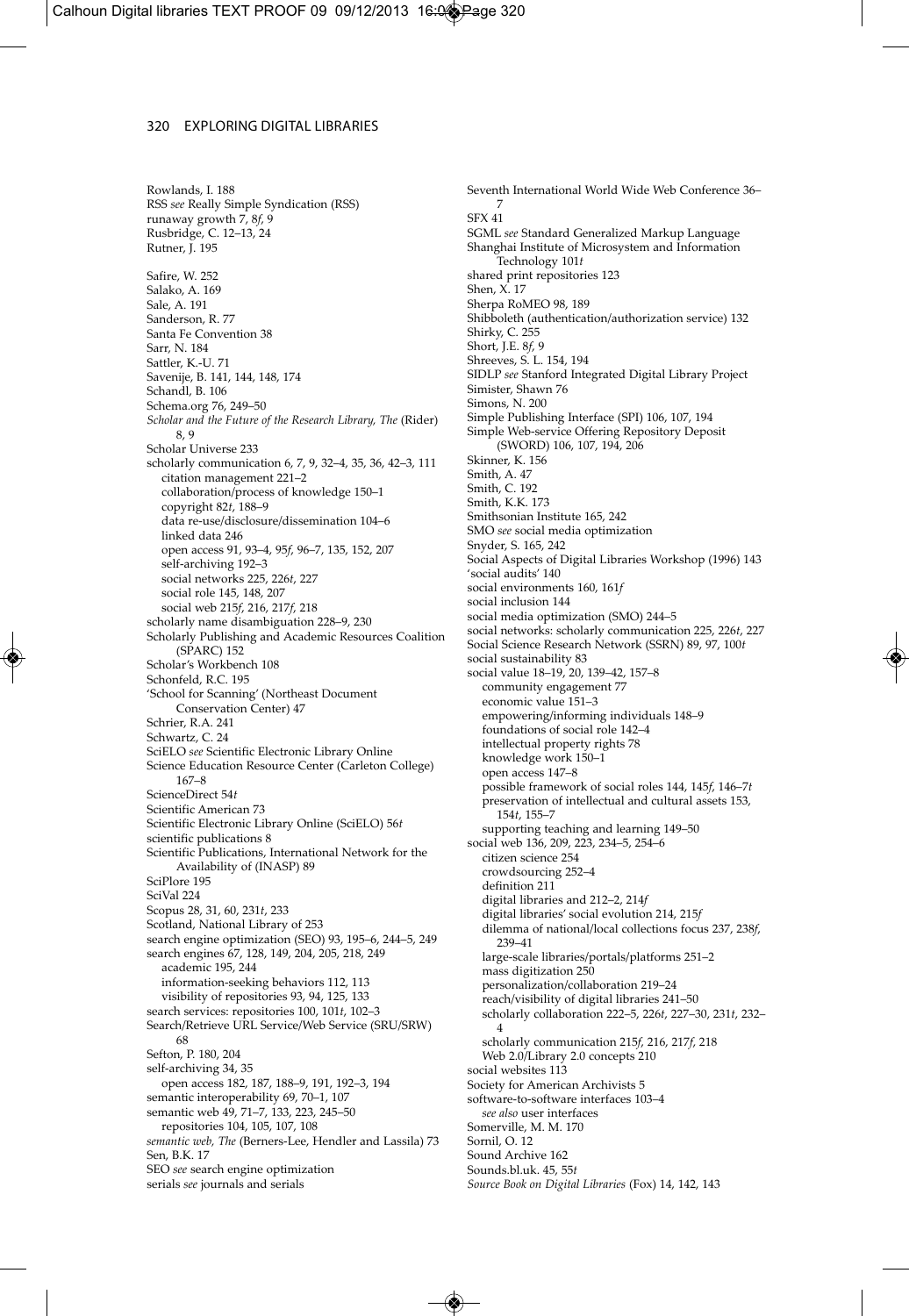Rowlands, I. 188
RSS *see* Really Simple Syndication (RSS)
runaway growth 7, 8*f*, 9
Rusbridge, C. 12–13, 24
Rutner, J. 195

Safire, W. 252
Salako, A. 169
Sale, A. 191
Sanderson, R. 77
Santa Fe Convention 38
Sarr, N. 184
Sattler, K.-U. 71
Savenije, B. 141, 144, 148, 174
Schandl, B. 106
Schema.org 76, 249–50
*Scholar and the Future of the Research Library, The* (Rider) 8, 9
Scholar Universe 233
scholarly communication 6, 7, 9, 32–4, 35, 36, 42–3, 111
  citation management 221–2
  collaboration/process of knowledge 150–1
  copyright 82*t*, 188–9
  data re-use/disclosure/dissemination 104–6
  linked data 246
  open access 91, 93–4, 95*f*, 96–7, 135, 152, 207
  self-archiving 192–3
  social networks 225, 226*t*, 227
  social role 145, 148, 207
  social web 215*f*, 216, 217*f*, 218
scholarly name disambiguation 228–9, 230
Scholarly Publishing and Academic Resources Coalition (SPARC) 152
Scholar's Workbench 108
Schonfeld, R.C. 195
'School for Scanning' (Northeast Document Conservation Center) 47
Schrier, R.A. 241
Schwartz, C. 24
SciELO *see* Scientific Electronic Library Online
Science Education Resource Center (Carleton College) 167–8
ScienceDirect 54*t*
Scientific American 73
Scientific Electronic Library Online (SciELO) 56*t*
scientific publications 8
Scientific Publications, International Network for the Availability of (INASP) 89
SciPlore 195
SciVal 224
Scopus 28, 31, 60, 231*t*, 233
Scotland, National Library of 253
search engine optimization (SEO) 93, 195–6, 244–5, 249
search engines 67, 128, 149, 204, 205, 218, 249
  academic 195, 244
  information-seeking behaviors 112, 113
  visibility of repositories 93, 94, 125, 133
search services: repositories 100, 101*t*, 102–3
Search/Retrieve URL Service/Web Service (SRU/SRW) 68
Sefton, P. 180, 204
self-archiving 34, 35
  open access 182, 187, 188–9, 191, 192–3, 194
semantic interoperability 69, 70–1, 107
semantic web 49, 71–7, 133, 223, 245–50
  repositories 104, 105, 107, 108
*semantic web, The* (Berners-Lee, Hendler and Lassila) 73
Sen, B.K. 17
SEO *see* search engine optimization
serials *see* journals and serials

Seventh International World Wide Web Conference 36–7
SFX 41
SGML *see* Standard Generalized Markup Language
Shanghai Institute of Microsystem and Information Technology 101*t*
shared print repositories 123
Shen, X. 17
Sherpa RoMEO 98, 189
Shibboleth (authentication/authorization service) 132
Shirky, C. 255
Short, J.E. 8*f*, 9
Shreeves, S. L. 154, 194
SIDLP *see* Stanford Integrated Digital Library Project
Simister, Shawn 76
Simons, N. 200
Simple Publishing Interface (SPI) 106, 107, 194
Simple Web-service Offering Repository Deposit (SWORD) 106, 107, 194, 206
Skinner, K. 156
Smith, A. 47
Smith, C. 192
Smith, K.K. 173
Smithsonian Institute 165, 242
SMO *see* social media optimization
Snyder, S. 165, 242
Social Aspects of Digital Libraries Workshop (1996) 143
'social audits' 140
social environments 160, 161*f*
social inclusion 144
social media optimization (SMO) 244–5
social networks: scholarly communication 225, 226*t*, 227
Social Science Research Network (SSRN) 89, 97, 100*t*
social sustainability 83
social value 18–19, 20, 139–42, 157–8
  community engagement 77
  economic value 151–3
  empowering/informing individuals 148–9
  foundations of social role 142–4
  intellectual property rights 78
  knowledge work 150–1
  open access 147–8
  possible framework of social roles 144, 145*f*, 146–7*t*
  preservation of intellectual and cultural assets 153, 154*t*, 155–7
  supporting teaching and learning 149–50
social web 136, 209, 223, 234–5, 254–6
  citizen science 254
  crowdsourcing 252–4
  definition 211
  digital libraries and 212–2, 214*f*
  digital libraries' social evolution 214, 215*f*
  dilemma of national/local collections focus 237, 238*f*, 239–41
  large-scale libraries/portals/platforms 251–2
  mass digitization 250
  personalization/collaboration 219–24
  reach/visibility of digital libraries 241–50
  scholarly collaboration 222–5, 226*t*, 227–30, 231*t*, 232–4
  scholarly communication 215*f*, 216, 217*f*, 218
  Web 2.0/Library 2.0 concepts 210
social websites 113
Society for American Archivists 5
software-to-software interfaces 103–4
  *see also* user interfaces
Somerville, M. M. 170
Sornil, O. 12
Sound Archive 162
Sounds.bl.uk. 45, 55*t*
*Source Book on Digital Libraries* (Fox) 14, 142, 143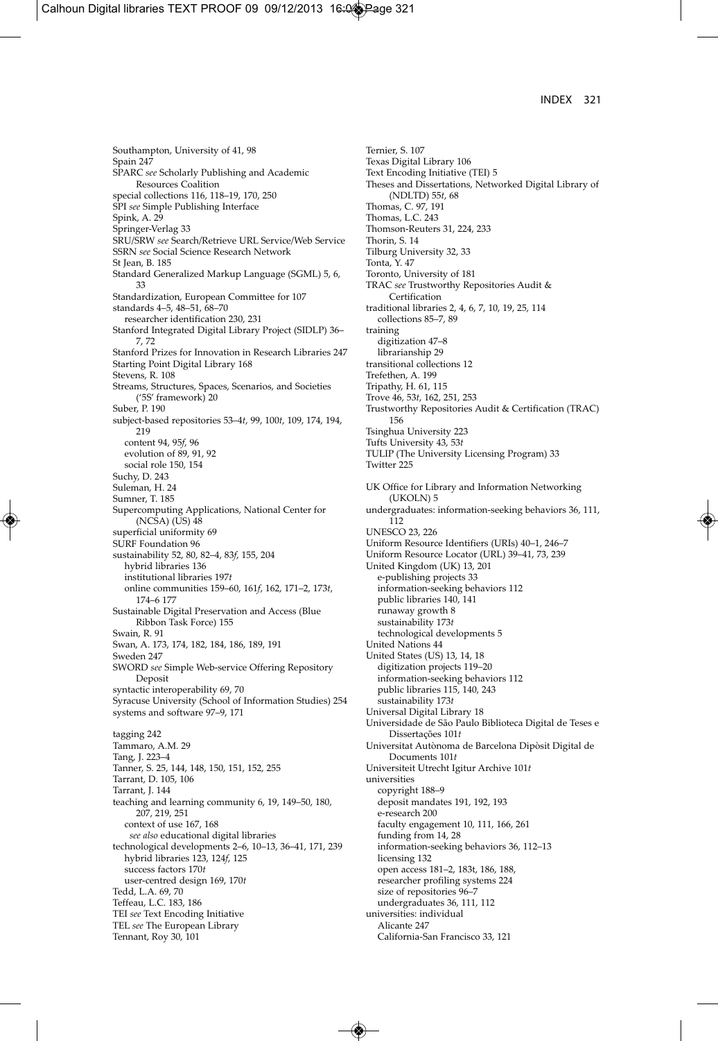Southampton, University of 41, 98
Spain 247
SPARC *see* Scholarly Publishing and Academic Resources Coalition
special collections 116, 118–19, 170, 250
SPI *see* Simple Publishing Interface
Spink, A. 29
Springer-Verlag 33
SRU/SRW *see* Search/Retrieve URL Service/Web Service
SSRN *see* Social Science Research Network
St Jean, B. 185
Standard Generalized Markup Language (SGML) 5, 6, 33
Standardization, European Committee for 107
standards 4–5, 48–51, 68–70
  researcher identification 230, 231
Stanford Integrated Digital Library Project (SIDLP) 36–7, 72
Stanford Prizes for Innovation in Research Libraries 247
Starting Point Digital Library 168
Stevens, R. 108
Streams, Structures, Spaces, Scenarios, and Societies ('5S' framework) 20
Suber, P. 190
subject-based repositories 53–4*t*, 99, 100*t*, 109, 174, 194, 219
  content 94, 95*f*, 96
  evolution of 89, 91, 92
  social role 150, 154
Suchy, D. 243
Suleman, H. 24
Sumner, T. 185
Supercomputing Applications, National Center for (NCSA) (US) 48
superficial uniformity 69
SURF Foundation 96
sustainability 52, 80, 82–4, 83*f*, 155, 204
  hybrid libraries 136
  institutional libraries 197*t*
  online communities 159–60, 161*f*, 162, 171–2, 173*t*, 174–6 177
Sustainable Digital Preservation and Access (Blue Ribbon Task Force) 155
Swain, R. 91
Swan, A. 173, 174, 182, 184, 186, 189, 191
Sweden 247
SWORD *see* Simple Web-service Offering Repository Deposit
syntactic interoperability 69, 70
Syracuse University (School of Information Studies) 254
systems and software 97–9, 171

tagging 242
Tammaro, A.M. 29
Tang, J. 223–4
Tanner, S. 25, 144, 148, 150, 151, 152, 255
Tarrant, D. 105, 106
Tarrant, J. 144
teaching and learning community 6, 19, 149–50, 180, 207, 219, 251
  context of use 167, 168
  *see also* educational digital libraries
technological developments 2–6, 10–13, 36–41, 171, 239
  hybrid libraries 123, 124*f*, 125
  success factors 170*t*
  user-centred design 169, 170*t*
Tedd, L.A. 69, 70
Teffeau, L.C. 183, 186
TEI *see* Text Encoding Initiative
TEL *see* The European Library
Tennant, Roy 30, 101

Ternier, S. 107
Texas Digital Library 106
Text Encoding Initiative (TEI) 5
Theses and Dissertations, Networked Digital Library of (NDLTD) 55*t*, 68
Thomas, C. 97, 191
Thomas, L.C. 243
Thomson-Reuters 31, 224, 233
Thorin, S. 14
Tilburg University 32, 33
Tonta, Y. 47
Toronto, University of 181
TRAC *see* Trustworthy Repositories Audit & Certification
traditional libraries 2, 4, 6, 7, 10, 19, 25, 114
  collections 85–7, 89
training
  digitization 47–8
  librarianship 29
transitional collections 12
Trefethen, A. 199
Tripathy, H. 61, 115
Trove 46, 53*t*, 162, 251, 253
Trustworthy Repositories Audit & Certification (TRAC) 156
Tsinghua University 223
Tufts University 43, 53*t*
TULIP (The University Licensing Program) 33
Twitter 225

UK Office for Library and Information Networking (UKOLN) 5
undergraduates: information-seeking behaviors 36, 111, 112
UNESCO 23, 226
Uniform Resource Identifiers (URIs) 40–1, 246–7
Uniform Resource Locator (URL) 39–41, 73, 239
United Kingdom (UK) 13, 201
  e-publishing projects 33
  information-seeking behaviors 112
  public libraries 140, 141
  runaway growth 8
  sustainability 173*t*
  technological developments 5
United Nations 44
United States (US) 13, 14, 18
  digitization projects 119–20
  information-seeking behaviors 112
  public libraries 115, 140, 243
  sustainability 173*t*
Universal Digital Library 18
Universidade de São Paulo Biblioteca Digital de Teses e Dissertações 101*t*
Universitat Autònoma de Barcelona Dipòsit Digital de Documents 101*t*
Universiteit Utrecht Igitur Archive 101*t*
universities
  copyright 188–9
  deposit mandates 191, 192, 193
  e-research 200
  faculty engagement 10, 111, 166, 261
  funding from 14, 28
  information-seeking behaviors 36, 112–13
  licensing 132
  open access 181–2, 183t, 186, 188,
  researcher profiling systems 224
  size of repositories 96–7
  undergraduates 36, 111, 112
universities: individual
  Alicante 247
  California-San Francisco 33, 121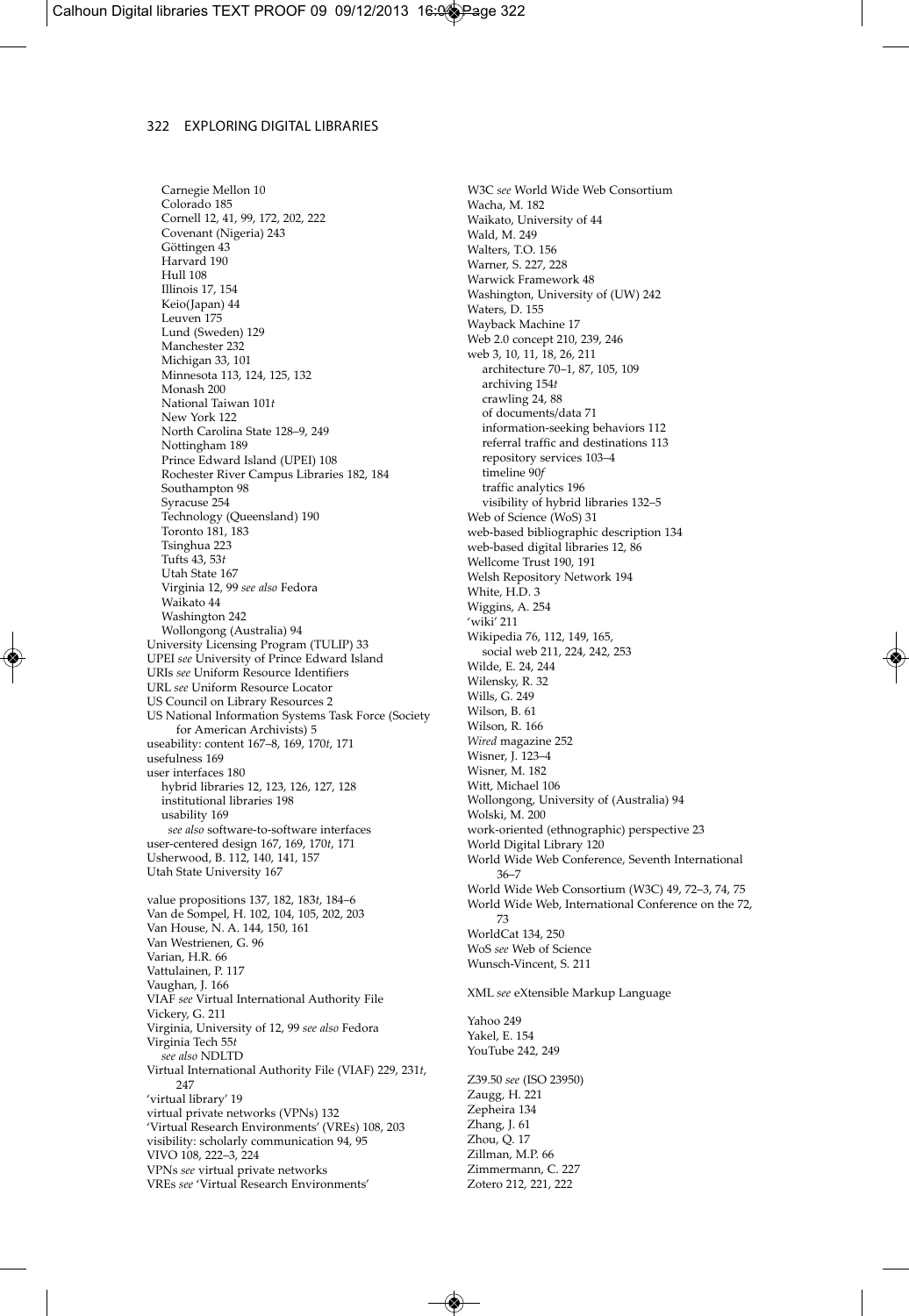Carnegie Mellon 10
Colorado 185
Cornell 12, 41, 99, 172, 202, 222
Covenant (Nigeria) 243
Göttingen 43
Harvard 190
Hull 108
Illinois 17, 154
Keio(Japan) 44
Leuven 175
Lund (Sweden) 129
Manchester 232
Michigan 33, 101
Minnesota 113, 124, 125, 132
Monash 200
National Taiwan 101*t*
New York 122
North Carolina State 128–9, 249
Nottingham 189
Prince Edward Island (UPEI) 108
Rochester River Campus Libraries 182, 184
Southampton 98
Syracuse 254
Technology (Queensland) 190
Toronto 181, 183
Tsinghua 223
Tufts 43, 53*t*
Utah State 167
Virginia 12, 99 *see also* Fedora
Waikato 44
Washington 242
Wollongong (Australia) 94

University Licensing Program (TULIP) 33
UPEI *see* University of Prince Edward Island
URIs *see* Uniform Resource Identifiers
URL *see* Uniform Resource Locator
US Council on Library Resources 2
US National Information Systems Task Force (Society for American Archivists) 5
useability: content 167–8, 169, 170*t*, 171
usefulness 169
user interfaces 180
  hybrid libraries 12, 123, 126, 127, 128
  institutional libraries 198
  usability 169
  *see also* software-to-software interfaces
user-centered design 167, 169, 170*t*, 171
Usherwood, B. 112, 140, 141, 157
Utah State University 167

value propositions 137, 182, 183*t*, 184–6
Van de Sompel, H. 102, 104, 105, 202, 203
Van House, N. A. 144, 150, 161
Van Westrienen, G. 96
Varian, H.R. 66
Vattulainen, P. 117
Vaughan, J. 166
VIAF *see* Virtual International Authority File
Vickery, G. 211
Virginia, University of 12, 99 *see also* Fedora
Virginia Tech 55*t*
  *see also* NDLTD
Virtual International Authority File (VIAF) 229, 231*t*, 247
'virtual library' 19
virtual private networks (VPNs) 132
'Virtual Research Environments' (VREs) 108, 203
visibility: scholarly communication 94, 95
VIVO 108, 222–3, 224
VPNs *see* virtual private networks
VREs *see* 'Virtual Research Environments'

W3C *see* World Wide Web Consortium
Wacha, M. 182
Waikato, University of 44
Wald, M. 249
Walters, T.O. 156
Warner, S. 227, 228
Warwick Framework 48
Washington, University of (UW) 242
Waters, D. 155
Wayback Machine 17
Web 2.0 concept 210, 239, 246
web 3, 10, 11, 18, 26, 211
  architecture 70–1, 87, 105, 109
  archiving 154*t*
  crawling 24, 88
  of documents/data 71
  information-seeking behaviors 112
  referral traffic and destinations 113
  repository services 103–4
  timeline 90*f*
  traffic analytics 196
  visibility of hybrid libraries 132–5
Web of Science (WoS) 31
web-based bibliographic description 134
web-based digital libraries 12, 86
Wellcome Trust 190, 191
Welsh Repository Network 194
White, H.D. 3
Wiggins, A. 254
'wiki' 211
Wikipedia 76, 112, 149, 165,
  social web 211, 224, 242, 253
Wilde, E. 24, 244
Wilensky, R. 32
Wills, G. 249
Wilson, B. 61
Wilson, R. 166
*Wired* magazine 252
Wisner, J. 123–4
Wisner, M. 182
Witt, Michael 106
Wollongong, University of (Australia) 94
Wolski, M. 200
work-oriented (ethnographic) perspective 23
World Digital Library 120
World Wide Web Conference, Seventh International 36–7
World Wide Web Consortium (W3C) 49, 72–3, 74, 75
World Wide Web, International Conference on the 72, 73
WorldCat 134, 250
WoS *see* Web of Science
Wunsch-Vincent, S. 211

XML *see* eXtensible Markup Language

Yahoo 249
Yakel, E. 154
YouTube 242, 249

Z39.50 *see* (ISO 23950)
Zaugg, H. 221
Zepheira 134
Zhang, J. 61
Zhou, Q. 17
Zillman, M.P. 66
Zimmermann, C. 227
Zotero 212, 221, 222